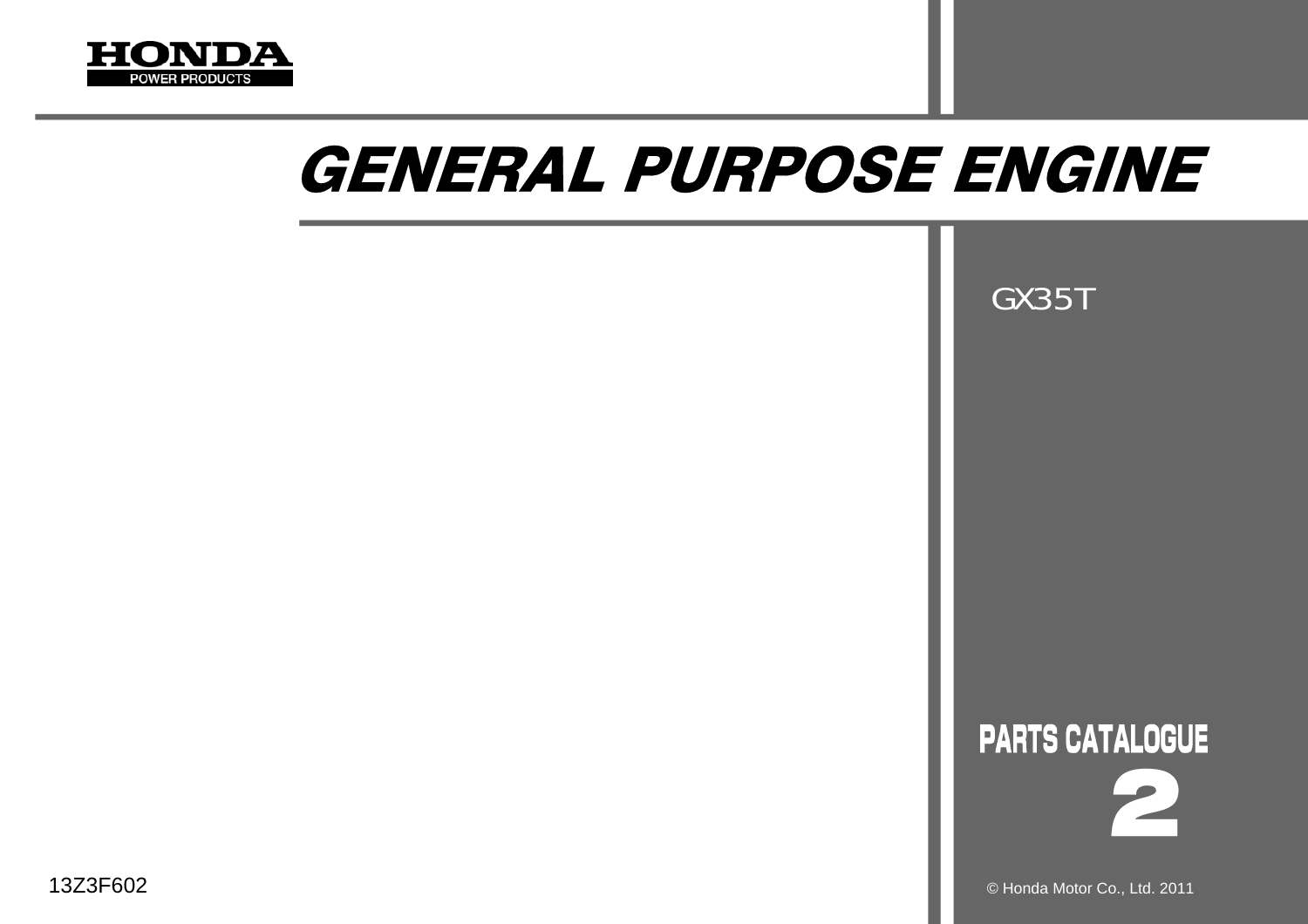HONDA
POWER PRODUCTS

# GENERAL PURPOSE ENGINE

GX35T

## PARTS CATALOGUE

## 2

13Z3F602

© Honda Motor Co., Ltd. 2011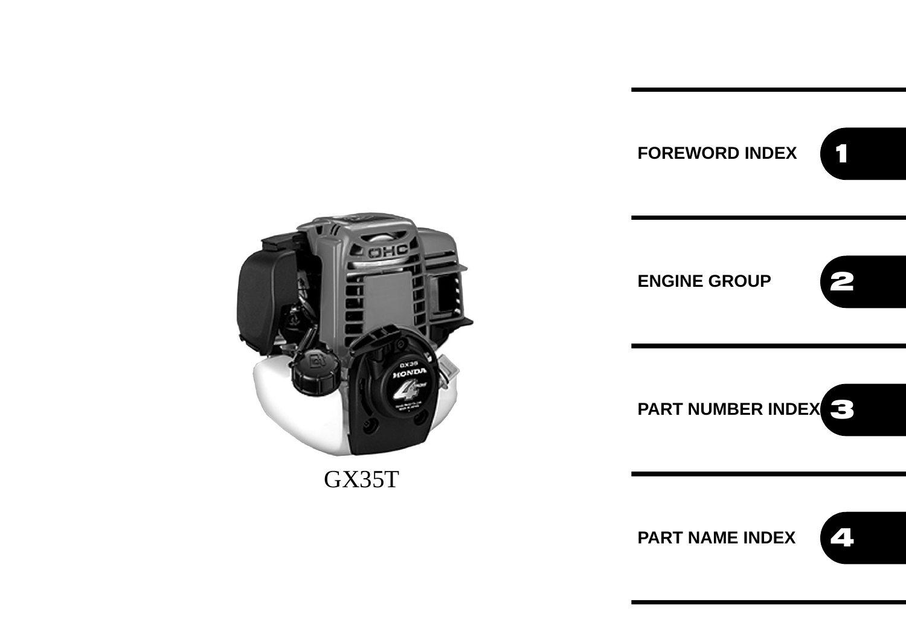GX35T

| | |
|---|---|
| FOREWORD INDEX | 1 |
| ENGINE GROUP | 2 |
| PART NUMBER INDEX | 3 |
| PART NAME INDEX | 4 |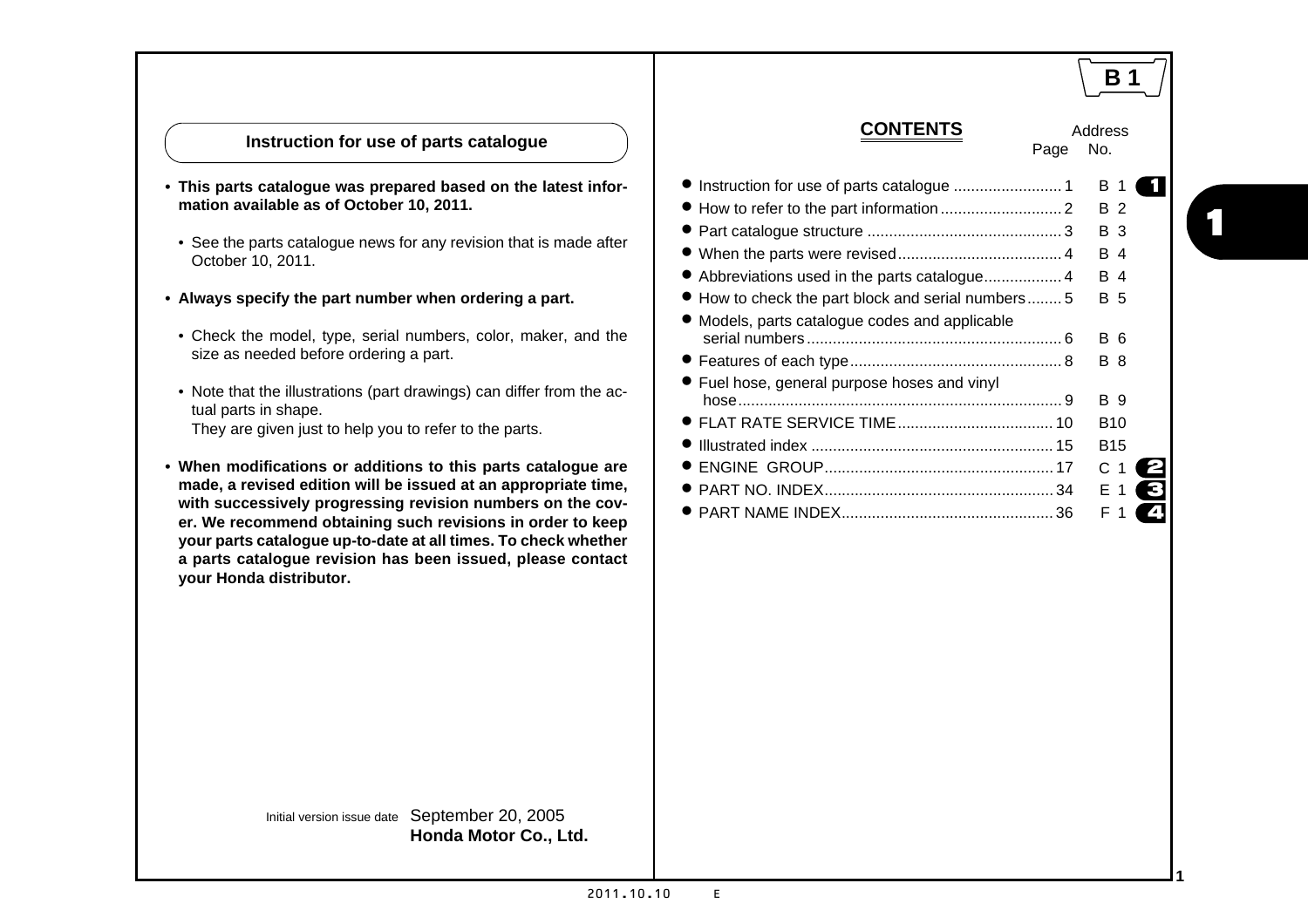## Instruction for use of parts catalogue

- **This parts catalogue was prepared based on the latest information available as of October 10, 2011.**
  - See the parts catalogue news for any revision that is made after October 10, 2011.
- **Always specify the part number when ordering a part.**
  - Check the model, type, serial numbers, color, maker, and the size as needed before ordering a part.
  - Note that the illustrations (part drawings) can differ from the actual parts in shape.
    They are given just to help you to refer to the parts.
- **When modifications or additions to this parts catalogue are made, a revised edition will be issued at an appropriate time, with successively progressing revision numbers on the cover. We recommend obtaining such revisions in order to keep your parts catalogue up-to-date at all times. To check whether a parts catalogue revision has been issued, please contact your Honda distributor.**

Initial version issue date September 20, 2005
**Honda Motor Co., Ltd.**

## CONTENTS

| | Page | Address No. | |
|---|---|---|---|
| ● Instruction for use of parts catalogue | 1 | B 1 | 1 |
| ● How to refer to the part information | 2 | B 2 | |
| ● Part catalogue structure | 3 | B 3 | |
| ● When the parts were revised | 4 | B 4 | |
| ● Abbreviations used in the parts catalogue | 4 | B 4 | |
| ● How to check the part block and serial numbers | 5 | B 5 | |
| ● Models, parts catalogue codes and applicable serial numbers | 6 | B 6 | |
| ● Features of each type | 8 | B 8 | |
| ● Fuel hose, general purpose hoses and vinyl hose | 9 | B 9 | |
| ● FLAT RATE SERVICE TIME | 10 | B10 | |
| ● Illustrated index | 15 | B15 | |
| ● ENGINE GROUP | 17 | C 1 | 2 |
| ● PART NO. INDEX | 34 | E 1 | 3 |
| ● PART NAME INDEX | 36 | F 1 | 4 |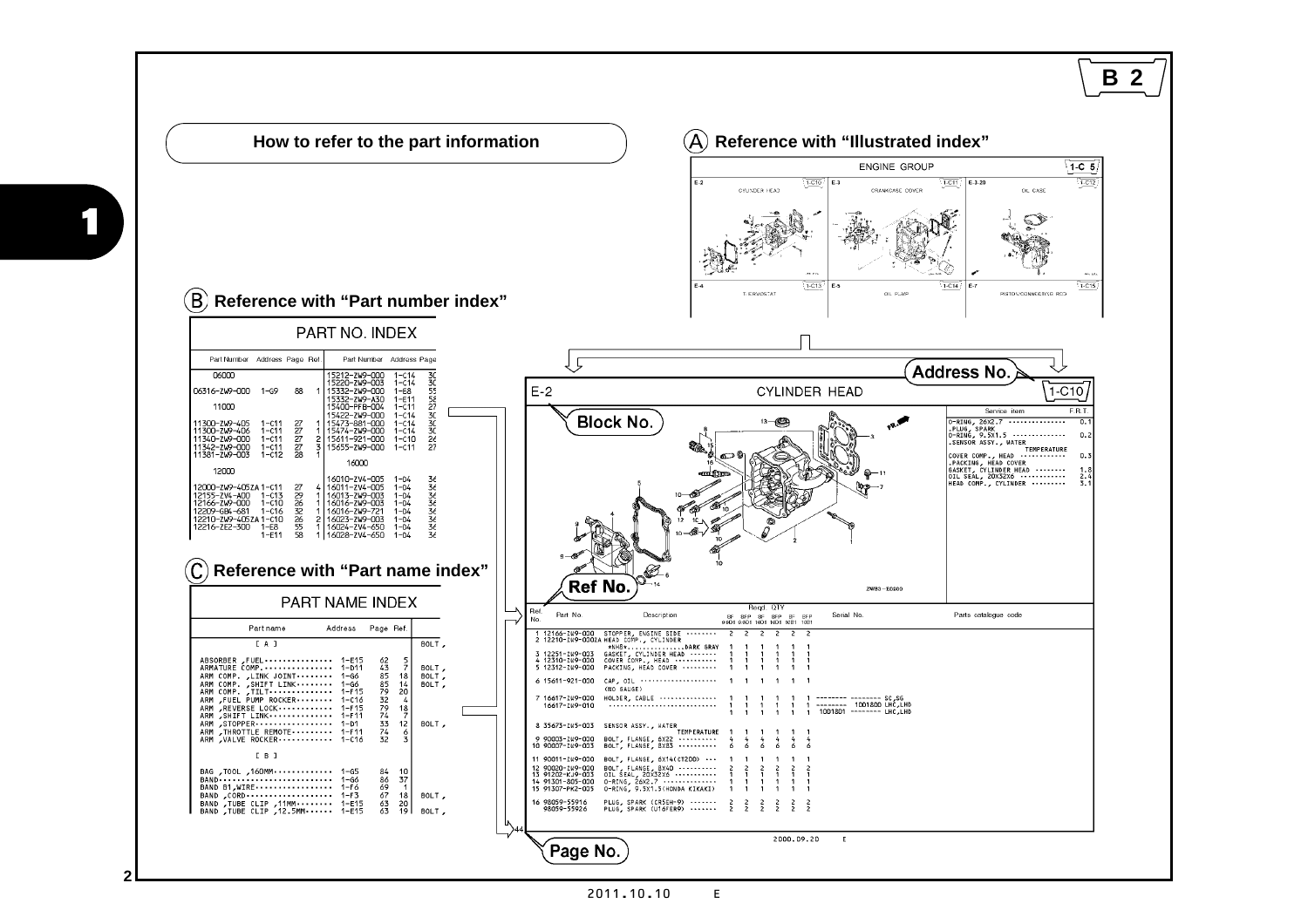## How to refer to the part information

### (A) Reference with "Illustrated index"

ENGINE GROUP — 1-C 5

| E-2 CYLINDER HEAD 1-C10 | E-3 CRANKCASE COVER 1-C11 | E-3-20 OIL CASE 1-C12 |
|---|---|---|
| E-4 THERMOSTAT 1-C13 | E-5 OIL PUMP 1-C14 | E-7 PISTON/CONNECTING ROD 1-C15 |

### (B) Reference with "Part number index"

PART NO. INDEX

| Part Number | Address | Page | Ref. |
|---|---|---|---|
| 06000 | | | |
| 06316-ZW9-000 | 1-G9 | 88 | 1 |
| 11000 | | | |
| 11300-ZW9-405 | 1-C11 | 27 | 1 |
| 11300-ZW9-406 | 1-C11 | 27 | 1 |
| 11340-ZW9-000 | 1-C11 | 27 | 2 |
| 11342-ZW9-000 | 1-C11 | 27 | 3 |
| 11381-ZW9-003 | 1-C12 | 28 | 1 |
| 12000 | | | |
| 12000-ZW9-405ZA | 1-C11 | 27 | 4 |
| 12155-ZV4-A00 | 1-C13 | 29 | 1 |
| 12166-ZW9-000 | 1-C10 | 26 | 1 |
| 12209-GB4-681 | 1-C16 | 32 | 1 |
| 12210-ZW9-405ZA | 1-C10 | 26 | 2 |
| 12216-ZE2-300 | 1-E8 | 55 | 1 |
| | 1-E11 | 58 | 1 |

| Part Number | Address | Page |
|---|---|---|
| 15212-ZW9-000 | 1-C14 | 3 |
| 15220-ZW9-003 | 1-C14 | 3 |
| 15332-ZW9-000 | 1-E8 | 5 |
| 15332-ZW9-A30 | 1-E11 | 5 |
| 15400-PFB-004 | 1-C11 | 2 |
| 15422-ZW9-000 | 1-C14 | 3 |
| 15473-881-000 | 1-C14 | 3 |
| 15474-ZW9-000 | 1-C14 | 3 |
| 15611-921-000 | 1-C10 | 2 |
| 15655-ZW9-000 | 1-C11 | 2 |
| 16000 | | |
| 16010-ZV4-005 | 1-D4 | 3 |
| 16011-ZV4-005 | 1-D4 | 3 |
| 16013-ZW9-003 | 1-D4 | 3 |
| 16016-ZW9-003 | 1-D4 | 3 |
| 16016-ZW9-721 | 1-D4 | 3 |
| 16023-ZW9-003 | 1-D4 | 3 |
| 16024-ZV4-650 | 1-D4 | 3 |
| 16028-ZV4-650 | 1-D4 | 3 |

### (C) Reference with "Part name index"

PART NAME INDEX

| Part name | Address | Page | Ref. | |
|---|---|---|---|---|
| [ A ] | | | | BOLT, |
| ABSORBER ,FUEL | 1-E15 | 62 | 5 | |
| ARMATURE COMP. | 1-D11 | 43 | 7 | BOLT, |
| ARM COMP. ,LINK JOINT | 1-G6 | 85 | 18 | BOLT, |
| ARM COMP. ,SHIFT LINK | 1-G6 | 85 | 14 | BOLT, |
| ARM COMP. ,TILT | 1-F15 | 79 | 20 | |
| ARM ,FUEL PUMP ROCKER | 1-C16 | 32 | 4 | |
| ARM ,REVERSE LOCK | 1-F15 | 79 | 18 | |
| ARM ,SHIFT LINK | 1-F11 | 74 | 7 | |
| ARM ,STOPPER | 1-D1 | 33 | 12 | BOLT, |
| ARM ,THROTTLE REMOTE | 1-F11 | 74 | 6 | |
| ARM ,VALVE ROCKER | 1-C16 | 32 | 3 | |
| [ B ] | | | | |
| BAG ,TOOL ,160MM | 1-G5 | 84 | 10 | |
| BAND | 1-G6 | 86 | 37 | |
| BAND B1,WIRE | 1-F6 | 69 | 1 | |
| BAND ,CORD | 1-F3 | 67 | 18 | BOLT, |
| BAND ,TUBE CLIP ,11MM | 1-E15 | 63 | 20 | |
| BAND ,TUBE CLIP ,12.5MM | 1-E15 | 63 | 19 | BOLT, |

---

**Address No.** — **Block No.** — **Ref No.** — **Page No.**

E-2 CYLINDER HEAD 1-C10

| Service item | F.R.T. |
|---|---|
| O-RING, 26X2.7 .PLUG, SPARK | 0.1 |
| O-RING, 9.5X1.5 .SENSOR ASSY., WATER TEMPERATURE | 0.2 |
| COVER COMP., HEAD .PACKING, HEAD COVER | 0.3 |
| GASKET, CYLINDER HEAD | 1.8 |
| OIL SEAL, 20X32X6 | 2.4 |
| HEAD COMP., CYLINDER | 3.1 |

ZW9B-E0600

| Ref. No. | Part No. | Description | BF 90D1 | BFP 90D1 | BF 100D1 | BFP 100D1 | BF 100B1 | BFP 100B1 | Serial No. | Parts catalogue code |
|---|---|---|---|---|---|---|---|---|---|---|
| 1 | 12166-ZW9-000 | STOPPER, ENGINE SIDE | 2 | 2 | 2 | 2 | 2 | 2 | | |
| 2 | 12210-ZW9-000ZA | HEAD COMP., CYLINDER *NH8* DARK GRAY | 1 | 1 | 1 | 1 | 1 | 1 | | |
| 3 | 12251-ZW9-003 | GASKET, CYLINDER HEAD | 1 | 1 | 1 | 1 | 1 | 1 | | |
| 4 | 12310-ZW9-000 | COVER COMP., HEAD | 1 | 1 | 1 | 1 | 1 | 1 | | |
| 5 | 12312-ZW9-000 | PACKING, HEAD COVER | 1 | 1 | 1 | 1 | 1 | 1 | | |
| 6 | 15611-921-000 | CAP, OIL (NO GAUGE) | 1 | 1 | 1 | 1 | 1 | 1 | | |
| 7 | 16617-ZW9-000 | HOLDER, CABLE | 1 | 1 | 1 | 1 | 1 | 1 | -------- -------- SC,SG / -------- 1001800 LHC,LHD | |
| | 16617-ZW9-010 | | 1 | 1 | 1 | 1 | 1 | 1 | 1001801 -------- LHC,LHD | |
| 8 | 35673-ZW5-003 | SENSOR ASSY., WATER TEMPERATURE | 1 | 1 | 1 | 1 | 1 | 1 | | |
| 9 | 90003-ZW9-000 | BOLT, FLANGE, 6X32 | 4 | 4 | 4 | 4 | 4 | 4 | | |
| 10 | 90007-ZW9-003 | BOLT, FLANGE, 8X83 | 6 | 6 | 6 | 6 | 6 | 6 | | |
| 11 | 90011-ZW9-000 | BOLT, FLANGE, 6X14(12DD) | 1 | 1 | 1 | 1 | 1 | 1 | | |
| 12 | 90020-ZW9-000 | BOLT, FLANGE, 8X40 | 2 | 2 | 2 | 2 | 2 | 2 | | |
| 13 | 91202-KJ9-003 | OIL SEAL, 20X32X6 | 1 | 1 | 1 | 1 | 1 | 1 | | |
| 14 | 91301-805-000 | O-RING, 26X2.7 | 1 | 1 | 1 | 1 | 1 | 1 | | |
| 15 | 91307-PK2-003 | O-RING, 9.5X1.5(HONDA KIKAKI) | 1 | 1 | 1 | 1 | 1 | 1 | | |
| 16 | 98059-55916 | PLUG, SPARK (CR5EH-9) | 2 | 2 | 2 | 2 | 2 | 2 | | |
| | 98059-55926 | PLUG, SPARK (CR6EH-9) | 2 | 2 | 2 | 2 | 2 | 2 | | |

44

2000.09.20 E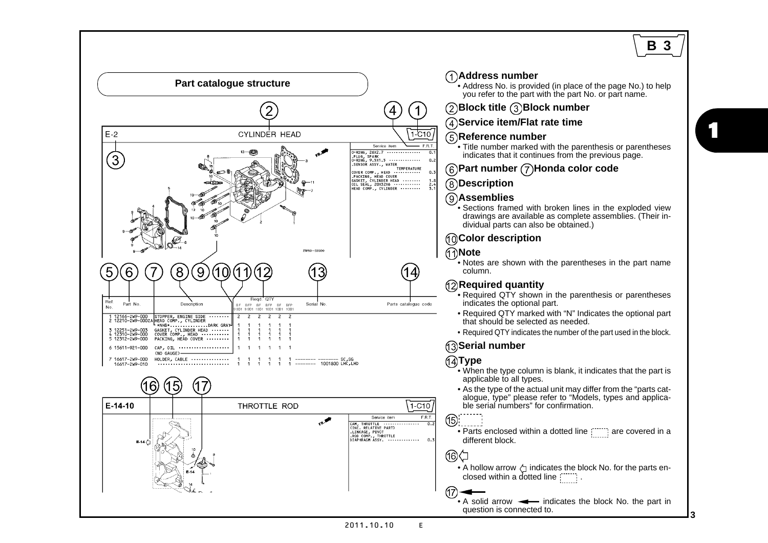## Part catalogue structure

E-2 CYLINDER HEAD 1-C10

| Service item | F.R.T. |
|---|---|
| O-RING, 26X2.7 | 0.1 |
| .PLUG, SPARK | |
| O-RING, 9.5X1.5 | 0.2 |
| .SENSOR ASSY., WATER TEMPERATURE | |
| COVER COMP., HEAD | 0.3 |
| .PACKING, HEAD COVER | |
| GASKET, CYLINDER HEAD | 1.8 |
| OIL SEAL, 20X32X6 | 2.4 |
| HEAD COMP., CYLINDER | 3.1 |

| Ref. No. | Part No. | Description | BF 9.9D1 | BFP 9.9D1 | BF 10D1 | BFP 10D1 | BF 10B1 | BFP 10B1 | Serial No. | Parts catalogue code |
|---|---|---|---|---|---|---|---|---|---|---|
| 1 | 12166-ZW9-000 | STOPPER, ENGINE SIDE | 2 | 2 | 2 | 2 | 2 | 2 | | |
| 2 | 12210-ZW9-000ZA | HEAD COMP., CYLINDER *NH8* DARK GRAY | 1 | 1 | 1 | 1 | 1 | 1 | | |
| 3 | 12251-ZW9-003 | GASKET, CYLINDER HEAD | 1 | 1 | 1 | 1 | 1 | 1 | | |
| 4 | 12310-ZW9-000 | COVER COMP., HEAD | 1 | 1 | 1 | 1 | 1 | 1 | | |
| 5 | 12312-ZW9-000 | PACKING, HEAD COVER | 1 | 1 | 1 | 1 | 1 | 1 | | |
| 6 | 15611-921-000 | CAP, OIL (NO GAUGE) | 1 | 1 | 1 | 1 | 1 | 1 | | |
| 7 | 16617-ZW9-000 | HOLDER, CABLE | 1 | 1 | 1 | 1 | 1 | 1 | | SC,SG |
| | 16617-ZW9-010 | | 1 | 1 | 1 | 1 | 1 | 1 | 1001800 | LHC,LHD |

E-14-10 THROTTLE ROD 1-C10

| Service item | F.R.T. |
|---|---|
| CAM, THROTTLE (INC. RELATIVE PART) | 0.2 |
| .LINKAGE, PIVOT | |
| .ROD COMP., THROTTLE | |
| DIAPHRAGM ASSY. | 0.3 |

① **Address number**
- Address No. is provided (in place of the page No.) to help you refer to the part with the part No. or part name.

② **Block title** ③ **Block number**

④ **Service item/Flat rate time**

⑤ **Reference number**
- Title number marked with the parenthesis or parentheses indicates that it continues from the previous page.

⑥ **Part number** ⑦ **Honda color code**

⑧ **Description**

⑨ **Assemblies**
- Sections framed with broken lines in the exploded view drawings are available as complete assemblies. (Their individual parts can also be obtained.)

⑩ **Color description**

⑪ **Note**
- Notes are shown with the parentheses in the part name column.

⑫ **Required quantity**
- Required QTY shown in the parenthesis or parentheses indicates the optional part.
- Required QTY marked with "N" Indicates the optional part that should be selected as needed.
- Required QTY indicates the number of the part used in the block.

⑬ **Serial number**

⑭ **Type**
- When the type column is blank, it indicates that the part is applicable to all types.
- As the type of the actual unit may differ from the "parts catalogue, type" please refer to "Models, types and applicable serial numbers" for confirmation.

⑮
- Parts enclosed within a dotted line are covered in a different block.

⑯
- A hollow arrow indicates the block No. for the parts enclosed within a dotted line.

⑰
- A solid arrow indicates the block No. the part in question is connected to.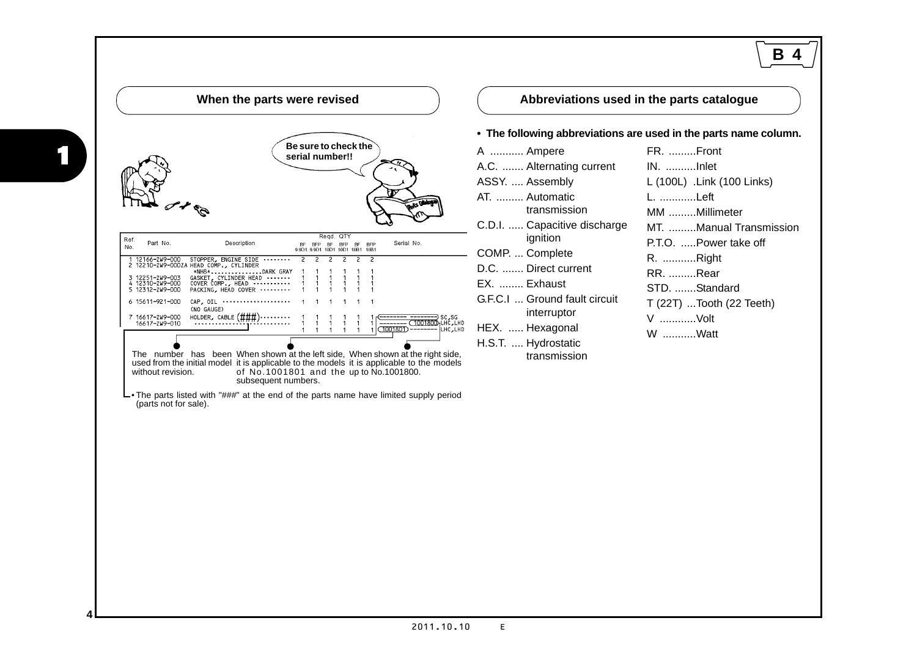## When the parts were revised

Be sure to check the serial number!!

| Ref. No. | Part No. | Description | BF 9.9D1 | BFP 9.9D1 | BF 10D1 | BFP 10D1 | BF 10B1 | BFP 10B1 | Serial No. |
|---|---|---|---|---|---|---|---|---|---|
| 1 | 12166-ZW9-000 | STOPPER, ENGINE SIDE ········ | 2 | 2 | 2 | 2 | 2 | 2 | |
| 2 | 12210-ZW9-000ZA | HEAD COMP., CYLINDER *NH8*.................DARK GRAY | 1 | 1 | 1 | 1 | 1 | 1 | |
| 3 | 12251-ZW9-003 | GASKET, CYLINDER HEAD ········ | 1 | 1 | 1 | 1 | 1 | 1 | |
| 4 | 12310-ZW9-000 | COVER COMP., HEAD ············ | 1 | 1 | 1 | 1 | 1 | 1 | |
| 5 | 12312-ZW9-000 | PACKING, HEAD COVER ·········· | 1 | 1 | 1 | 1 | 1 | 1 | |
| 6 | 15611-921-000 | CAP, OIL ····················· (NO GAUGE) | 1 | 1 | 1 | 1 | 1 | 1 | |
| 7 | 16617-ZW9-000 | HOLDER, CABLE (###)·········· | 1 | 1 | 1 | 1 | 1 | 1 | SC,SG |
| | | | 1 | 1 | 1 | 1 | 1 | 1 | ——— 1001800 LHC,LHD |
| | 16617-ZW9-010 | ······························ | 1 | 1 | 1 | 1 | 1 | 1 | 1001801 ——— LHC,LHD |

- The number has been used from the initial model without revision.
- When shown at the left side, it is applicable to the models of No.1001801 and the subsequent numbers.
- When shown at the right side, it is applicable to the models up to No.1001800.

• The parts listed with "###" at the end of the parts name have limited supply period (parts not for sale).

## Abbreviations used in the parts catalogue

• **The following abbreviations are used in the parts name column.**

A ........... Ampere
A.C. ....... Alternating current
ASSY. .... Assembly
AT. ......... Automatic transmission
C.D.I. ..... Capacitive discharge ignition
COMP. ... Complete
D.C. ....... Direct current
EX. ........ Exhaust
G.F.C.I ... Ground fault circuit interruptor
HEX. ..... Hexagonal
H.S.T. .... Hydrostatic transmission
FR. .........Front
IN. ..........Inlet
L (100L) .Link (100 Links)
L. ............Left
MM .........Millimeter
MT. .........Manual Transmission
P.T.O. .....Power take off
R. ...........Right
RR. .........Rear
STD. .......Standard
T (22T) ...Tooth (22 Teeth)
V ............Volt
W ...........Watt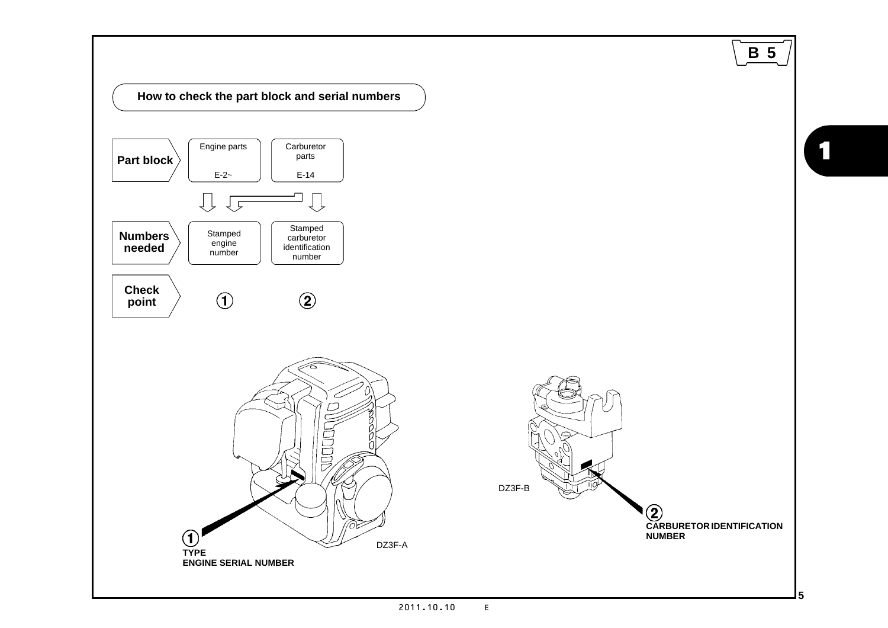## How to check the part block and serial numbers

| | | |
|---|---|---|
| **Part block** | Engine parts E-2~ | Carburetor parts E-14 |
| **Numbers needed** | Stamped engine number | Stamped carburetor identification number |
| **Check point** | ① | ② |

① TYPE
ENGINE SERIAL NUMBER

DZ3F-A

DZ3F-B

② CARBURETOR IDENTIFICATION NUMBER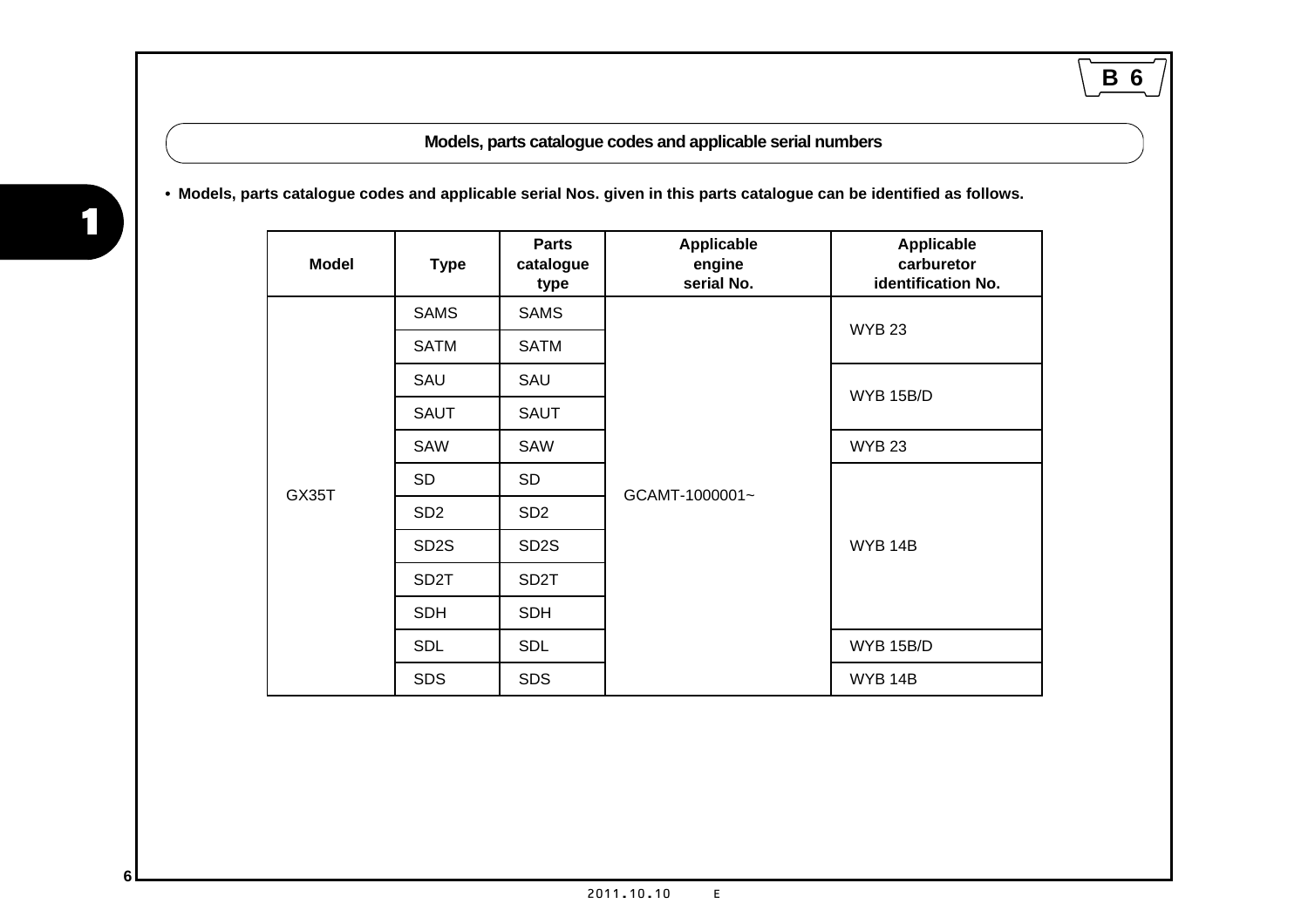## Models, parts catalogue codes and applicable serial numbers

- **Models, parts catalogue codes and applicable serial Nos. given in this parts catalogue can be identified as follows.**

| Model | Type | Parts catalogue type | Applicable engine serial No. | Applicable carburetor identification No. |
|---|---|---|---|---|
| GX35T | SAMS | SAMS | GCAMT-1000001~ | WYB 23 |
| | SATM | SATM | | |
| | SAU | SAU | | WYB 15B/D |
| | SAUT | SAUT | | |
| | SAW | SAW | | WYB 23 |
| | SD | SD | | WYB 14B |
| | SD2 | SD2 | | |
| | SD2S | SD2S | | |
| | SD2T | SD2T | | |
| | SDH | SDH | | |
| | SDL | SDL | | WYB 15B/D |
| | SDS | SDS | | WYB 14B |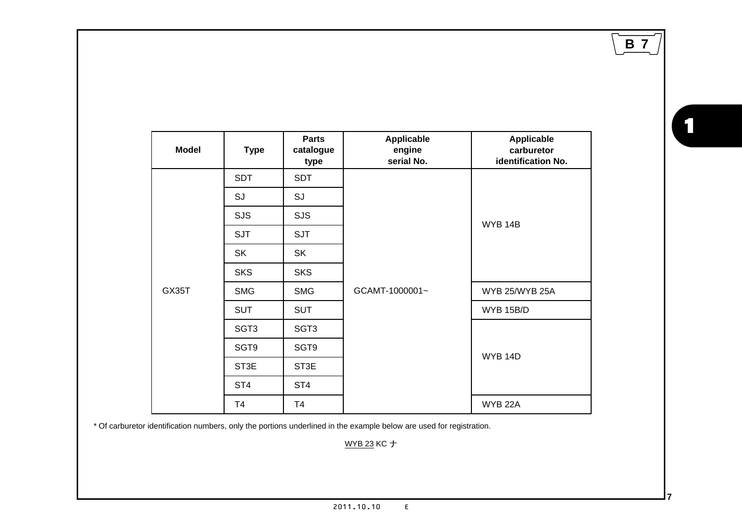| Model | Type | Parts catalogue type | Applicable engine serial No. | Applicable carburetor identification No. |
|---|---|---|---|---|
| GX35T | SDT | SDT | GCAMT-1000001~ | WYB 14B |
| | SJ | SJ | | |
| | SJS | SJS | | |
| | SJT | SJT | | |
| | SK | SK | | |
| | SKS | SKS | | |
| | SMG | SMG | | WYB 25/WYB 25A |
| | SUT | SUT | | WYB 15B/D |
| | SGT3 | SGT3 | | WYB 14D |
| | SGT9 | SGT9 | | |
| | ST3E | ST3E | | |
| | ST4 | ST4 | | |
| | T4 | T4 | | WYB 22A |

* Of carburetor identification numbers, only the portions underlined in the example below are used for registration.

<u>WYB 23</u> KC ナ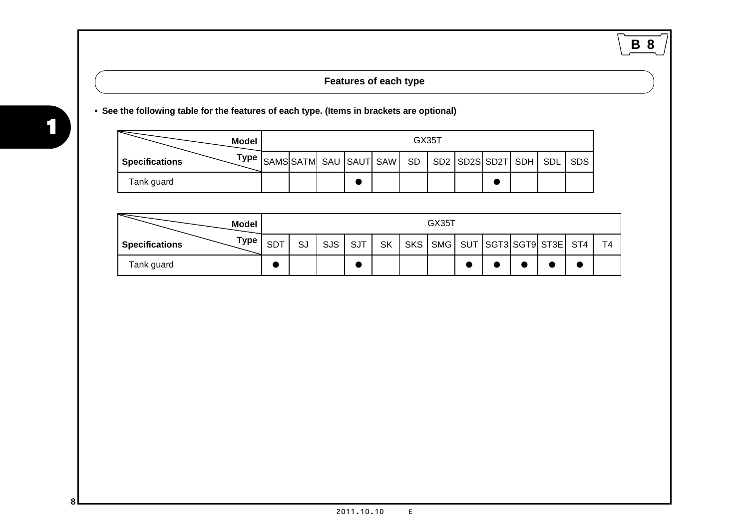## Features of each type

- **See the following table for the features of each type. (Items in brackets are optional)**

| Specifications \ Model / Type | GX35T | | | | | | | | | | | |
|---|---|---|---|---|---|---|---|---|---|---|---|---|
| | SAMS | SATM | SAU | SAUT | SAW | SD | SD2 | SD2S | SD2T | SDH | SDL | SDS |
| Tank guard | | | | ● | | | | | ● | | | |

| Specifications \ Model / Type | GX35T | | | | | | | | | | | | |
|---|---|---|---|---|---|---|---|---|---|---|---|---|---|
| | SDT | SJ | SJS | SJT | SK | SKS | SMG | SUT | SGT3 | SGT9 | ST3E | ST4 | T4 |
| Tank guard | ● | | | ● | | | | ● | ● | ● | ● | ● | |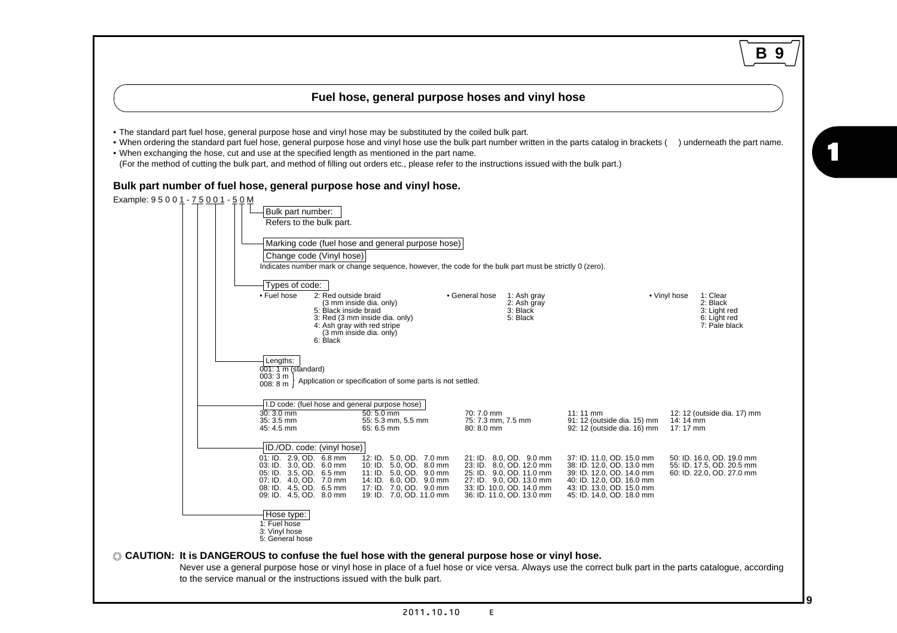## Fuel hose, general purpose hoses and vinyl hose

- The standard part fuel hose, general purpose hose and vinyl hose may be substituted by the coiled bulk part.
- When ordering the standard part fuel hose, general purpose hose and vinyl hose use the bulk part number written in the parts catalog in brackets (    ) underneath the part name.
- When exchanging the hose, cut and use at the specified length as mentioned in the part name.
  (For the method of cutting the bulk part, and method of filling out orders etc., please refer to the instructions issued with the bulk part.)

### Bulk part number of fuel hose, general purpose hose and vinyl hose.

Example: 9 5 0 0 1 - 7 5 0 0 1 - 5 0 M

**Bulk part number:**
Refers to the bulk part.

**Marking code (fuel hose and general purpose hose)**
**Change code (Vinyl hose)**
Indicates number mark or change sequence, however, the code for the bulk part must be strictly 0 (zero).

**Types of code:**

- Fuel hose
  - 2: Red outside braid (3 mm inside dia. only)
  - 5: Black inside braid
  - 3: Red (3 mm inside dia. only)
  - 4: Ash gray with red stripe (3 mm inside dia. only)
  - 6: Black
- General hose
  - 1: Ash gray
  - 2: Ash gray
  - 3: Black
  - 5: Black
- Vinyl hose
  - 1: Clear
  - 2: Black
  - 3: Light red
  - 6: Light red
  - 7: Pale black

**Lengths:**
001: 1 m (standard)
003: 3 m } Application or specification of some parts is not settled.
008: 8 m }

**I.D code: (fuel hose and general purpose hose)**

| | | | | |
|---|---|---|---|---|
| 30: 3.0 mm | 50: 5.0 mm | 70: 7.0 mm | 11: 11 mm | 12: 12 (outside dia. 17) mm |
| 35: 3.5 mm | 55: 5.3 mm, 5.5 mm | 75: 7.3 mm, 7.5 mm | 91: 12 (outside dia. 15) mm | 14: 14 mm |
| 45: 4.5 mm | 65: 6.5 mm | 80: 8.0 mm | 92: 12 (outside dia. 16) mm | 17: 17 mm |

**ID./OD. code: (vinyl hose)**

| | | | | |
|---|---|---|---|---|
| 01: ID. 2.9, OD. 6.8 mm | 12: ID. 5.0, OD. 7.0 mm | 21: ID. 8.0, OD. 9.0 mm | 37: ID. 11.0, OD. 15.0 mm | 50: ID. 16.0, OD. 19.0 mm |
| 03: ID. 3.0, OD. 6.0 mm | 10: ID. 5.0, OD. 8.0 mm | 23: ID. 8.0, OD. 12.0 mm | 38: ID. 12.0, OD. 13.0 mm | 55: ID. 17.5, OD. 20.5 mm |
| 05: ID. 3.5, OD. 6.5 mm | 11: ID. 5.0, OD. 9.0 mm | 25: ID. 9.0, OD. 11.0 mm | 39: ID. 12.0, OD. 14.0 mm | 60: ID. 22.0, OD. 27.0 mm |
| 07: ID. 4.0, OD. 7.0 mm | 14: ID. 6.0, OD. 9.0 mm | 27: ID. 9.0, OD. 13.0 mm | 40: ID. 12.0, OD. 16.0 mm | |
| 08: ID. 4.5, OD. 6.5 mm | 17: ID. 7.0, OD. 9.0 mm | 33: ID. 10.0, OD. 14.0 mm | 43: ID. 13.0, OD. 15.0 mm | |
| 09: ID. 4.5, OD. 8.0 mm | 19: ID. 7.0, OD. 11.0 mm | 36: ID. 11.0, OD. 13.0 mm | 45: ID. 14.0, OD. 18.0 mm | |

**Hose type:**
1: Fuel hose
3: Vinyl hose
5: General hose

◎ **CAUTION: It is DANGEROUS to confuse the fuel hose with the general purpose hose or vinyl hose.**
Never use a general purpose hose or vinyl hose in place of a fuel hose or vice versa. Always use the correct bulk part in the parts catalogue, according to the service manual or the instructions issued with the bulk part.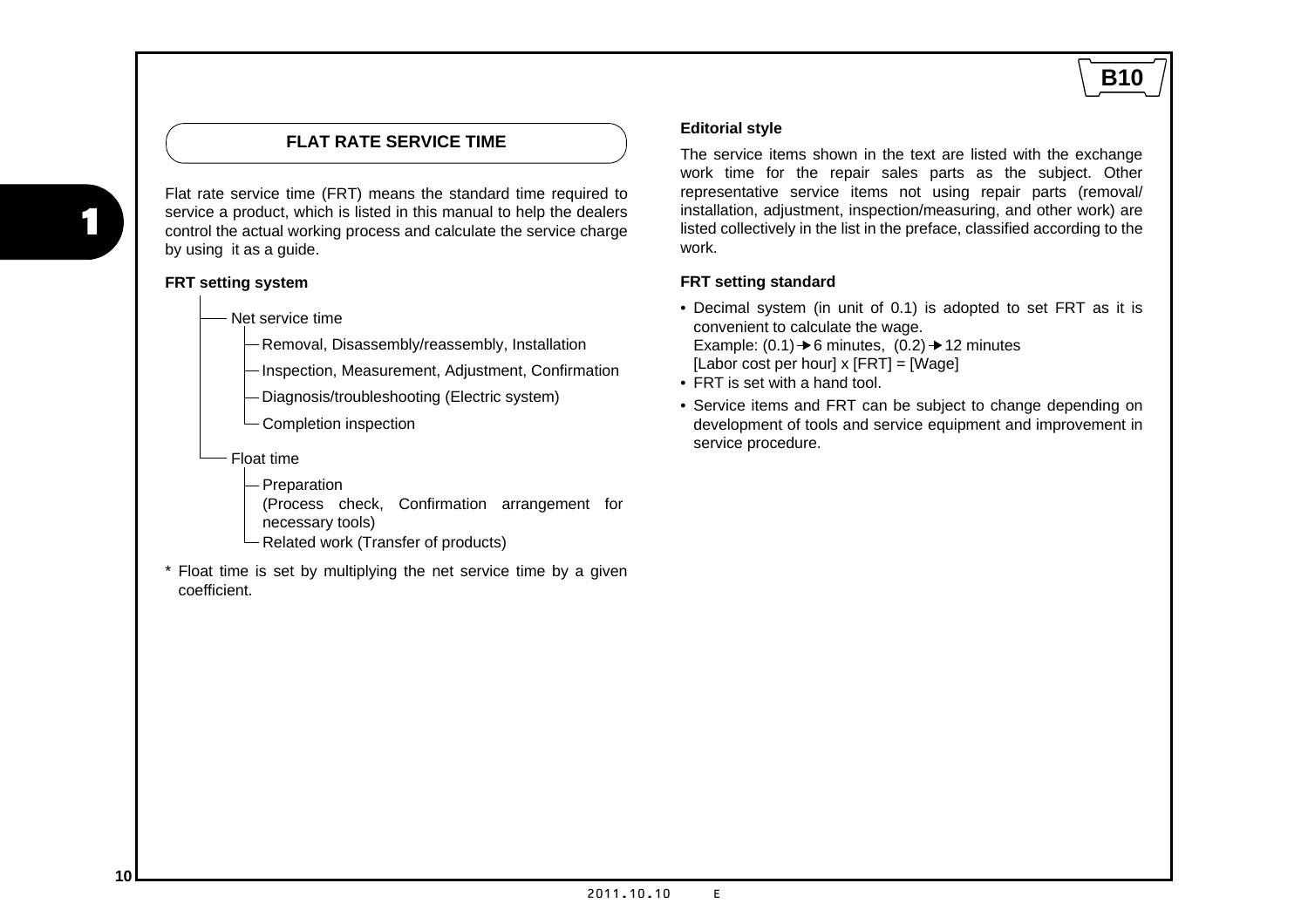## FLAT RATE SERVICE TIME

Flat rate service time (FRT) means the standard time required to service a product, which is listed in this manual to help the dealers control the actual working process and calculate the service charge by using it as a guide.

**FRT setting system**

- Net service time
  - Removal, Disassembly/reassembly, Installation
  - Inspection, Measurement, Adjustment, Confirmation
  - Diagnosis/troubleshooting (Electric system)
  - Completion inspection
- Float time
  - Preparation
    (Process check, Confirmation arrangement for necessary tools)
  - Related work (Transfer of products)

\* Float time is set by multiplying the net service time by a given coefficient.

**Editorial style**

The service items shown in the text are listed with the exchange work time for the repair sales parts as the subject. Other representative service items not using repair parts (removal/installation, adjustment, inspection/measuring, and other work) are listed collectively in the list in the preface, classified according to the work.

**FRT setting standard**

- Decimal system (in unit of 0.1) is adopted to set FRT as it is convenient to calculate the wage.
  Example: (0.1) → 6 minutes, (0.2) → 12 minutes
  [Labor cost per hour] x [FRT] = [Wage]
- FRT is set with a hand tool.
- Service items and FRT can be subject to change depending on development of tools and service equipment and improvement in service procedure.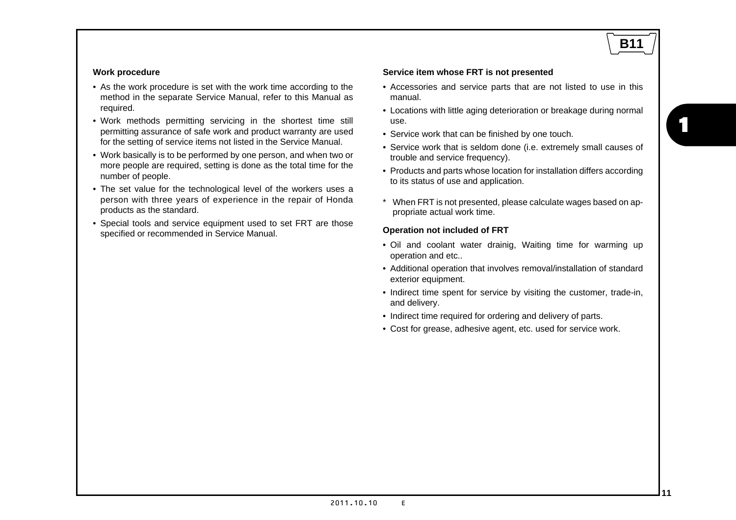### Work procedure

- As the work procedure is set with the work time according to the method in the separate Service Manual, refer to this Manual as required.
- Work methods permitting servicing in the shortest time still permitting assurance of safe work and product warranty are used for the setting of service items not listed in the Service Manual.
- Work basically is to be performed by one person, and when two or more people are required, setting is done as the total time for the number of people.
- The set value for the technological level of the workers uses a person with three years of experience in the repair of Honda products as the standard.
- Special tools and service equipment used to set FRT are those specified or recommended in Service Manual.

### Service item whose FRT is not presented

- Accessories and service parts that are not listed to use in this manual.
- Locations with little aging deterioration or breakage during normal use.
- Service work that can be finished by one touch.
- Service work that is seldom done (i.e. extremely small causes of trouble and service frequency).
- Products and parts whose location for installation differs according to its status of use and application.

\* When FRT is not presented, please calculate wages based on appropriate actual work time.

### Operation not included of FRT

- Oil and coolant water drainig, Waiting time for warming up operation and etc..
- Additional operation that involves removal/installation of standard exterior equipment.
- Indirect time spent for service by visiting the customer, trade-in, and delivery.
- Indirect time required for ordering and delivery of parts.
- Cost for grease, adhesive agent, etc. used for service work.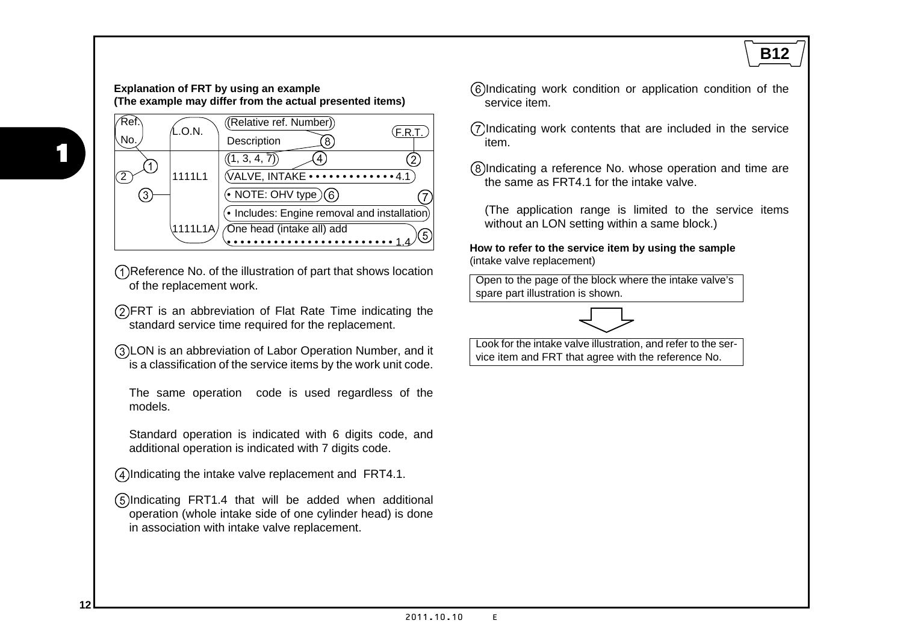**Explanation of FRT by using an example**
**(The example may differ from the actual presented items)**

| Ref. No. | L.O.N. | (Relative ref. Number) Description ⑧ | F.R.T. |
|---|---|---|---|
| ① | | (1, 3, 4, 7) ④ | ② |
| 2 | 1111L1 | VALVE, INTAKE • • • • • • • • • • • • • 4.1 | |
| ③ | | • NOTE: OHV type ⑥ | ⑦ |
| | | • Includes: Engine removal and installation | |
| | 1111L1A | One head (intake all) add • • • • • • • • • • • • • • • • • • • • • • • 1.4 | ⑤ |

① Reference No. of the illustration of part that shows location of the replacement work.

② FRT is an abbreviation of Flat Rate Time indicating the standard service time required for the replacement.

③ LON is an abbreviation of Labor Operation Number, and it is a classification of the service items by the work unit code.

The same operation code is used regardless of the models.

Standard operation is indicated with 6 digits code, and additional operation is indicated with 7 digits code.

④ Indicating the intake valve replacement and FRT4.1.

⑤ Indicating FRT1.4 that will be added when additional operation (whole intake side of one cylinder head) is done in association with intake valve replacement.

⑥ Indicating work condition or application condition of the service item.

⑦ Indicating work contents that are included in the service item.

⑧ Indicating a reference No. whose operation and time are the same as FRT4.1 for the intake valve.

(The application range is limited to the service items without an LON setting within a same block.)

**How to refer to the service item by using the sample**
(intake valve replacement)

Open to the page of the block where the intake valve's spare part illustration is shown.

⇩

Look for the intake valve illustration, and refer to the service item and FRT that agree with the reference No.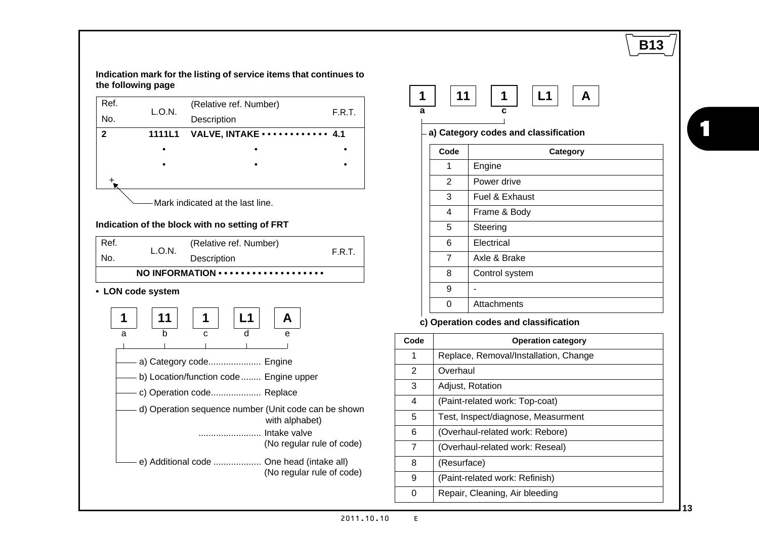**Indication mark for the listing of service items that continues to the following page**

| Ref. No. | L.O.N. | (Relative ref. Number) Description | F.R.T. |
|---|---|---|---|
| **2** | **1111L1** | **VALVE, INTAKE • • • • • • • • • • • •** | **4.1** |
| | • | • | • |
| | • | • | • |
| + | | | |

Mark indicated at the last line.

**Indication of the block with no setting of FRT**

| Ref. No. | L.O.N. | (Relative ref. Number) Description | F.R.T. |
|---|---|---|---|
| | | **NO INFORMATION • • • • • • • • • • • • • • • • • •** | |

- **LON code system**

| 1 | 11 | 1 | L1 | A |
|---|---|---|---|---|
| a | b | c | d | e |

- a) Category code.................... Engine
- b) Location/function code........ Engine upper
- c) Operation code.................... Replace
- d) Operation sequence number (Unit code can be shown with alphabet) ......................... Intake valve (No regular rule of code)
- e) Additional code ................... One head (intake all) (No regular rule of code)

| 1 | 11 | 1 | L1 | A |
|---|---|---|---|---|
| a | | c | | |

**a) Category codes and classification**

| Code | Category |
|---|---|
| 1 | Engine |
| 2 | Power drive |
| 3 | Fuel & Exhaust |
| 4 | Frame & Body |
| 5 | Steering |
| 6 | Electrical |
| 7 | Axle & Brake |
| 8 | Control system |
| 9 | - |
| 0 | Attachments |

**c) Operation codes and classification**

| Code | Operation category |
|---|---|
| 1 | Replace, Removal/Installation, Change |
| 2 | Overhaul |
| 3 | Adjust, Rotation |
| 4 | (Paint-related work: Top-coat) |
| 5 | Test, Inspect/diagnose, Measurment |
| 6 | (Overhaul-related work: Rebore) |
| 7 | (Overhaul-related work: Reseal) |
| 8 | (Resurface) |
| 9 | (Paint-related work: Refinish) |
| 0 | Repair, Cleaning, Air bleeding |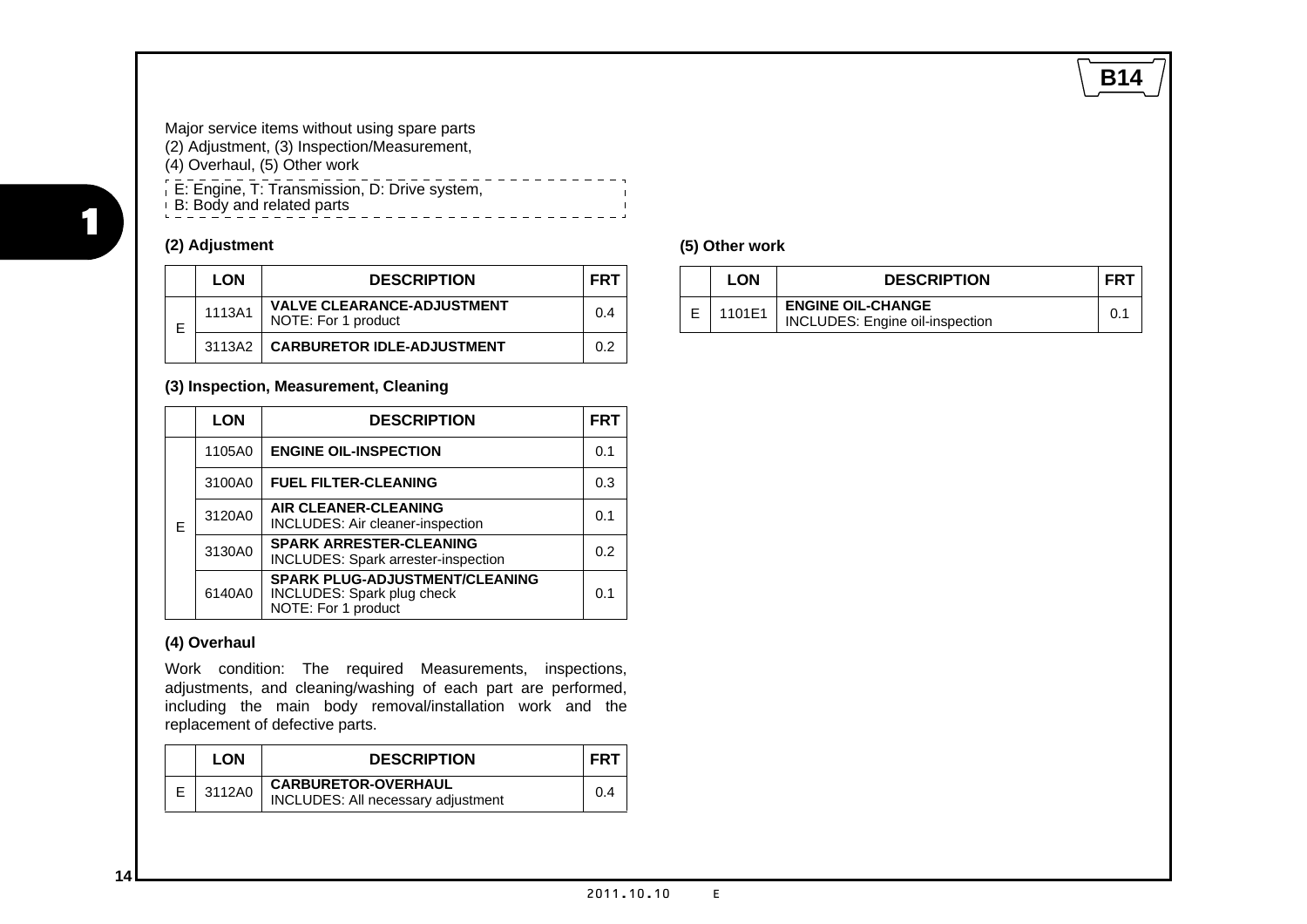Major service items without using spare parts
(2) Adjustment, (3) Inspection/Measurement,
(4) Overhaul, (5) Other work

E: Engine, T: Transmission, D: Drive system,
B: Body and related parts

### (2) Adjustment

| | LON | DESCRIPTION | FRT |
|---|---|---|---|
| E | 1113A1 | **VALVE CLEARANCE-ADJUSTMENT**<br>NOTE: For 1 product | 0.4 |
| | 3113A2 | **CARBURETOR IDLE-ADJUSTMENT** | 0.2 |

### (3) Inspection, Measurement, Cleaning

| | LON | DESCRIPTION | FRT |
|---|---|---|---|
| E | 1105A0 | **ENGINE OIL-INSPECTION** | 0.1 |
| | 3100A0 | **FUEL FILTER-CLEANING** | 0.3 |
| | 3120A0 | **AIR CLEANER-CLEANING**<br>INCLUDES: Air cleaner-inspection | 0.1 |
| | 3130A0 | **SPARK ARRESTER-CLEANING**<br>INCLUDES: Spark arrester-inspection | 0.2 |
| | 6140A0 | **SPARK PLUG-ADJUSTMENT/CLEANING**<br>INCLUDES: Spark plug check<br>NOTE: For 1 product | 0.1 |

### (4) Overhaul

Work condition: The required Measurements, inspections, adjustments, and cleaning/washing of each part are performed, including the main body removal/installation work and the replacement of defective parts.

| | LON | DESCRIPTION | FRT |
|---|---|---|---|
| E | 3112A0 | **CARBURETOR-OVERHAUL**<br>INCLUDES: All necessary adjustment | 0.4 |

### (5) Other work

| | LON | DESCRIPTION | FRT |
|---|---|---|---|
| E | 1101E1 | **ENGINE OIL-CHANGE**<br>INCLUDES: Engine oil-inspection | 0.1 |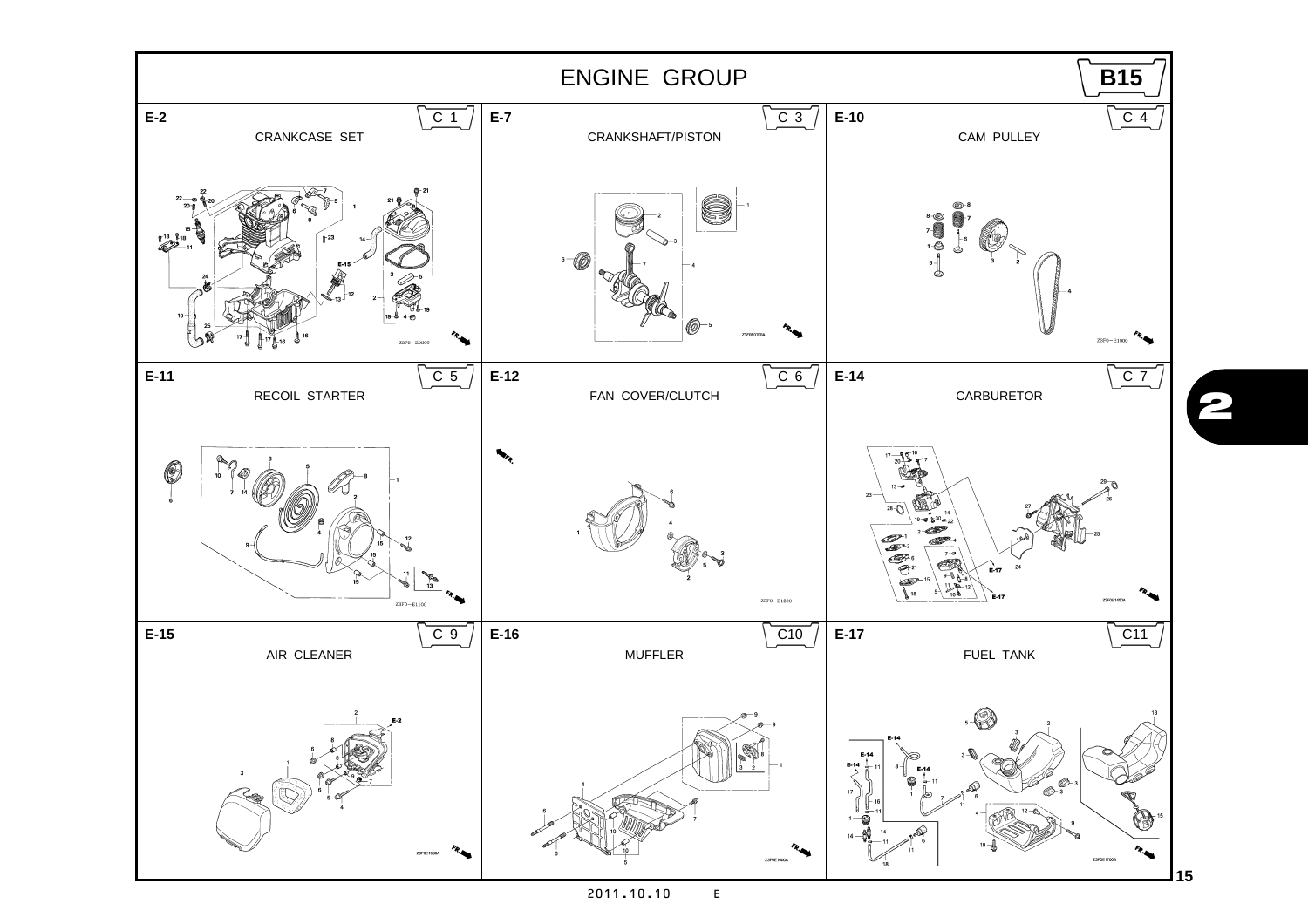# ENGINE GROUP

**B15**

| Section | Title | Page |
|---|---|---|
| E-2 | CRANKCASE SET | C 1 |
| E-7 | CRANKSHAFT/PISTON | C 3 |
| E-10 | CAM PULLEY | C 4 |
| E-11 | RECOIL STARTER | C 5 |
| E-12 | FAN COVER/CLUTCH | C 6 |
| E-14 | CARBURETOR | C 7 |
| E-15 | AIR CLEANER | C 9 |
| E-16 | MUFFLER | C10 |
| E-17 | FUEL TANK | C11 |

2011.10.10 E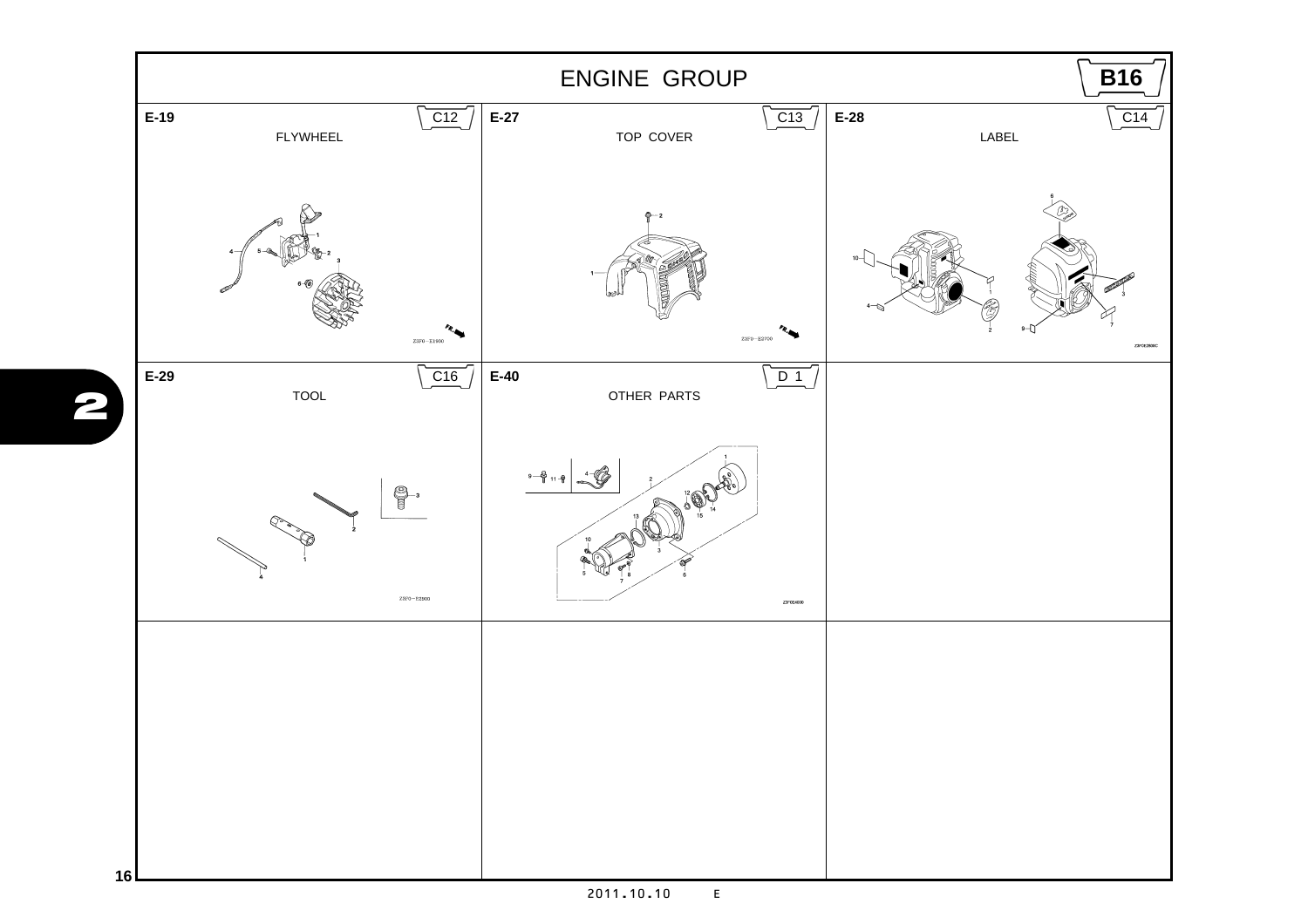# ENGINE GROUP

**B16**

## E-19 FLYWHEEL

C12

4, 5, 1, 2, 3, 6

Z3F0-E1900

## E-27 TOP COVER

C13

2, 1

Z3F0-E2700

## E-28 LABEL

C14

6, 10, 3, 4, 2, 3, 9, 7

Z3F0E2800C

## E-29 TOOL

C16

3, 2, 1, 4

Z3F0-E2900

## E-40 OTHER PARTS

D 1

9, 11, 4, 2, 1, 12, 13, 15, 14, 10, 3, 5, 7, 8, 6

Z3F0E4000

2011.10.10 E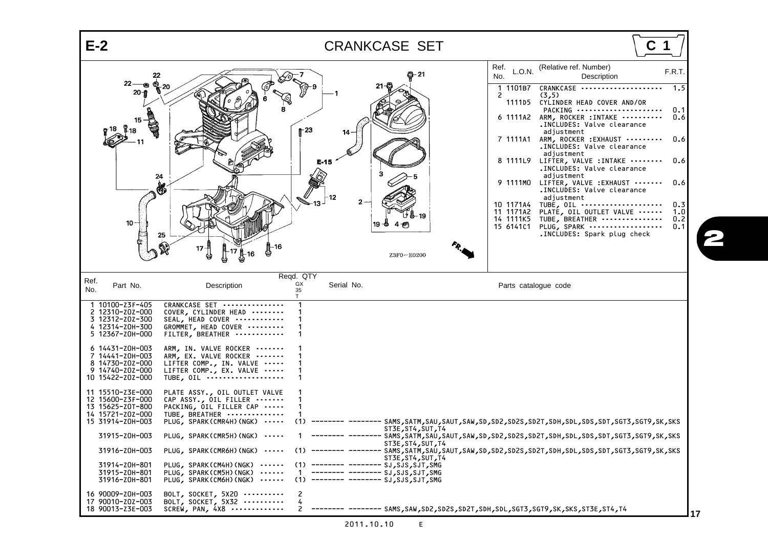# E-2 CRANKCASE SET

C 1

| Ref. No. | L.O.N. | (Relative ref. Number) Description | F.R.T. |
|---|---|---|---|
| 1 | 1101B7 | CRANKCASE | 1.5 |
| 2 (3,5) | 1111D5 | CYLINDER HEAD COVER AND/OR PACKING | 0.1 |
| 6 | 1111A2 | ARM, ROCKER :INTAKE .INCLUDES: Valve clearance adjustment | 0.6 |
| 7 | 1111A1 | ARM, ROCKER :EXHAUST .INCLUDES: Valve clearance adjustment | 0.6 |
| 8 | 1111L9 | LIFTER, VALVE :INTAKE .INCLUDES: Valve clearance adjustment | 0.6 |
| 9 | 1111M0 | LIFTER, VALVE :EXHAUST .INCLUDES: Valve clearance adjustment | 0.6 |
| 10 | 1171A4 | TUBE, OIL | 0.3 |
| 11 | 1171A2 | PLATE, OIL OUTLET VALVE | 1.0 |
| 14 | 1111K5 | TUBE, BREATHER | 0.2 |
| 15 | 6141C1 | PLUG, SPARK .INCLUDES: Spark plug check | 0.1 |

Z3F0-E0200

| Ref. No. | Part No. | Description | Reqd. QTY GX35 T | Serial No. | Parts catalogue code |
|---|---|---|---|---|---|
| 1 | 10100-Z3F-405 | CRANKCASE SET | 1 | | |
| 2 | 12310-Z0Z-000 | COVER, CYLINDER HEAD | 1 | | |
| 3 | 12312-Z0Z-300 | SEAL, HEAD COVER | 1 | | |
| 4 | 12314-Z0H-300 | GROMMET, HEAD COVER | 1 | | |
| 5 | 12367-Z0H-000 | FILTER, BREATHER | 1 | | |
| 6 | 14431-Z0H-003 | ARM, IN. VALVE ROCKER | 1 | | |
| 7 | 14441-Z0H-003 | ARM, EX. VALVE ROCKER | 1 | | |
| 8 | 14730-Z0Z-000 | LIFTER COMP., IN. VALVE | 1 | | |
| 9 | 14740-Z0Z-000 | LIFTER COMP., EX. VALVE | 1 | | |
| 10 | 15422-Z0Z-000 | TUBE, OIL | 1 | | |
| 11 | 15510-Z3E-000 | PLATE ASSY., OIL OUTLET VALVE | 1 | | |
| 12 | 15600-Z3F-000 | CAP ASSY., OIL FILLER | 1 | | |
| 13 | 15625-Z0T-800 | PACKING, OIL FILLER CAP | 1 | | |
| 14 | 15721-Z0Z-000 | TUBE, BREATHER | 1 | | |
| 15 | 31914-Z0H-003 | PLUG, SPARK(CMR4H)(NGK) | (1) | -------- -------- | SAMS,SATM,SAU,SAUT,SAW,SD,SD2,SD2S,SD2T,SDH,SDL,SDS,SDT,SGT3,SGT9,SK,SKS ST3E,ST4,SUT,T4 |
| | 31915-Z0H-003 | PLUG, SPARK(CMR5H)(NGK) | 1 | -------- -------- | SAMS,SATM,SAU,SAUT,SAW,SD,SD2,SD2S,SD2T,SDH,SDL,SDS,SDT,SGT3,SGT9,SK,SKS ST3E,ST4,SUT,T4 |
| | 31916-Z0H-003 | PLUG, SPARK(CMR6H)(NGK) | (1) | -------- -------- | SAMS,SATM,SAU,SAUT,SAW,SD,SD2,SD2S,SD2T,SDH,SDL,SDS,SDT,SGT3,SGT9,SK,SKS ST3E,ST4,SUT,T4 |
| | 31914-Z0H-801 | PLUG, SPARK(CM4H)(NGK) | (1) | -------- -------- | SJ,SJS,SJT,SMG |
| | 31915-Z0H-801 | PLUG, SPARK(CM5H)(NGK) | 1 | -------- -------- | SJ,SJS,SJT,SMG |
| | 31916-Z0H-801 | PLUG, SPARK(CM6H)(NGK) | (1) | -------- -------- | SJ,SJS,SJT,SMG |
| 16 | 90009-Z0H-003 | BOLT, SOCKET, 5X20 | 2 | | |
| 17 | 90010-Z0Z-003 | BOLT, SOCKET, 5X32 | 4 | | |
| 18 | 90013-Z3E-003 | SCREW, PAN, 4X8 | 2 | -------- -------- | SAMS,SAW,SD2,SD2S,SD2T,SDH,SDL,SGT3,SGT9,SK,SKS,ST3E,ST4,T4 |

2011.10.10 E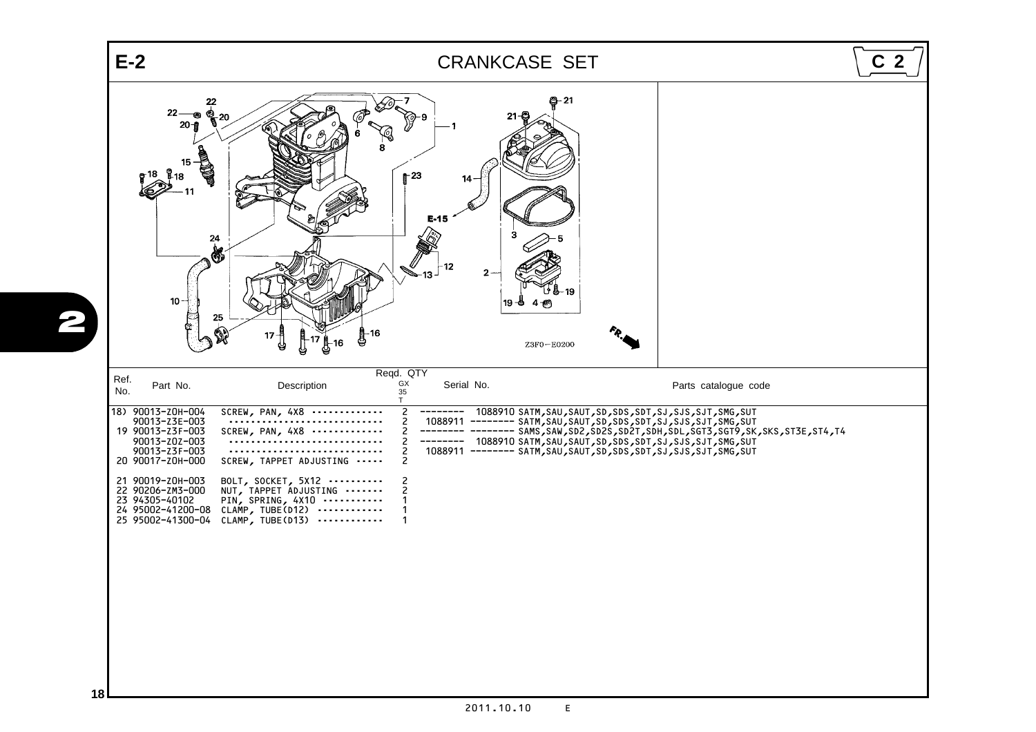# E-2 CRANKCASE SET

C 2

Z3F0－E0200

| Ref. No. | Part No. | Description | Reqd. QTY GX 35 T | Serial No. | | Parts catalogue code |
|---|---|---|---|---|---|---|
| 18) | 90013-Z0H-004 | SCREW, PAN, 4X8 | 2 | -------- | 1088910 | SATM,SAU,SAUT,SD,SDS,SDT,SJ,SJS,SJT,SMG,SUT |
| | 90013-Z3E-003 | | 2 | 1088911 | -------- | SATM,SAU,SAUT,SD,SDS,SDT,SJ,SJS,SJT,SMG,SUT |
| 19 | 90013-Z3F-003 | SCREW, PAN, 4X8 | 2 | -------- | -------- | SAMS,SAW,SD2,SD2S,SD2T,SDH,SDL,SGT3,SGT9,SK,SKS,ST3E,ST4,T4 |
| | 90013-Z0Z-003 | | 2 | -------- | 1088910 | SATM,SAU,SAUT,SD,SDS,SDT,SJ,SJS,SJT,SMG,SUT |
| | 90013-Z3F-003 | | 2 | 1088911 | -------- | SATM,SAU,SAUT,SD,SDS,SDT,SJ,SJS,SJT,SMG,SUT |
| 20 | 90017-Z0H-000 | SCREW, TAPPET ADJUSTING | 2 | | | |
| 21 | 90019-Z0H-003 | BOLT, SOCKET, 5X12 | 2 | | | |
| 22 | 90206-ZM3-000 | NUT, TAPPET ADJUSTING | 2 | | | |
| 23 | 94305-40102 | PIN, SPRING, 4X10 | 1 | | | |
| 24 | 95002-41200-08 | CLAMP, TUBE(D12) | 1 | | | |
| 25 | 95002-41300-04 | CLAMP, TUBE(D13) | 1 | | | |

2011.10.10 E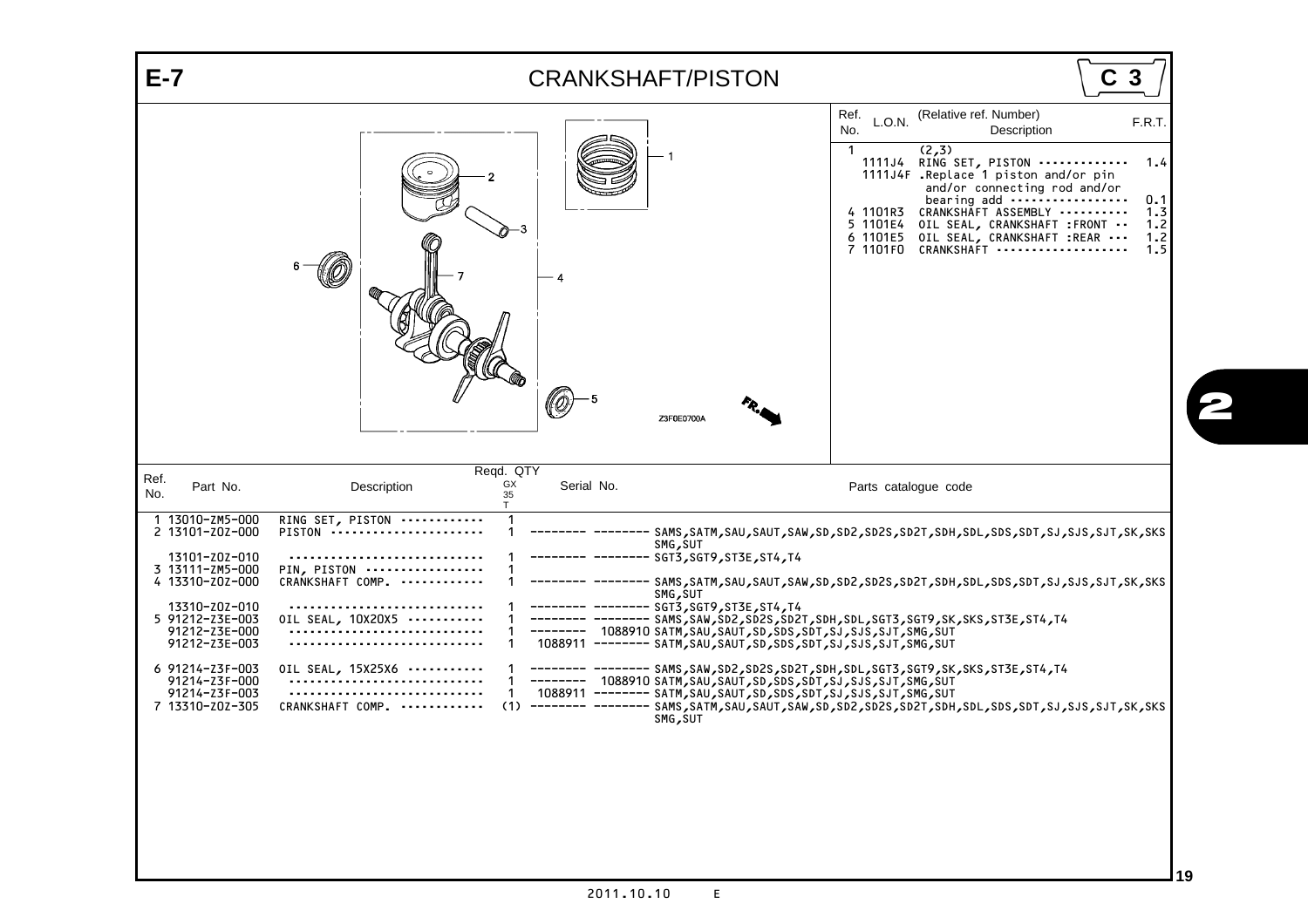# E-7 CRANKSHAFT/PISTON

C 3

| Ref. No. | L.O.N. | (Relative ref. Number) Description | F.R.T. |
|---|---|---|---|
| 1 | | (2,3) | |
| | 1111J4 | RING SET, PISTON | 1.4 |
| | 1111J4F | .Replace 1 piston and/or pin and/or connecting rod and/or bearing add | 0.1 |
| 4 | 1101R3 | CRANKSHAFT ASSEMBLY | 1.3 |
| 5 | 1101E4 | OIL SEAL, CRANKSHAFT :FRONT | 1.2 |
| 6 | 1101E5 | OIL SEAL, CRANKSHAFT :REAR | 1.2 |
| 7 | 1101F0 | CRANKSHAFT | 1.5 |

Z3F0E0700A

| Ref. No. | Part No. | Description | Reqd. QTY GX35T | Serial No. | | Parts catalogue code |
|---|---|---|---|---|---|---|
| 1 | 13010-ZM5-000 | RING SET, PISTON | 1 | | | |
| 2 | 13101-Z0Z-000 | PISTON | 1 | -------- | -------- | SAMS,SATM,SAU,SAUT,SAW,SD,SD2,SD2S,SD2T,SDH,SDL,SDS,SDT,SJ,SJS,SJT,SK,SKS SMG,SUT |
| | 13101-Z0Z-010 | | 1 | -------- | -------- | SGT3,SGT9,ST3E,ST4,T4 |
| 3 | 13111-ZM5-000 | PIN, PISTON | 1 | | | |
| 4 | 13310-Z0Z-000 | CRANKSHAFT COMP. | 1 | -------- | -------- | SAMS,SATM,SAU,SAUT,SAW,SD,SD2,SD2S,SD2T,SDH,SDL,SDS,SDT,SJ,SJS,SJT,SK,SKS SMG,SUT |
| | 13310-Z0Z-010 | | 1 | -------- | -------- | SGT3,SGT9,ST3E,ST4,T4 |
| 5 | 91212-Z3E-003 | OIL SEAL, 10X20X5 | 1 | -------- | -------- | SAMS,SAW,SD2,SD2S,SD2T,SDH,SDL,SGT3,SGT9,SK,SKS,ST3E,ST4,T4 |
| | 91212-Z3E-000 | | 1 | -------- | 1088910 | SATM,SAU,SAUT,SD,SDS,SDT,SJ,SJS,SJT,SMG,SUT |
| | 91212-Z3E-003 | | 1 | 1088911 | -------- | SATM,SAU,SAUT,SD,SDS,SDT,SJ,SJS,SJT,SMG,SUT |
| 6 | 91214-Z3F-003 | OIL SEAL, 15X25X6 | 1 | -------- | -------- | SAMS,SAW,SD2,SD2S,SD2T,SDH,SDL,SGT3,SGT9,SK,SKS,ST3E,ST4,T4 |
| | 91214-Z3F-000 | | 1 | -------- | 1088910 | SATM,SAU,SAUT,SD,SDS,SDT,SJ,SJS,SJT,SMG,SUT |
| | 91214-Z3F-003 | | 1 | 1088911 | -------- | SATM,SAU,SAUT,SD,SDS,SDT,SJ,SJS,SJT,SMG,SUT |
| 7 | 13310-Z0Z-305 | CRANKSHAFT COMP. | (1) | -------- | -------- | SAMS,SATM,SAU,SAUT,SAW,SD,SD2,SD2S,SD2T,SDH,SDL,SDS,SDT,SJ,SJS,SJT,SK,SKS SMG,SUT |

2011.10.10 E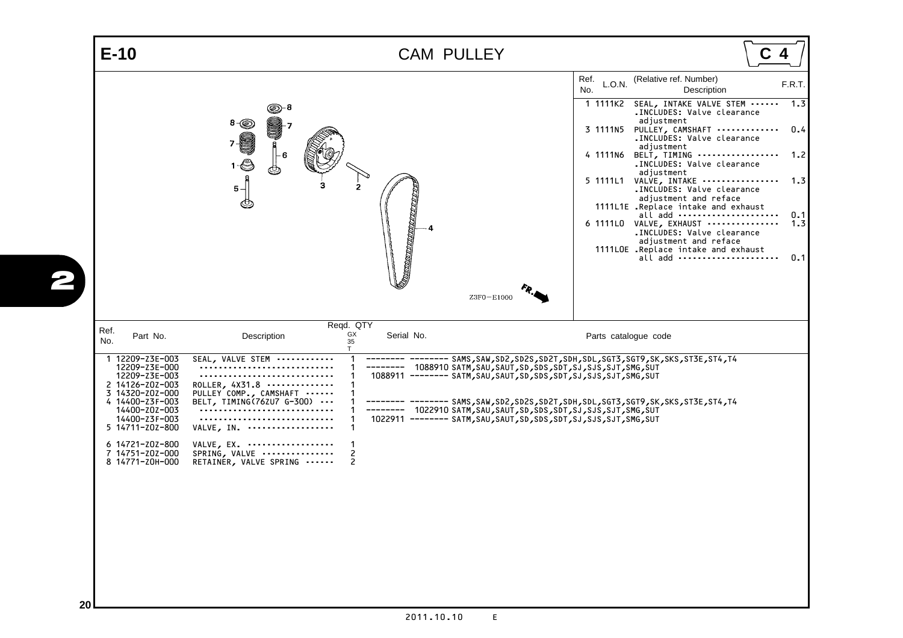# E-10 CAM PULLEY

**C 4**

| Ref. No. | L.O.N. | (Relative ref. Number) Description | F.R.T. |
|---|---|---|---|
| 1 | 1111K2 | SEAL, INTAKE VALVE STEM ------ .INCLUDES: Valve clearance adjustment | 1.3 |
| 3 | 1111N5 | PULLEY, CAMSHAFT ------------- .INCLUDES: Valve clearance adjustment | 0.4 |
| 4 | 1111N6 | BELT, TIMING ----------------- .INCLUDES: Valve clearance adjustment | 1.2 |
| 5 | 1111L1 | VALVE, INTAKE ---------------- .INCLUDES: Valve clearance adjustment and reface | 1.3 |
| | 1111L1E | .Replace intake and exhaust all add -------------------- | 0.1 |
| 6 | 1111L0 | VALVE, EXHAUST --------------- .INCLUDES: Valve clearance adjustment and reface | 1.3 |
| | 1111L0E | .Replace intake and exhaust all add -------------------- | 0.1 |

Z3F0−E1000

| Ref. No. | Part No. | Description | Reqd. QTY GX35T | Serial No. | Parts catalogue code |
|---|---|---|---|---|---|
| 1 | 12209-Z3E-003 | SEAL, VALVE STEM ----------- | 1 | -------- -------- | SAMS,SAW,SD2,SD2S,SD2T,SDH,SDL,SGT3,SGT9,SK,SKS,ST3E,ST4,T4 |
| | 12209-Z3E-000 | ---------------------------- | 1 | -------- 1088910 | SATM,SAU,SAUT,SD,SDS,SDT,SJ,SJS,SJT,SMG,SUT |
| | 12209-Z3E-003 | ---------------------------- | 1 | 1088911 -------- | SATM,SAU,SAUT,SD,SDS,SDT,SJ,SJS,SJT,SMG,SUT |
| 2 | 14126-Z0Z-003 | ROLLER, 4X31.8 ------------- | 1 | | |
| 3 | 14320-Z0Z-000 | PULLEY COMP., CAMSHAFT ------ | 1 | | |
| 4 | 14400-Z3F-003 | BELT, TIMING(76ZU7 G-300) --- | 1 | -------- -------- | SAMS,SAW,SD2,SD2S,SD2T,SDH,SDL,SGT3,SGT9,SK,SKS,ST3E,ST4,T4 |
| | 14400-Z0Z-003 | ---------------------------- | 1 | -------- 1022910 | SATM,SAU,SAUT,SD,SDS,SDT,SJ,SJS,SJT,SMG,SUT |
| | 14400-Z3F-003 | ---------------------------- | 1 | 1022911 -------- | SATM,SAU,SAUT,SD,SDS,SDT,SJ,SJS,SJT,SMG,SUT |
| 5 | 14711-Z0Z-800 | VALVE, IN. ----------------- | 1 | | |
| 6 | 14721-Z0Z-800 | VALVE, EX. ----------------- | 1 | | |
| 7 | 14751-Z0Z-000 | SPRING, VALVE -------------- | 2 | | |
| 8 | 14771-Z0H-000 | RETAINER, VALVE SPRING ------ | 2 | | |

2011.10.10 E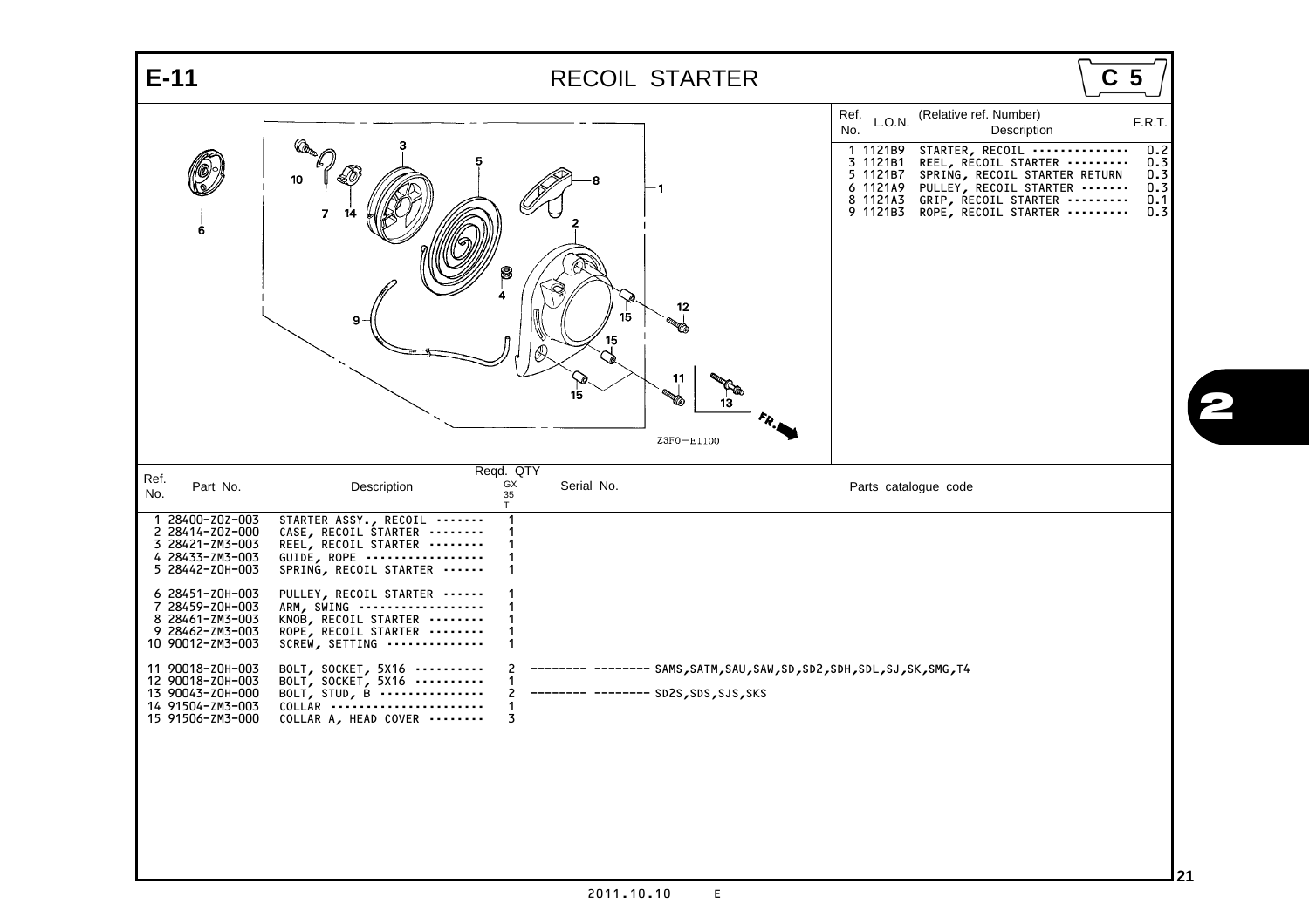# E-11 RECOIL STARTER

**C 5**

| Ref. No. | L.O.N. | (Relative ref. Number) Description | F.R.T. |
|---|---|---|---|
| 1 | 1121B9 | STARTER, RECOIL | 0.2 |
| 3 | 1121B1 | REEL, RECOIL STARTER | 0.3 |
| 5 | 1121B7 | SPRING, RECOIL STARTER RETURN | 0.3 |
| 6 | 1121A9 | PULLEY, RECOIL STARTER | 0.3 |
| 8 | 1121A3 | GRIP, RECOIL STARTER | 0.1 |
| 9 | 1121B3 | ROPE, RECOIL STARTER | 0.3 |

Z3F0−E1100

| Ref. No. | Part No. | Description | Reqd. QTY GX35T | Serial No. | Parts catalogue code |
|---|---|---|---|---|---|
| 1 | 28400-Z0Z-003 | STARTER ASSY., RECOIL | 1 | | |
| 2 | 28414-Z0Z-000 | CASE, RECOIL STARTER | 1 | | |
| 3 | 28421-ZM3-003 | REEL, RECOIL STARTER | 1 | | |
| 4 | 28433-ZM3-003 | GUIDE, ROPE | 1 | | |
| 5 | 28442-Z0H-003 | SPRING, RECOIL STARTER | 1 | | |
| 6 | 28451-Z0H-003 | PULLEY, RECOIL STARTER | 1 | | |
| 7 | 28459-Z0H-003 | ARM, SWING | 1 | | |
| 8 | 28461-ZM3-003 | KNOB, RECOIL STARTER | 1 | | |
| 9 | 28462-ZM3-003 | ROPE, RECOIL STARTER | 1 | | |
| 10 | 90012-ZM3-003 | SCREW, SETTING | 1 | | |
| 11 | 90018-Z0H-003 | BOLT, SOCKET, 5X16 | 2 | -------- -------- | SAMS,SATM,SAU,SAW,SD,SD2,SDH,SDL,SJ,SK,SMG,T4 |
| 12 | 90018-Z0H-003 | BOLT, SOCKET, 5X16 | 1 | | |
| 13 | 90043-Z0H-000 | BOLT, STUD, B | 2 | -------- -------- | SD2S,SDS,SJS,SKS |
| 14 | 91504-ZM3-003 | COLLAR | 1 | | |
| 15 | 91506-ZM3-000 | COLLAR A, HEAD COVER | 3 | | |

2011.10.10 E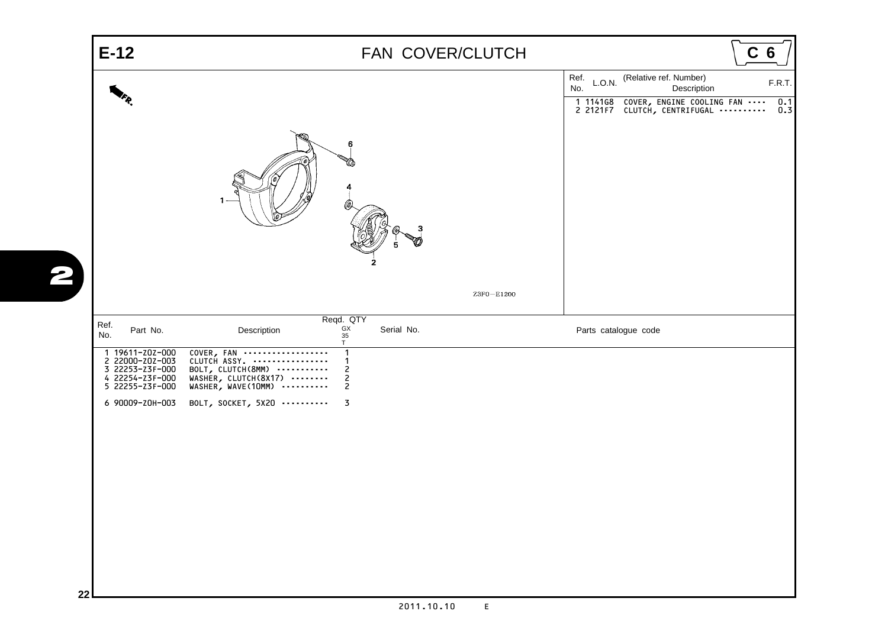# E-12 FAN COVER/CLUTCH

**C 6**

| Ref. No. | L.O.N. | (Relative ref. Number) Description | F.R.T. |
|---|---|---|---|
| 1 | 1141G8 | COVER, ENGINE COOLING FAN | 0.1 |
| 2 | 2121F7 | CLUTCH, CENTRIFUGAL | 0.3 |

Z3F0-E1200

| Ref. No. | Part No. | Description | Reqd. QTY GX35T | Serial No. | Parts catalogue code |
|---|---|---|---|---|---|
| 1 | 19611-Z0Z-000 | COVER, FAN | 1 | | |
| 2 | 22000-Z0Z-003 | CLUTCH ASSY. | 1 | | |
| 3 | 22253-Z3F-000 | BOLT, CLUTCH(8MM) | 2 | | |
| 4 | 22254-Z3F-000 | WASHER, CLUTCH(8X17) | 2 | | |
| 5 | 22255-Z3F-000 | WASHER, WAVE(10MM) | 2 | | |
| 6 | 90009-Z0H-003 | BOLT, SOCKET, 5X20 | 3 | | |

2011.10.10 E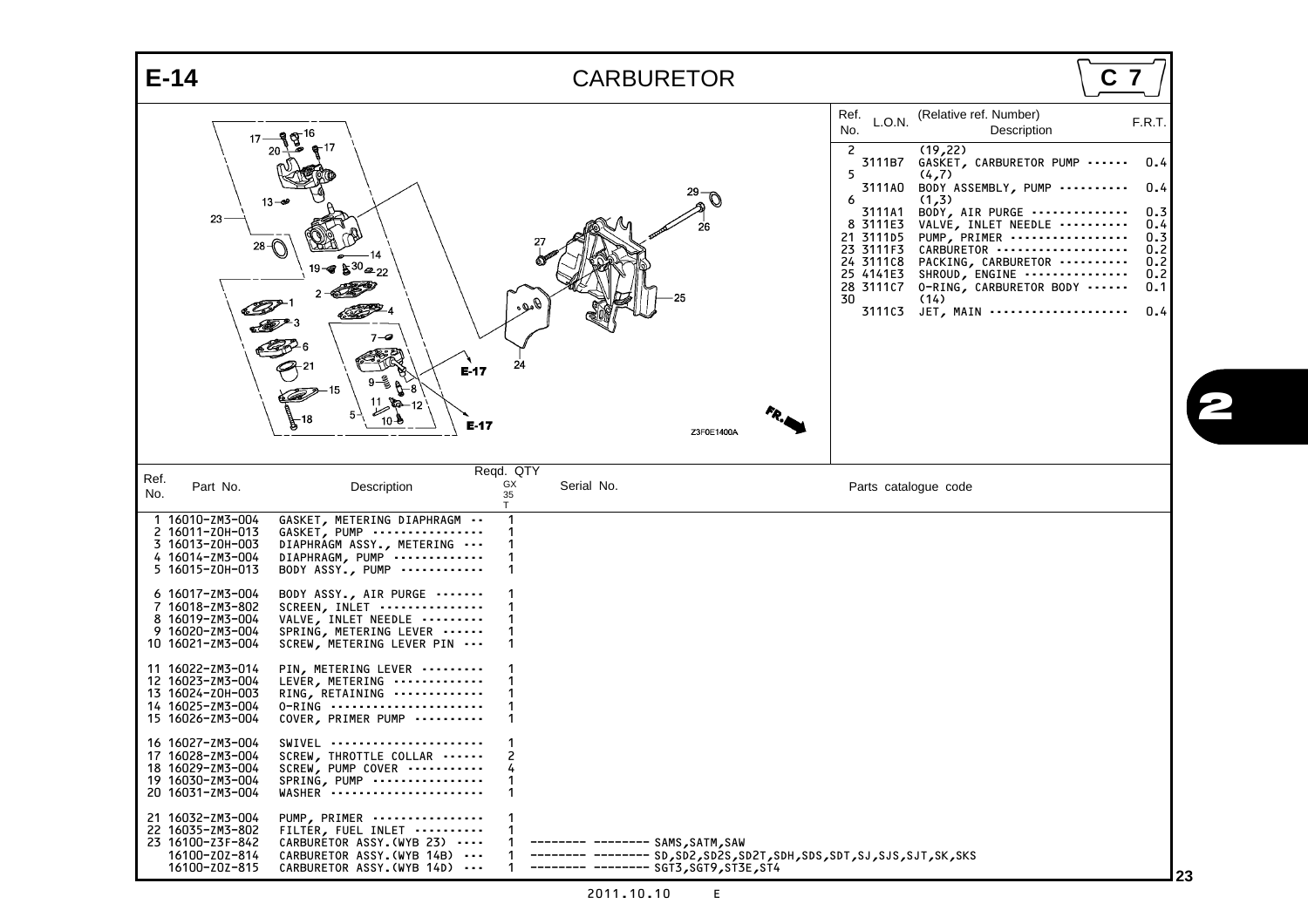# E-14 CARBURETOR

C 7

| Ref. No. | L.O.N. | (Relative ref. Number) Description | F.R.T. |
|---|---|---|---|
| 2 | | (19,22) | |
| | 3111B7 | GASKET, CARBURETOR PUMP | 0.4 |
| 5 | | (4,7) | |
| | 3111A0 | BODY ASSEMBLY, PUMP | 0.4 |
| 6 | | (1,3) | |
| | 3111A1 | BODY, AIR PURGE | 0.3 |
| 8 | 3111E3 | VALVE, INLET NEEDLE | 0.4 |
| 21 | 3111D5 | PUMP, PRIMER | 0.3 |
| 23 | 3111F3 | CARBURETOR | 0.2 |
| 24 | 3111C8 | PACKING, CARBURETOR | 0.2 |
| 25 | 4141E3 | SHROUD, ENGINE | 0.2 |
| 28 | 3111C7 | O-RING, CARBURETOR BODY | 0.1 |
| 30 | | (14) | |
| | 3111C3 | JET, MAIN | 0.4 |

| Ref. No. | Part No. | Description | Reqd. QTY GX35T | Serial No. | Parts catalogue code |
|---|---|---|---|---|---|
| 1 | 16010-ZM3-004 | GASKET, METERING DIAPHRAGM | 1 | | |
| 2 | 16011-Z0H-013 | GASKET, PUMP | 1 | | |
| 3 | 16013-Z0H-003 | DIAPHRAGM ASSY., METERING | 1 | | |
| 4 | 16014-ZM3-004 | DIAPHRAGM, PUMP | 1 | | |
| 5 | 16015-Z0H-013 | BODY ASSY., PUMP | 1 | | |
| 6 | 16017-ZM3-004 | BODY ASSY., AIR PURGE | 1 | | |
| 7 | 16018-ZM3-802 | SCREEN, INLET | 1 | | |
| 8 | 16019-ZM3-004 | VALVE, INLET NEEDLE | 1 | | |
| 9 | 16020-ZM3-004 | SPRING, METERING LEVER | 1 | | |
| 10 | 16021-ZM3-004 | SCREW, METERING LEVER PIN | 1 | | |
| 11 | 16022-ZM3-014 | PIN, METERING LEVER | 1 | | |
| 12 | 16023-ZM3-004 | LEVER, METERING | 1 | | |
| 13 | 16024-Z0H-003 | RING, RETAINING | 1 | | |
| 14 | 16025-ZM3-004 | O-RING | 1 | | |
| 15 | 16026-ZM3-004 | COVER, PRIMER PUMP | 1 | | |
| 16 | 16027-ZM3-004 | SWIVEL | 1 | | |
| 17 | 16028-ZM3-004 | SCREW, THROTTLE COLLAR | 2 | | |
| 18 | 16029-ZM3-004 | SCREW, PUMP COVER | 4 | | |
| 19 | 16030-ZM3-004 | SPRING, PUMP | 1 | | |
| 20 | 16031-ZM3-004 | WASHER | 1 | | |
| 21 | 16032-ZM3-004 | PUMP, PRIMER | 1 | | |
| 22 | 16035-ZM3-802 | FILTER, FUEL INLET | 1 | | |
| 23 | 16100-Z3F-842 | CARBURETOR ASSY.(WYB 23) | 1 | -------- -------- | SAMS,SATM,SAW |
| | 16100-Z0Z-814 | CARBURETOR ASSY.(WYB 14B) | 1 | -------- -------- | SD,SD2,SD2S,SD2T,SDH,SDS,SDT,SJ,SJS,SJT,SK,SKS |
| | 16100-Z0Z-815 | CARBURETOR ASSY.(WYB 14D) | 1 | -------- -------- | SGT3,SGT9,ST3E,ST4 |

2011.10.10 E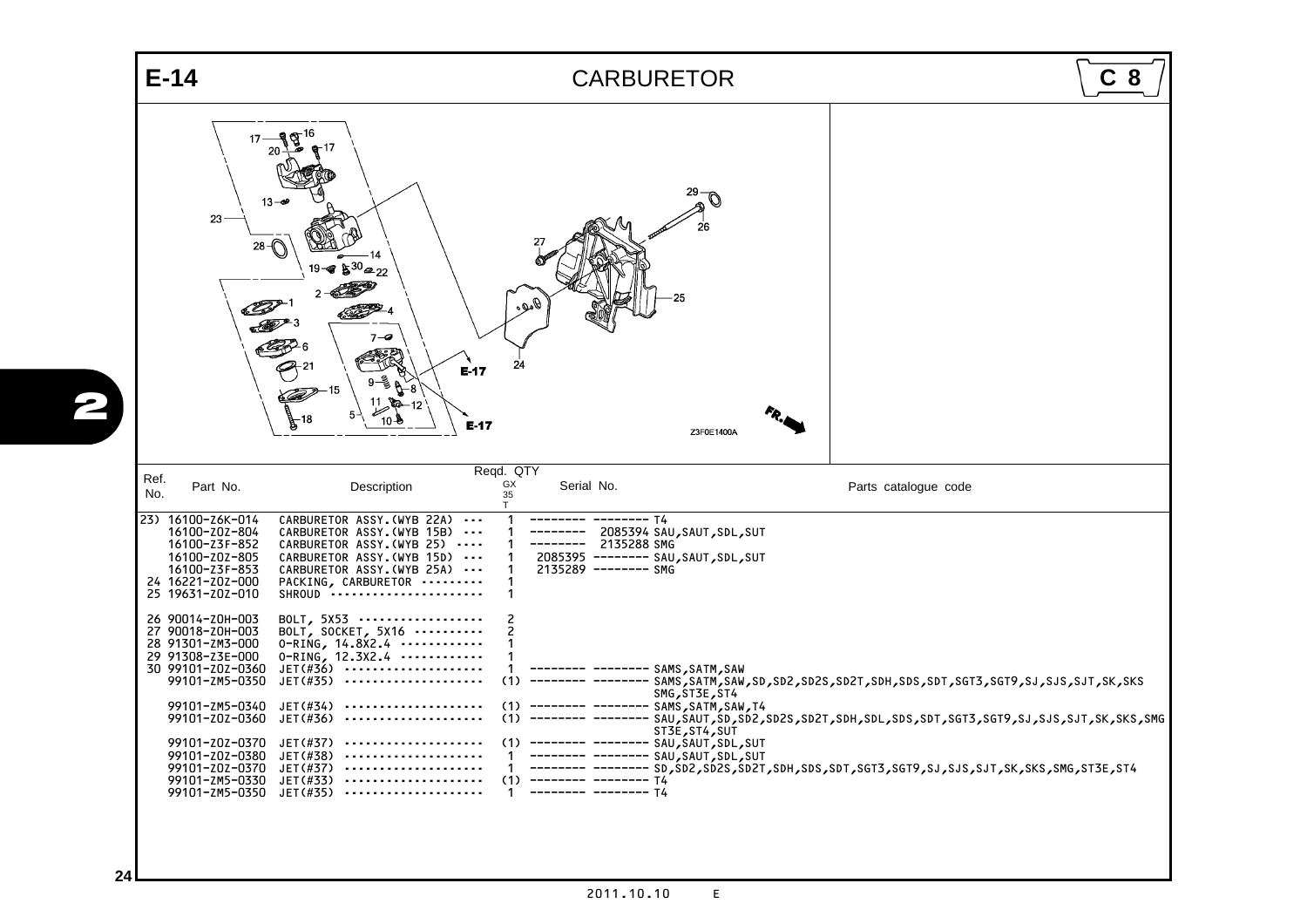# E-14 CARBURETOR

C 8

| Ref. No. | Part No. | Description | Reqd. QTY GX35 T | Serial No. | Parts catalogue code |
|---|---|---|---|---|---|
| 23) | 16100-Z6K-014 | CARBURETOR ASSY.(WYB 22A) | 1 | -------- -------- | T4 |
| | 16100-Z0Z-804 | CARBURETOR ASSY.(WYB 15B) | 1 | -------- 2085394 | SAU,SAUT,SDL,SUT |
| | 16100-Z3F-852 | CARBURETOR ASSY.(WYB 25) | 1 | -------- 2135288 | SMG |
| | 16100-Z0Z-805 | CARBURETOR ASSY.(WYB 15D) | 1 | 2085395 -------- | SAU,SAUT,SDL,SUT |
| | 16100-Z3F-853 | CARBURETOR ASSY.(WYB 25A) | 1 | 2135289 -------- | SMG |
| 24 | 16221-Z0Z-000 | PACKING, CARBURETOR | 1 | | |
| 25 | 19631-Z0Z-010 | SHROUD | 1 | | |
| 26 | 90014-Z0H-003 | BOLT, 5X53 | 2 | | |
| 27 | 90018-Z0H-003 | BOLT, SOCKET, 5X16 | 2 | | |
| 28 | 91301-ZM3-000 | O-RING, 14.8X2.4 | 1 | | |
| 29 | 91308-Z3E-000 | O-RING, 12.3X2.4 | 1 | | |
| 30 | 99101-Z0Z-0360 | JET(#36) | 1 | -------- -------- | SAMS,SATM,SAW |
| | 99101-ZM5-0350 | JET(#35) | (1) | -------- -------- | SAMS,SATM,SAW,SD,SD2,SD2S,SD2T,SDH,SDS,SDT,SGT3,SGT9,SJ,SJS,SJT,SK,SKS SMG,ST3E,ST4 |
| | 99101-ZM5-0340 | JET(#34) | (1) | -------- -------- | SAMS,SATM,SAW,T4 |
| | 99101-Z0Z-0360 | JET(#36) | (1) | -------- -------- | SAU,SAUT,SD,SD2,SD2S,SD2T,SDH,SDL,SDS,SDT,SGT3,SGT9,SJ,SJS,SJT,SK,SKS,SMG ST3E,ST4,SUT |
| | 99101-Z0Z-0370 | JET(#37) | (1) | -------- -------- | SAU,SAUT,SDL,SUT |
| | 99101-Z0Z-0380 | JET(#38) | 1 | -------- -------- | SAU,SAUT,SDL,SUT |
| | 99101-Z0Z-0370 | JET(#37) | 1 | -------- -------- | SD,SD2,SD2S,SD2T,SDH,SDS,SDT,SGT3,SGT9,SJ,SJS,SJT,SK,SKS,SMG,ST3E,ST4 |
| | 99101-ZM5-0330 | JET(#33) | (1) | -------- -------- | T4 |
| | 99101-ZM5-0350 | JET(#35) | 1 | -------- -------- | T4 |

2011.10.10 E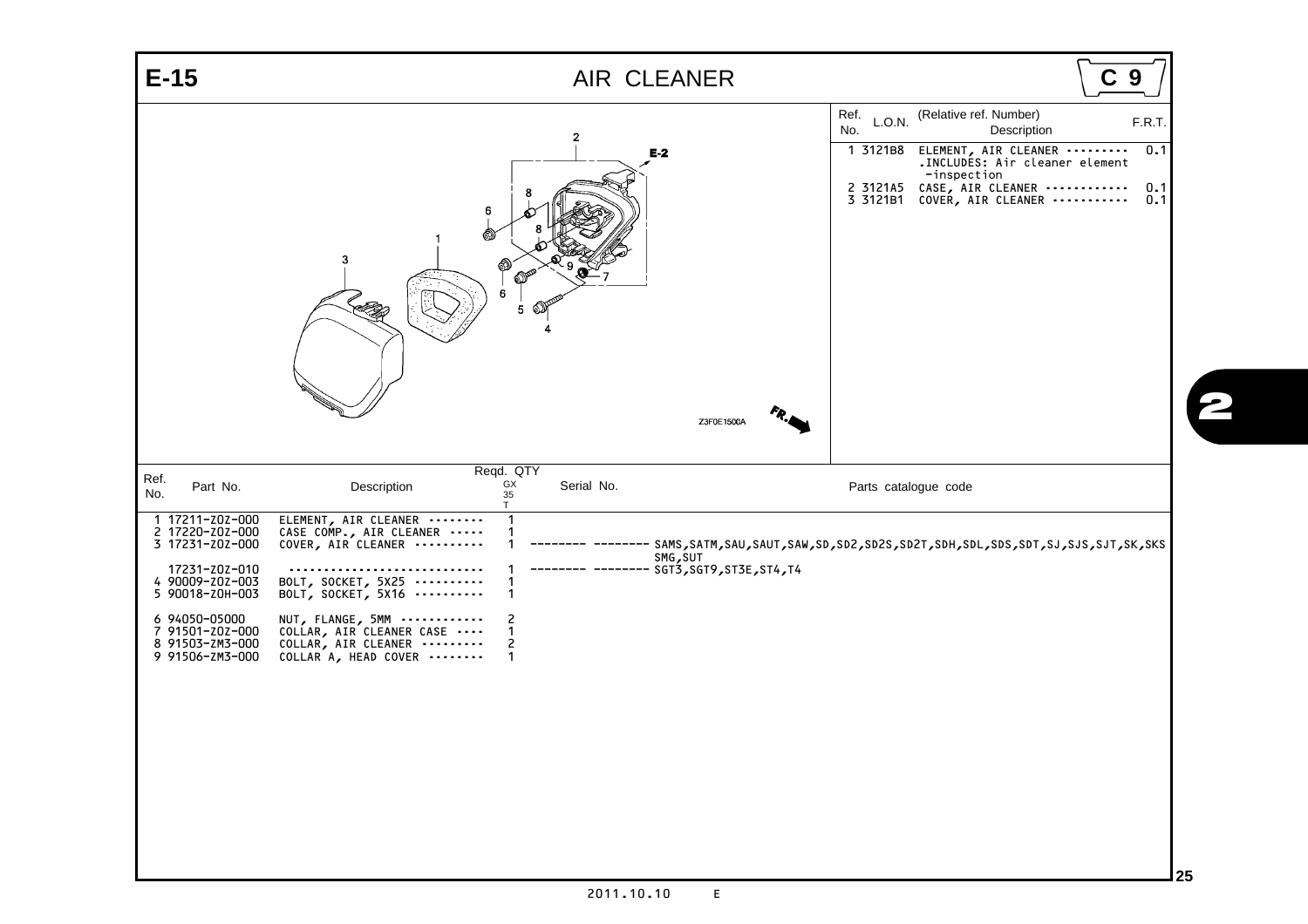# E-15 AIR CLEANER

**C 9**

| Ref. No. | L.O.N. | (Relative ref. Number) Description | F.R.T. |
|---|---|---|---|
| 1 | 3121B8 | ELEMENT, AIR CLEANER --------- .INCLUDES: Air cleaner element -inspection | 0.1 |
| 2 | 3121A5 | CASE, AIR CLEANER ----------- | 0.1 |
| 3 | 3121B1 | COVER, AIR CLEANER ----------- | 0.1 |

Z3F0E1500A

| Ref. No. | Part No. | Description | Reqd. QTY GX 35 T | Serial No. | Parts catalogue code |
|---|---|---|---|---|---|
| 1 | 17211-Z0Z-000 | ELEMENT, AIR CLEANER -------- | 1 | | |
| 2 | 17220-Z0Z-000 | CASE COMP., AIR CLEANER ----- | 1 | | |
| 3 | 17231-Z0Z-000 | COVER, AIR CLEANER ---------- | 1 | -------- -------- | SAMS,SATM,SAU,SAUT,SAW,SD,SD2,SD2S,SD2T,SDH,SDL,SDS,SDT,SJ,SJS,SJT,SK,SKS SMG,SUT |
| | 17231-Z0Z-010 | ---------------------------- | 1 | -------- -------- | SGT3,SGT9,ST3E,ST4,T4 |
| 4 | 90009-Z0Z-003 | BOLT, SOCKET, 5X25 ---------- | 1 | | |
| 5 | 90018-Z0H-003 | BOLT, SOCKET, 5X16 ---------- | 1 | | |
| 6 | 94050-05000 | NUT, FLANGE, 5MM ------------ | 2 | | |
| 7 | 91501-Z0Z-000 | COLLAR, AIR CLEANER CASE ---- | 1 | | |
| 8 | 91503-ZM3-000 | COLLAR, AIR CLEANER --------- | 2 | | |
| 9 | 91506-ZM3-000 | COLLAR A, HEAD COVER -------- | 1 | | |

2011.10.10 E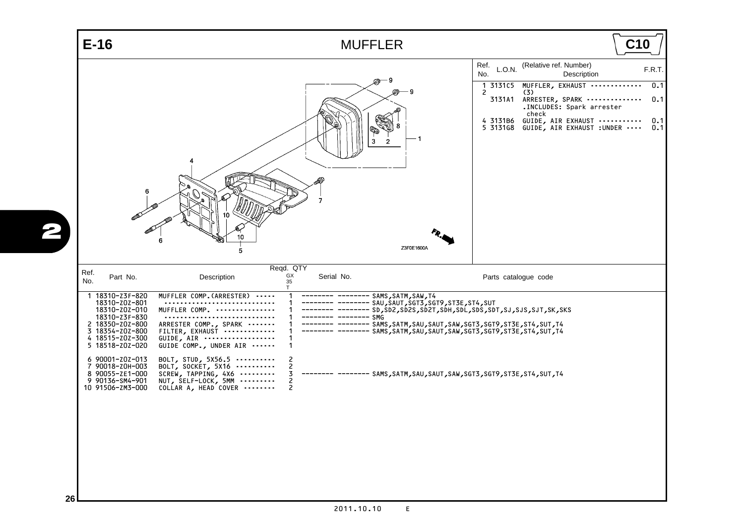# E-16 MUFFLER

C10

| Ref. No. | L.O.N. | (Relative ref. Number) Description | F.R.T. |
|---|---|---|---|
| 1 | 3131C5 | MUFFLER, EXHAUST | 0.1 |
| 2 | | (3) | |
| | 3131A1 | ARRESTER, SPARK .INCLUDES: Spark arrester check | 0.1 |
| 4 | 3131B6 | GUIDE, AIR EXHAUST | 0.1 |
| 5 | 3131G8 | GUIDE, AIR EXHAUST :UNDER | 0.1 |

Z3F0E1600A

| Ref. No. | Part No. | Description | Reqd. QTY GX35T | Serial No. | Parts catalogue code |
|---|---|---|---|---|---|
| 1 | 18310-Z3F-820 | MUFFLER COMP.(ARRESTER) | 1 | -------- -------- | SAMS,SATM,SAW,T4 |
| | 18310-Z0Z-801 | | 1 | -------- -------- | SAU,SAUT,SGT3,SGT9,ST3E,ST4,SUT |
| | 18310-Z0Z-010 | MUFFLER COMP. | 1 | -------- -------- | SD,SD2,SD2S,SD2T,SDH,SDL,SDS,SDT,SJ,SJS,SJT,SK,SKS |
| | 18310-Z3F-830 | | 1 | -------- -------- | SMG |
| 2 | 18350-Z0Z-800 | ARRESTER COMP., SPARK | 1 | -------- -------- | SAMS,SATM,SAU,SAUT,SAW,SGT3,SGT9,ST3E,ST4,SUT,T4 |
| 3 | 18354-Z0Z-800 | FILTER, EXHAUST | 1 | -------- -------- | SAMS,SATM,SAU,SAUT,SAW,SGT3,SGT9,ST3E,ST4,SUT,T4 |
| 4 | 18515-Z0Z-300 | GUIDE, AIR | 1 | | |
| 5 | 18518-Z0Z-020 | GUIDE COMP., UNDER AIR | 1 | | |
| 6 | 90001-Z0Z-013 | BOLT, STUD, 5X56.5 | 2 | | |
| 7 | 90018-Z0H-003 | BOLT, SOCKET, 5X16 | 2 | | |
| 8 | 90055-ZE1-000 | SCREW, TAPPING, 4X6 | 3 | -------- -------- | SAMS,SATM,SAU,SAUT,SAW,SGT3,SGT9,ST3E,ST4,SUT,T4 |
| 9 | 90136-SM4-901 | NUT, SELF-LOCK, 5MM | 2 | | |
| 10 | 91506-ZM3-000 | COLLAR A, HEAD COVER | 2 | | |

2011.10.10 E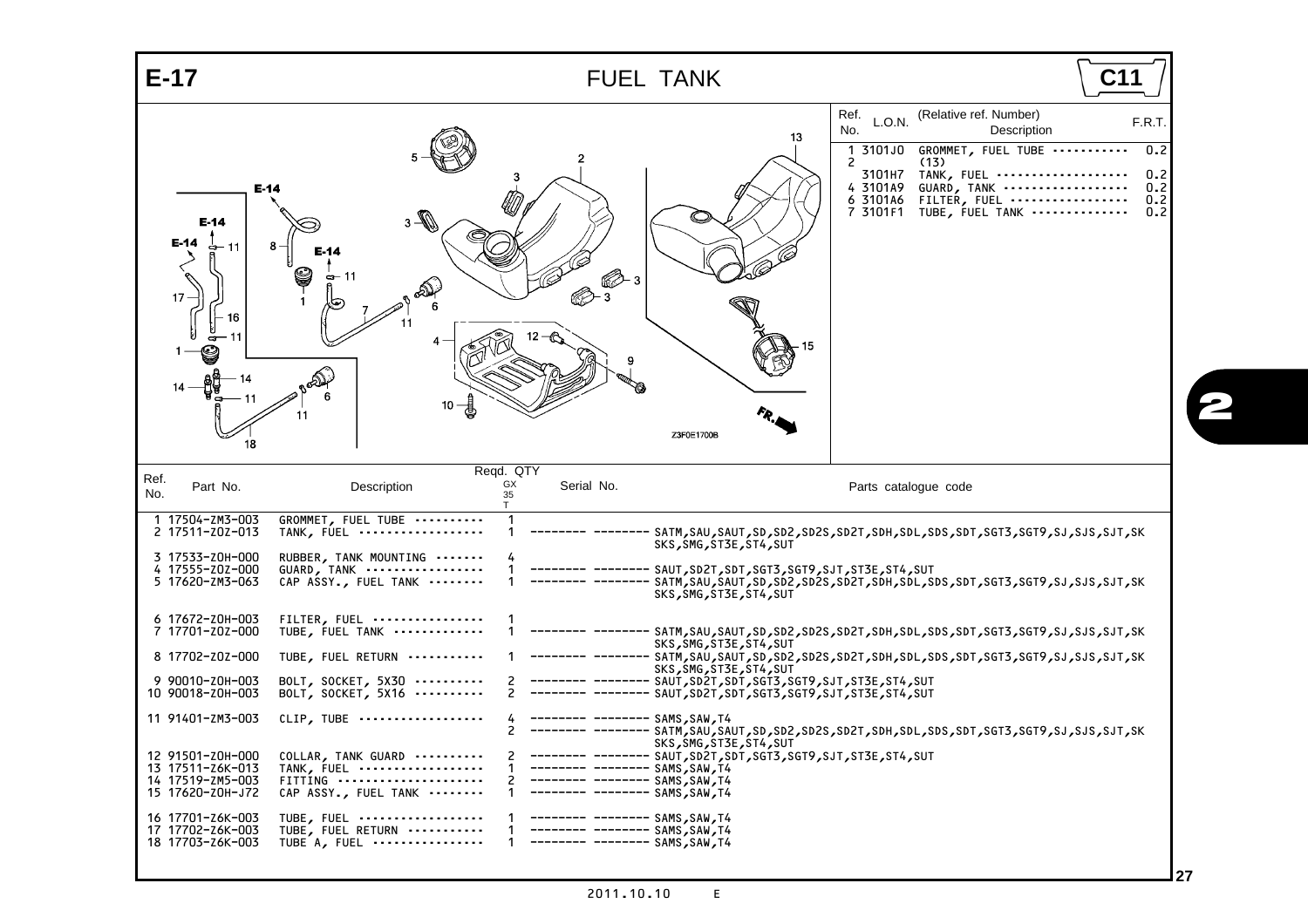# E-17 FUEL TANK

**C11**

| Ref. No. | L.O.N. | (Relative ref. Number) Description | F.R.T. |
|---|---|---|---|
| 1 | 3101J0 | GROMMET, FUEL TUBE | 0.2 |
| 2 | | (13) | |
| | 3101H7 | TANK, FUEL | 0.2 |
| 4 | 3101A9 | GUARD, TANK | 0.2 |
| 6 | 3101A6 | FILTER, FUEL | 0.2 |
| 7 | 3101F1 | TUBE, FUEL TANK | 0.2 |

| Ref. No. | Part No. | Description | Reqd. QTY GX35T | Serial No. | Parts catalogue code |
|---|---|---|---|---|---|
| 1 | 17504-ZM3-003 | GROMMET, FUEL TUBE | 1 | | |
| 2 | 17511-Z0Z-013 | TANK, FUEL | 1 | -------- -------- | SATM,SAU,SAUT,SD,SD2,SD2S,SD2T,SDH,SDL,SDS,SDT,SGT3,SGT9,SJ,SJS,SJT,SK SKS,SMG,ST3E,ST4,SUT |
| 3 | 17533-Z0H-000 | RUBBER, TANK MOUNTING | 4 | | |
| 4 | 17555-Z0Z-000 | GUARD, TANK | 1 | -------- -------- | SAUT,SD2T,SDT,SGT3,SGT9,SJT,ST3E,ST4,SUT |
| 5 | 17620-ZM3-063 | CAP ASSY., FUEL TANK | 1 | -------- -------- | SATM,SAU,SAUT,SD,SD2,SD2S,SD2T,SDH,SDL,SDS,SDT,SGT3,SGT9,SJ,SJS,SJT,SK SKS,SMG,ST3E,ST4,SUT |
| 6 | 17672-Z0H-003 | FILTER, FUEL | 1 | | |
| 7 | 17701-Z0Z-000 | TUBE, FUEL TANK | 1 | -------- -------- | SATM,SAU,SAUT,SD,SD2,SD2S,SD2T,SDH,SDL,SDS,SDT,SGT3,SGT9,SJ,SJS,SJT,SK SKS,SMG,ST3E,ST4,SUT |
| 8 | 17702-Z0Z-000 | TUBE, FUEL RETURN | 1 | -------- -------- | SATM,SAU,SAUT,SD,SD2,SD2S,SD2T,SDH,SDL,SDS,SDT,SGT3,SGT9,SJ,SJS,SJT,SK SKS,SMG,ST3E,ST4,SUT |
| 9 | 90010-Z0H-003 | BOLT, SOCKET, 5X30 | 2 | -------- -------- | SAUT,SD2T,SDT,SGT3,SGT9,SJT,ST3E,ST4,SUT |
| 10 | 90018-Z0H-003 | BOLT, SOCKET, 5X16 | 2 | -------- -------- | SAUT,SD2T,SDT,SGT3,SGT9,SJT,ST3E,ST4,SUT |
| 11 | 91401-ZM3-003 | CLIP, TUBE | 4 | -------- -------- | SAMS,SAW,T4 |
| | | | 2 | -------- -------- | SATM,SAU,SAUT,SD,SD2,SD2S,SD2T,SDH,SDL,SDS,SDT,SGT3,SGT9,SJ,SJS,SJT,SK SKS,SMG,ST3E,ST4,SUT |
| 12 | 91501-Z0H-000 | COLLAR, TANK GUARD | 2 | -------- -------- | SAUT,SD2T,SDT,SGT3,SGT9,SJT,ST3E,ST4,SUT |
| 13 | 17511-Z6K-013 | TANK, FUEL | 1 | -------- -------- | SAMS,SAW,T4 |
| 14 | 17519-ZM5-003 | FITTING | 2 | -------- -------- | SAMS,SAW,T4 |
| 15 | 17620-Z0H-J72 | CAP ASSY., FUEL TANK | 1 | -------- -------- | SAMS,SAW,T4 |
| 16 | 17701-Z6K-003 | TUBE, FUEL | 1 | -------- -------- | SAMS,SAW,T4 |
| 17 | 17702-Z6K-003 | TUBE, FUEL RETURN | 1 | -------- -------- | SAMS,SAW,T4 |
| 18 | 17703-Z6K-003 | TUBE A, FUEL | 1 | -------- -------- | SAMS,SAW,T4 |

2011.10.10 E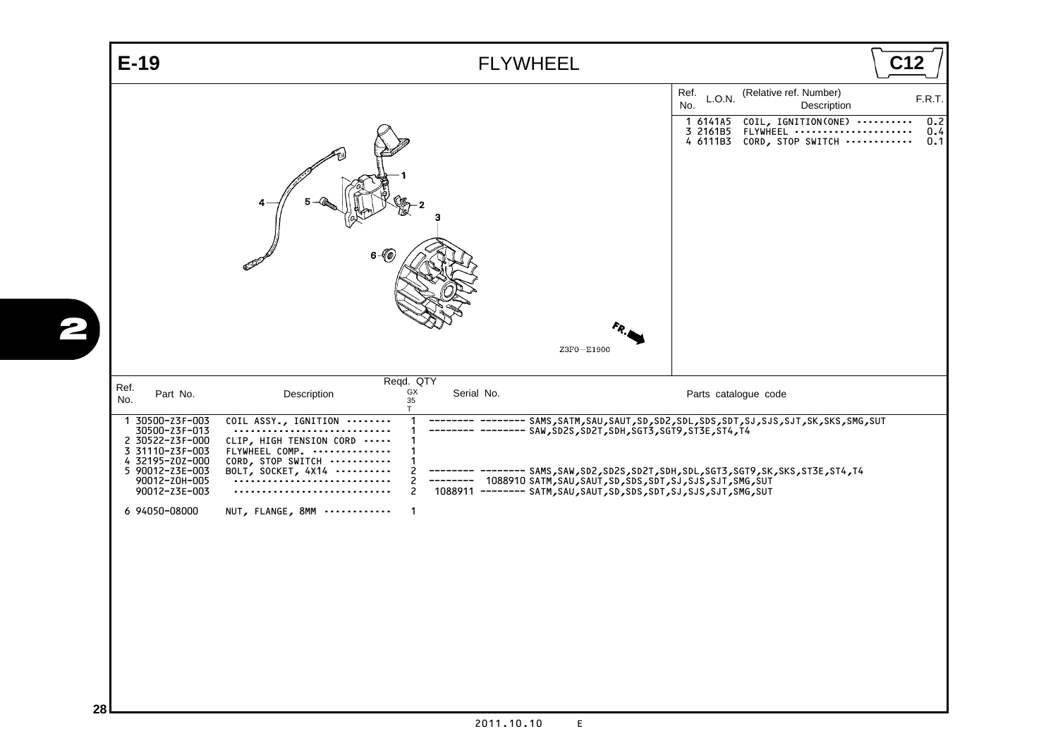# E-19 FLYWHEEL

**C12**

| Ref. No. | L.O.N. | (Relative ref. Number) Description | F.R.T. |
|---|---|---|---|
| 1 | 6141A5 | COIL, IGNITION(ONE) | 0.2 |
| 3 | 2161B5 | FLYWHEEL | 0.4 |
| 4 | 6111B3 | CORD, STOP SWITCH | 0.1 |

Z3F0—E1900

| Ref. No. | Part No. | Description | Reqd. QTY GX35T | Serial No. | | Parts catalogue code |
|---|---|---|---|---|---|---|
| 1 | 30500-Z3F-003 | COIL ASSY., IGNITION | 1 | -------- | -------- | SAMS,SATM,SAU,SAUT,SD,SD2,SDL,SDS,SDT,SJ,SJS,SJT,SK,SKS,SMG,SUT |
| | 30500-Z3F-013 | | 1 | -------- | -------- | SAW,SD2S,SD2T,SDH,SGT3,SGT9,ST3E,ST4,T4 |
| 2 | 30522-Z3F-000 | CLIP, HIGH TENSION CORD | 1 | | | |
| 3 | 31110-Z3F-003 | FLYWHEEL COMP. | 1 | | | |
| 4 | 32195-Z0Z-000 | CORD, STOP SWITCH | 1 | | | |
| 5 | 90012-Z3E-003 | BOLT, SOCKET, 4X14 | 2 | -------- | -------- | SAMS,SAW,SD2,SD2S,SD2T,SDH,SDL,SGT3,SGT9,SK,SKS,ST3E,ST4,T4 |
| | 90012-Z0H-005 | | 2 | -------- | 1088910 | SATM,SAU,SAUT,SD,SDS,SDT,SJ,SJS,SJT,SMG,SUT |
| | 90012-Z3E-003 | | 2 | 1088911 | -------- | SATM,SAU,SAUT,SD,SDS,SDT,SJ,SJS,SJT,SMG,SUT |
| 6 | 94050-08000 | NUT, FLANGE, 8MM | 1 | | | |

2011.10.10 E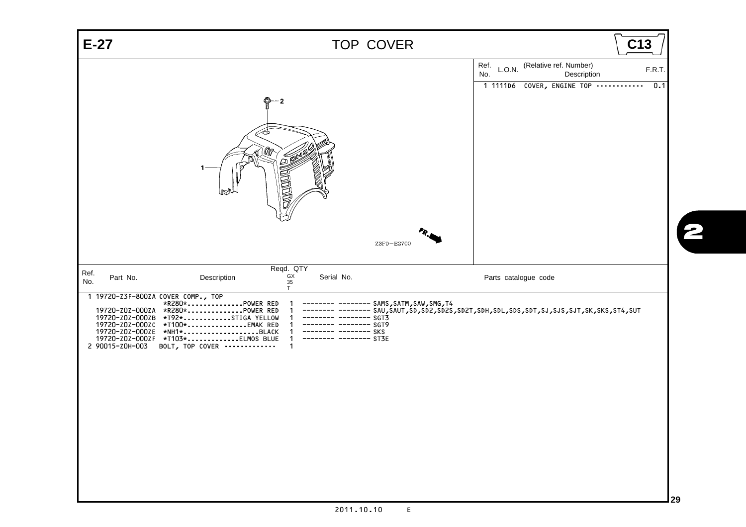# E-27 TOP COVER

**C13**

| Ref. No. | L.O.N. | (Relative ref. Number) Description | F.R.T. |
|---|---|---|---|
| 1 | 1111D6 | COVER, ENGINE TOP ··········· | 0.1 |

1
2

Z3F0−E2700

FR.

| Ref. No. | Part No. | Description | Reqd. QTY GX 35 T | Serial No. | Parts catalogue code |
|---|---|---|---|---|---|
| 1 | 19720-Z3F-800ZA | COVER COMP., TOP *R280*..............POWER RED | 1 | -------- -------- | SAMS,SATM,SAW,SMG,T4 |
| | 19720-Z0Z-000ZA | *R280*..............POWER RED | 1 | -------- -------- | SAU,SAUT,SD,SD2,SD2S,SD2T,SDH,SDL,SDS,SDT,SJ,SJS,SJT,SK,SKS,ST4,SUT |
| | 19720-Z0Z-000ZB | *T92*............STIGA YELLOW | 1 | -------- -------- | SGT3 |
| | 19720-Z0Z-000ZC | *T100*...............EMAK RED | 1 | -------- -------- | SGT9 |
| | 19720-Z0Z-000ZE | *NH1*...................BLACK | 1 | -------- -------- | SKS |
| | 19720-Z0Z-000ZF | *T103*.............ELMOS BLUE | 1 | -------- -------- | ST3E |
| 2 | 90015-Z0H-003 | BOLT, TOP COVER ············· | 1 | | |

2011.10.10 E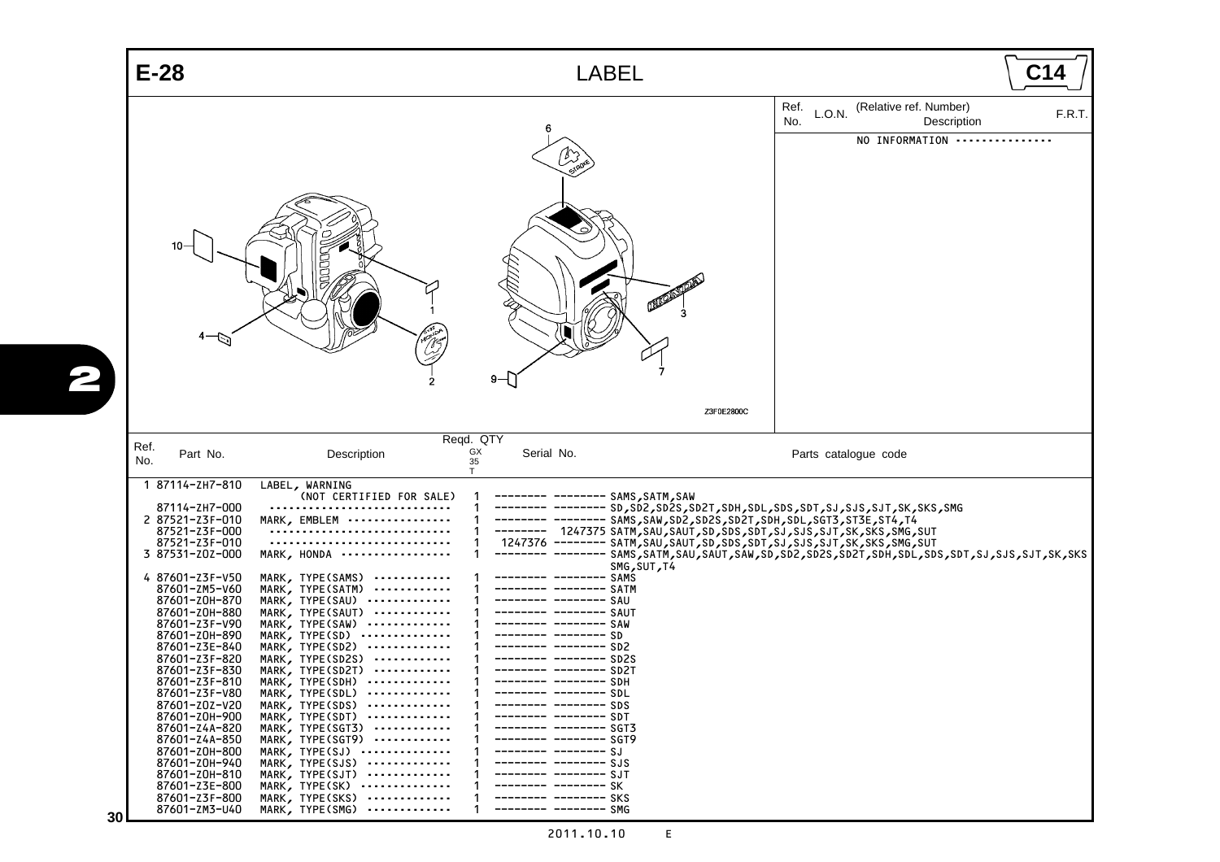# E-28 LABEL

**C14**

| Ref. No. | L.O.N. | (Relative ref. Number) Description | F.R.T. |
|---|---|---|---|
| | | NO INFORMATION -------------- | |

Z3F0E2800C

| Ref. No. | Part No. | Description | Reqd. QTY GX35T | Serial No. | | Parts catalogue code |
|---|---|---|---|---|---|---|
| 1 | 87114-ZH7-810 | LABEL, WARNING (NOT CERTIFIED FOR SALE) | 1 | -------- | -------- | SAMS,SATM,SAW |
| | 87114-ZH7-000 | ............................ | 1 | -------- | -------- | SD,SD2,SD2S,SD2T,SDH,SDL,SDS,SDT,SJ,SJS,SJT,SK,SKS,SMG |
| 2 | 87521-Z3F-010 | MARK, EMBLEM -------------- | 1 | -------- | -------- | SAMS,SAW,SD2,SD2S,SD2T,SDH,SDL,SGT3,ST3E,ST4,T4 |
| | 87521-Z3F-000 | ............................ | 1 | -------- | 1247375 | SATM,SAU,SAUT,SD,SDS,SDT,SJ,SJS,SJT,SK,SKS,SMG,SUT |
| | 87521-Z3F-010 | ............................ | 1 | 1247376 | -------- | SATM,SAU,SAUT,SD,SDS,SDT,SJ,SJS,SJT,SK,SKS,SMG,SUT |
| 3 | 87531-Z0Z-000 | MARK, HONDA --------------- | 1 | -------- | -------- | SAMS,SATM,SAU,SAUT,SAW,SD,SD2,SD2S,SD2T,SDH,SDL,SDS,SDT,SJ,SJS,SJT,SK,SKS SMG,SUT,T4 |
| 4 | 87601-Z3F-V50 | MARK, TYPE(SAMS) ----------- | 1 | -------- | -------- | SAMS |
| | 87601-ZM5-V60 | MARK, TYPE(SATM) ----------- | 1 | -------- | -------- | SATM |
| | 87601-Z0H-870 | MARK, TYPE(SAU) ------------ | 1 | -------- | -------- | SAU |
| | 87601-Z0H-880 | MARK, TYPE(SAUT) ----------- | 1 | -------- | -------- | SAUT |
| | 87601-Z3F-V90 | MARK, TYPE(SAW) ------------ | 1 | -------- | -------- | SAW |
| | 87601-Z0H-890 | MARK, TYPE(SD) ------------- | 1 | -------- | -------- | SD |
| | 87601-Z3E-840 | MARK, TYPE(SD2) ------------ | 1 | -------- | -------- | SD2 |
| | 87601-Z3F-820 | MARK, TYPE(SD2S) ----------- | 1 | -------- | -------- | SD2S |
| | 87601-Z3F-830 | MARK, TYPE(SD2T) ----------- | 1 | -------- | -------- | SD2T |
| | 87601-Z3F-810 | MARK, TYPE(SDH) ------------ | 1 | -------- | -------- | SDH |
| | 87601-Z3F-V80 | MARK, TYPE(SDL) ------------ | 1 | -------- | -------- | SDL |
| | 87601-Z0Z-V20 | MARK, TYPE(SDS) ------------ | 1 | -------- | -------- | SDS |
| | 87601-Z0H-900 | MARK, TYPE(SDT) ------------ | 1 | -------- | -------- | SDT |
| | 87601-Z4A-820 | MARK, TYPE(SGT3) ----------- | 1 | -------- | -------- | SGT3 |
| | 87601-Z4A-850 | MARK, TYPE(SGT9) ----------- | 1 | -------- | -------- | SGT9 |
| | 87601-Z0H-800 | MARK, TYPE(SJ) ------------- | 1 | -------- | -------- | SJ |
| | 87601-Z0H-940 | MARK, TYPE(SJS) ------------ | 1 | -------- | -------- | SJS |
| | 87601-Z0H-810 | MARK, TYPE(SJT) ------------ | 1 | -------- | -------- | SJT |
| | 87601-Z3E-800 | MARK, TYPE(SK) ------------- | 1 | -------- | -------- | SK |
| | 87601-Z3F-800 | MARK, TYPE(SKS) ------------ | 1 | -------- | -------- | SKS |
| | 87601-ZM3-U40 | MARK, TYPE(SMG) ------------ | 1 | -------- | -------- | SMG |

2011.10.10 E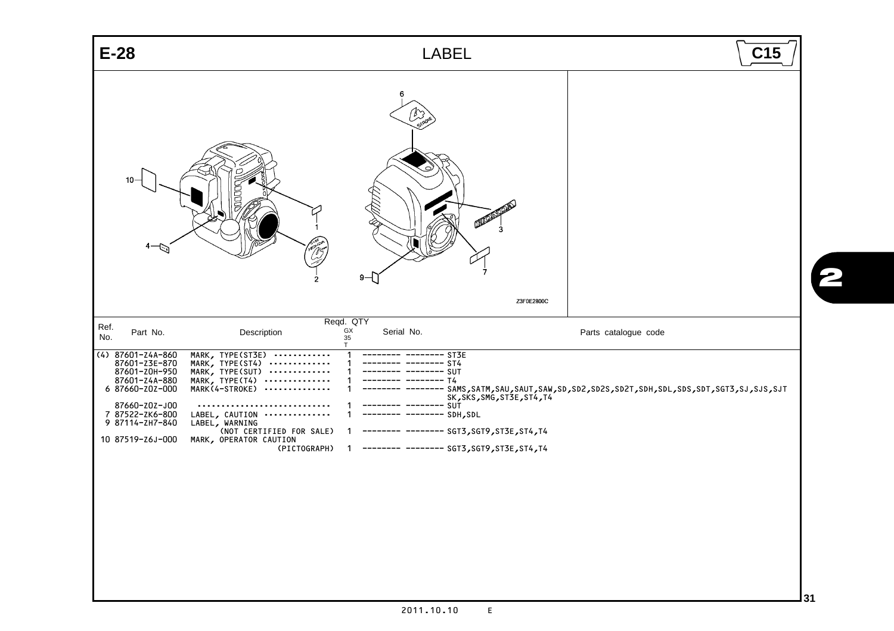# E-28 LABEL

C15

Z3F0E2800C

| Ref. No. | Part No. | Description | Reqd. QTY GX35T | Serial No. | Parts catalogue code |
|---|---|---|---|---|---|
| (4) | 87601-Z4A-860 | MARK, TYPE(ST3E) | 1 | -------- -------- | ST3E |
| | 87601-Z3E-870 | MARK, TYPE(ST4) | 1 | -------- -------- | ST4 |
| | 87601-Z0H-950 | MARK, TYPE(SUT) | 1 | -------- -------- | SUT |
| | 87601-Z4A-880 | MARK, TYPE(T4) | 1 | -------- -------- | T4 |
| 6 | 87660-Z0Z-000 | MARK(4-STROKE) | 1 | -------- -------- | SAMS,SATM,SAU,SAUT,SAW,SD,SD2,SD2S,SD2T,SDH,SDL,SDS,SDT,SGT3,SJ,SJS,SJTSK,SKS,SMG,ST3E,ST4,T4 |
| | 87660-Z0Z-J00 | | 1 | -------- -------- | SUT |
| 7 | 87522-ZK6-800 | LABEL, CAUTION | 1 | -------- -------- | SDH,SDL |
| 9 | 87114-ZH7-840 | LABEL, WARNING (NOT CERTIFIED FOR SALE) | 1 | -------- -------- | SGT3,SGT9,ST3E,ST4,T4 |
| 10 | 87519-Z6J-000 | MARK, OPERATOR CAUTION (PICTOGRAPH) | 1 | -------- -------- | SGT3,SGT9,ST3E,ST4,T4 |

2011.10.10 E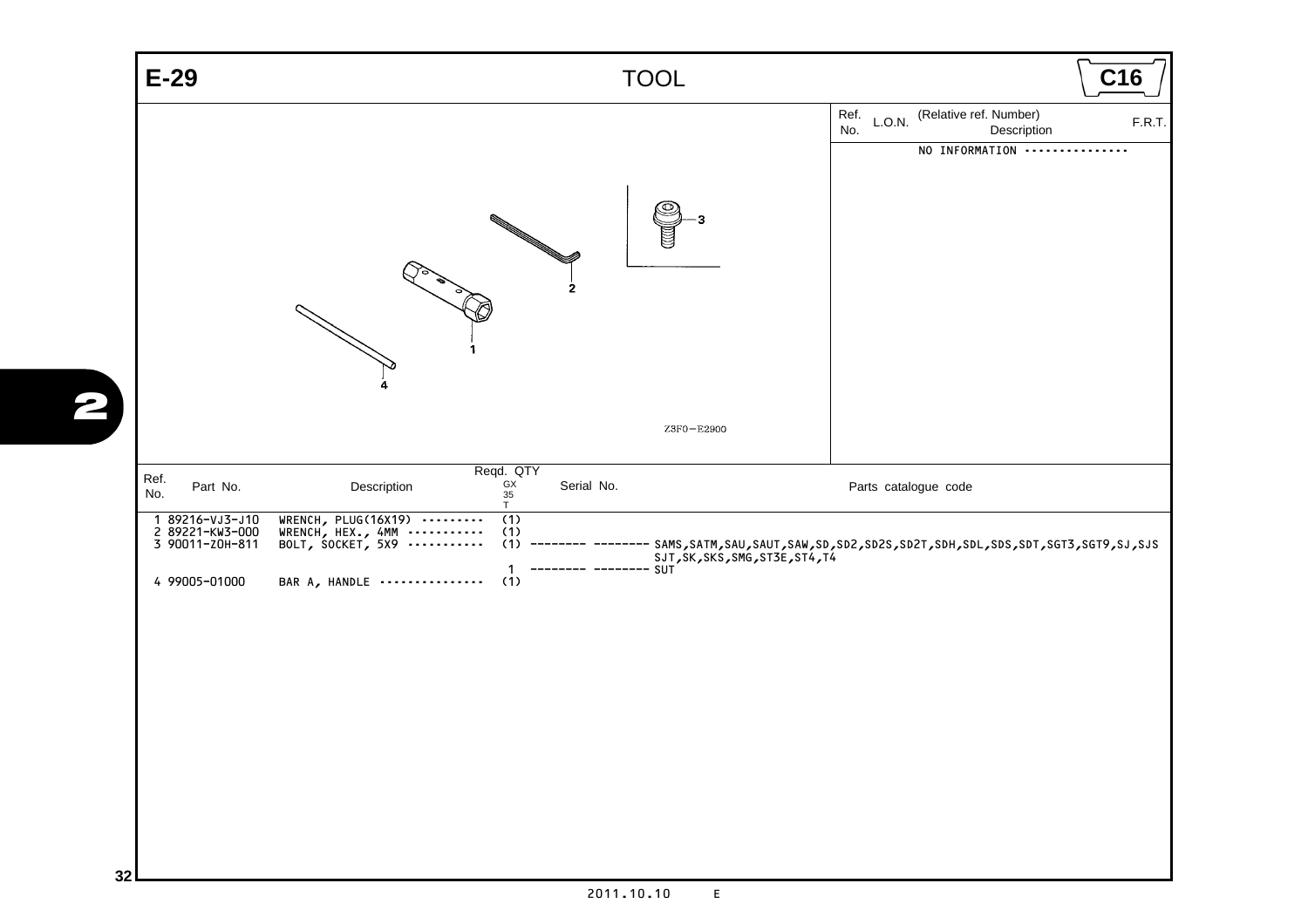# E-29 TOOL

**C16**

| Ref. No. | L.O.N. | (Relative ref. Number) Description | F.R.T. |
|---|---|---|---|
| | | NO INFORMATION -------------- | |

Z3F0-E2900

| Ref. No. | Part No. | Description | Reqd. QTY GX 35 T | Serial No. | Parts catalogue code |
|---|---|---|---|---|---|
| 1 | 89216-VJ3-J10 | WRENCH, PLUG(16X19) --------- | (1) | | |
| 2 | 89221-KW3-000 | WRENCH, HEX., 4MM ----------- | (1) | | |
| 3 | 90011-Z0H-811 | BOLT, SOCKET, 5X9 ----------- | (1) | -------- -------- | SAMS,SATM,SAU,SAUT,SAW,SD,SD2,SD2S,SD2T,SDH,SDL,SDS,SDT,SGT3,SGT9,SJ,SJS SJT,SK,SKS,SMG,ST3E,ST4,T4 |
| | | | 1 | -------- -------- | SUT |
| 4 | 99005-01000 | BAR A, HANDLE -------------- | (1) | | |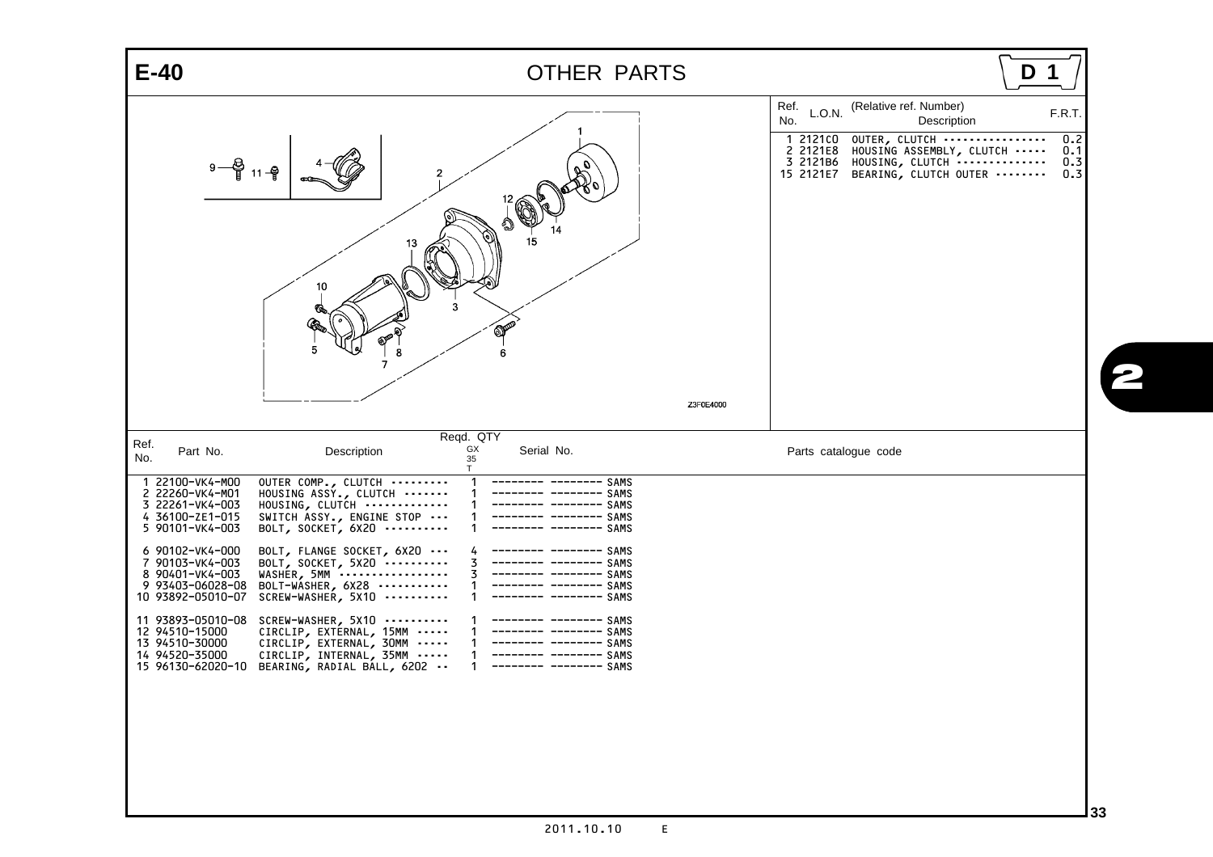# E-40 OTHER PARTS

D 1

| Ref. No. | L.O.N. | (Relative ref. Number) Description | F.R.T. |
|---|---|---|---|
| 1 | 2121C0 | OUTER, CLUTCH | 0.2 |
| 2 | 2121E8 | HOUSING ASSEMBLY, CLUTCH | 0.1 |
| 3 | 2121B6 | HOUSING, CLUTCH | 0.3 |
| 15 | 2121E7 | BEARING, CLUTCH OUTER | 0.3 |

Z3F0E4000

| Ref. No. | Part No. | Description | Reqd. QTY GX35T | Serial No. | Parts catalogue code |
|---|---|---|---|---|---|
| 1 | 22100-VK4-M00 | OUTER COMP., CLUTCH | 1 | -------- -------- SAMS | |
| 2 | 22260-VK4-M01 | HOUSING ASSY., CLUTCH | 1 | -------- -------- SAMS | |
| 3 | 22261-VK4-003 | HOUSING, CLUTCH | 1 | -------- -------- SAMS | |
| 4 | 36100-ZE1-015 | SWITCH ASSY., ENGINE STOP | 1 | -------- -------- SAMS | |
| 5 | 90101-VK4-003 | BOLT, SOCKET, 6X20 | 1 | -------- -------- SAMS | |
| 6 | 90102-VK4-000 | BOLT, FLANGE SOCKET, 6X20 | 4 | -------- -------- SAMS | |
| 7 | 90103-VK4-003 | BOLT, SOCKET, 5X20 | 3 | -------- -------- SAMS | |
| 8 | 90401-VK4-003 | WASHER, 5MM | 3 | -------- -------- SAMS | |
| 9 | 93403-06028-08 | BOLT-WASHER, 6X28 | 1 | -------- -------- SAMS | |
| 10 | 93892-05010-07 | SCREW-WASHER, 5X10 | 1 | -------- -------- SAMS | |
| 11 | 93893-05010-08 | SCREW-WASHER, 5X10 | 1 | -------- -------- SAMS | |
| 12 | 94510-15000 | CIRCLIP, EXTERNAL, 15MM | 1 | -------- -------- SAMS | |
| 13 | 94510-30000 | CIRCLIP, EXTERNAL, 30MM | 1 | -------- -------- SAMS | |
| 14 | 94520-35000 | CIRCLIP, INTERNAL, 35MM | 1 | -------- -------- SAMS | |
| 15 | 96130-62020-10 | BEARING, RADIAL BALL, 6202 | 1 | -------- -------- SAMS | |

2011.10.10 E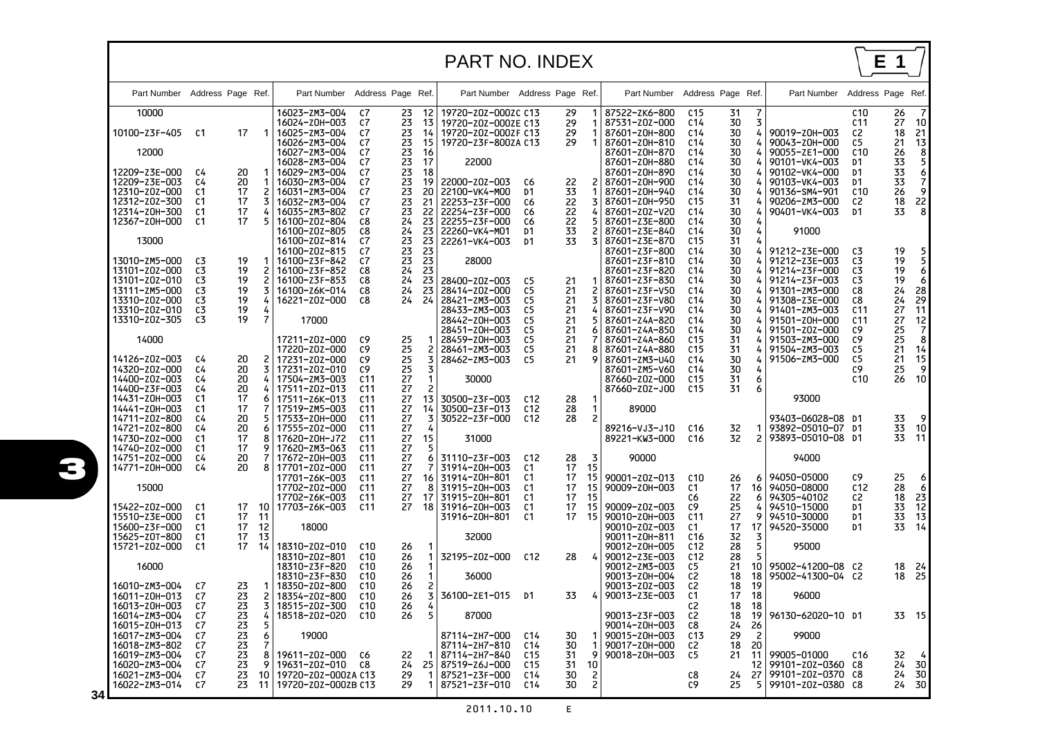# PART NO. INDEX

E 1

| Part Number | Address | Page | Ref. |
|---|---|---|---|
| 10000 | | | |
| 10100-Z3F-405 | C1 | 17 | 1 |
| 12000 | | | |
| 12209-Z3E-000 | C4 | 20 | 1 |
| 12209-Z3E-003 | C4 | 20 | 1 |
| 12310-Z0Z-000 | C1 | 17 | 2 |
| 12312-Z0Z-300 | C1 | 17 | 3 |
| 12314-Z0H-300 | C1 | 17 | 4 |
| 12367-Z0H-000 | C1 | 17 | 5 |
| 13000 | | | |
| 13010-ZM5-000 | C3 | 19 | 1 |
| 13101-Z0Z-000 | C3 | 19 | 2 |
| 13101-Z0Z-010 | C3 | 19 | 2 |
| 13111-ZM5-000 | C3 | 19 | 3 |
| 13310-Z0Z-000 | C3 | 19 | 4 |
| 13310-Z0Z-010 | C3 | 19 | 4 |
| 13310-Z0Z-305 | C3 | 19 | 7 |
| 14000 | | | |
| 14126-Z0Z-003 | C4 | 20 | 2 |
| 14320-Z0Z-000 | C4 | 20 | 3 |
| 14400-Z0Z-003 | C4 | 20 | 4 |
| 14400-Z3F-003 | C4 | 20 | 4 |
| 14431-Z0H-003 | C1 | 17 | 6 |
| 14441-Z0H-003 | C1 | 17 | 7 |
| 14711-Z0Z-800 | C4 | 20 | 5 |
| 14721-Z0Z-800 | C4 | 20 | 6 |
| 14730-Z0Z-000 | C1 | 17 | 8 |
| 14740-Z0Z-000 | C1 | 17 | 9 |
| 14751-Z0Z-000 | C4 | 20 | 7 |
| 14771-Z0H-000 | C4 | 20 | 8 |
| 15000 | | | |
| 15422-Z0Z-000 | C1 | 17 | 10 |
| 15510-Z3E-000 | C1 | 17 | 11 |
| 15600-Z3F-000 | C1 | 17 | 12 |
| 15625-Z0T-800 | C1 | 17 | 13 |
| 15721-Z0Z-000 | C1 | 17 | 14 |
| 16000 | | | |
| 16010-ZM3-004 | C7 | 23 | 1 |
| 16011-Z0H-013 | C7 | 23 | 2 |
| 16013-Z0H-003 | C7 | 23 | 3 |
| 16014-ZM3-004 | C7 | 23 | 4 |
| 16015-Z0H-013 | C7 | 23 | 5 |
| 16017-ZM3-004 | C7 | 23 | 6 |
| 16018-ZM3-802 | C7 | 23 | 7 |
| 16019-ZM3-004 | C7 | 23 | 8 |
| 16020-ZM3-004 | C7 | 23 | 9 |
| 16021-ZM3-004 | C7 | 23 | 10 |
| 16022-ZM3-014 | C7 | 23 | 11 |
| 16023-ZM3-004 | C7 | 23 | 12 |
| 16024-Z0H-003 | C7 | 23 | 13 |
| 16025-ZM3-004 | C7 | 23 | 14 |
| 16026-ZM3-004 | C7 | 23 | 15 |
| 16027-ZM3-004 | C7 | 23 | 16 |
| 16028-ZM3-004 | C7 | 23 | 17 |
| 16029-ZM3-004 | C7 | 23 | 18 |
| 16030-ZM3-004 | C7 | 23 | 19 |
| 16031-ZM3-004 | C7 | 23 | 20 |
| 16032-ZM3-004 | C7 | 23 | 21 |
| 16035-ZM3-802 | C7 | 23 | 22 |
| 16100-Z0Z-804 | C8 | 24 | 23 |
| 16100-Z0Z-805 | C8 | 24 | 23 |
| 16100-Z0Z-814 | C7 | 23 | 23 |
| 16100-Z0Z-815 | C7 | 23 | 23 |
| 16100-Z3F-842 | C7 | 23 | 23 |
| 16100-Z3F-852 | C8 | 24 | 23 |
| 16100-Z3F-853 | C8 | 24 | 23 |
| 16100-Z6K-014 | C8 | 24 | 23 |
| 16221-Z0Z-000 | C8 | 24 | 24 |
| 17000 | | | |
| 17211-Z0Z-000 | C9 | 25 | 1 |
| 17220-Z0Z-000 | C9 | 25 | 2 |
| 17231-Z0Z-000 | C9 | 25 | 3 |
| 17231-Z0Z-010 | C9 | 25 | 3 |
| 17504-ZM3-003 | C11 | 27 | 1 |
| 17511-Z0Z-013 | C11 | 27 | 2 |
| 17511-Z6K-013 | C11 | 27 | 13 |
| 17519-ZM5-003 | C11 | 27 | 14 |
| 17533-Z0H-000 | C11 | 27 | 3 |
| 17555-Z0Z-000 | C11 | 27 | 4 |
| 17620-Z0H-J72 | C11 | 27 | 15 |
| 17620-Z3F-063 | C11 | 27 | 5 |
| 17672-Z0H-003 | C11 | 27 | 6 |
| 17701-Z0Z-000 | C11 | 27 | 7 |
| 17701-Z6K-003 | C11 | 27 | 16 |
| 17702-Z0Z-000 | C11 | 27 | 8 |
| 17702-Z6K-003 | C11 | 27 | 17 |
| 17703-Z6K-003 | C11 | 27 | 18 |
| 18000 | | | |
| 18310-Z0Z-010 | C10 | 26 | 1 |
| 18310-Z0Z-801 | C10 | 26 | 1 |
| 18310-Z3F-820 | C10 | 26 | 1 |
| 18310-Z3F-830 | C10 | 26 | 1 |
| 18350-Z0Z-800 | C10 | 26 | 2 |
| 18354-Z0Z-800 | C10 | 26 | 3 |
| 18515-Z0Z-300 | C10 | 26 | 4 |
| 18518-Z0Z-020 | C10 | 26 | 5 |
| 19000 | | | |
| 19611-Z0Z-000 | C6 | 22 | 1 |
| 19631-Z0Z-010 | C8 | 24 | 25 |
| 19720-Z0Z-000ZA | C13 | 29 | 1 |
| 19720-Z0Z-000ZB | C13 | 29 | 1 |
| 19720-Z0Z-000ZC | C13 | 29 | 1 |
| 19720-Z0Z-000ZE | C13 | 29 | 1 |
| 19720-Z0Z-000ZF | C13 | 29 | 1 |
| 19720-Z3F-800ZA | C13 | 29 | 1 |
| 22000 | | | |
| 22000-Z0Z-003 | C6 | 22 | 2 |
| 22100-VK4-M00 | D1 | 33 | 1 |
| 22253-Z3F-000 | C6 | 22 | 3 |
| 22254-Z3F-000 | C6 | 22 | 4 |
| 22255-Z3F-000 | C6 | 22 | 5 |
| 22260-VK4-M01 | D1 | 33 | 2 |
| 22261-VK4-003 | D1 | 33 | 3 |
| 28000 | | | |
| 28400-Z0Z-003 | C5 | 21 | 1 |
| 28414-Z0Z-000 | C5 | 21 | 2 |
| 28421-ZM3-003 | C5 | 21 | 3 |
| 28433-ZM3-003 | C5 | 21 | 4 |
| 28442-Z0H-003 | C5 | 21 | 5 |
| 28451-Z0H-003 | C5 | 21 | 6 |
| 28459-Z0H-003 | C5 | 21 | 7 |
| 28461-ZM3-003 | C5 | 21 | 8 |
| 28462-ZM3-003 | C5 | 21 | 9 |
| 30000 | | | |
| 30500-Z3F-003 | C12 | 28 | 1 |
| 30500-Z3F-013 | C12 | 28 | 1 |
| 30522-Z3F-000 | C12 | 28 | 2 |
| 31000 | | | |
| 31110-Z3F-003 | C12 | 28 | 3 |
| 31914-Z0H-003 | C1 | 17 | 15 |
| 31914-Z0H-801 | C1 | 17 | 15 |
| 31915-Z0H-003 | C1 | 17 | 15 |
| 31915-Z0H-801 | C1 | 17 | 15 |
| 31916-Z0H-003 | C1 | 17 | 15 |
| 31916-Z0H-801 | C1 | 17 | 15 |
| 32000 | | | |
| 32195-Z0Z-000 | C12 | 28 | 4 |
| 36000 | | | |
| 36100-ZE1-015 | D1 | 33 | 4 |
| 87000 | | | |
| 87114-ZH7-000 | C14 | 30 | 1 |
| 87114-ZH7-810 | C14 | 30 | 1 |
| 87114-ZH7-840 | C15 | 31 | 9 |
| 87519-Z6J-000 | C15 | 31 | 10 |
| 87521-Z3F-000 | C14 | 30 | 2 |
| 87521-Z3F-010 | C14 | 30 | 2 |
| 87522-ZK6-800 | C15 | 31 | 7 |
| 87531-Z0Z-000 | C14 | 30 | 3 |
| 87601-Z0H-800 | C14 | 30 | 4 |
| 87601-Z0H-810 | C14 | 30 | 4 |
| 87601-Z0H-870 | C14 | 30 | 4 |
| 87601-Z0H-880 | C14 | 30 | 4 |
| 87601-Z0H-890 | C14 | 30 | 4 |
| 87601-Z0H-900 | C14 | 30 | 4 |
| 87601-Z0H-940 | C14 | 30 | 4 |
| 87601-Z0H-950 | C15 | 31 | 4 |
| 87601-Z0Z-V20 | C14 | 30 | 4 |
| 87601-Z3E-800 | C14 | 30 | 4 |
| 87601-Z3E-840 | C14 | 30 | 4 |
| 87601-Z3E-870 | C15 | 31 | 4 |
| 87601-Z3F-800 | C14 | 30 | 4 |
| 87601-Z3F-810 | C14 | 30 | 4 |
| 87601-Z3F-820 | C14 | 30 | 4 |
| 87601-Z3F-830 | C14 | 30 | 4 |
| 87601-Z3F-V50 | C14 | 30 | 4 |
| 87601-Z3F-V80 | C14 | 30 | 4 |
| 87601-Z3F-V90 | C14 | 30 | 4 |
| 87601-Z4A-820 | C14 | 30 | 4 |
| 87601-Z4A-850 | C14 | 30 | 4 |
| 87601-Z4A-860 | C15 | 31 | 4 |
| 87601-Z4A-880 | C15 | 31 | 4 |
| 87601-ZM3-U40 | C14 | 30 | 4 |
| 87601-ZM5-V60 | C14 | 30 | 4 |
| 87660-Z0Z-000 | C15 | 31 | 6 |
| 87660-Z0Z-J00 | C15 | 31 | 6 |
| 89000 | | | |
| 89216-VJ3-J10 | C16 | 32 | 1 |
| 89221-KW3-000 | C16 | 32 | 2 |
| 90000 | | | |
| 90001-Z0Z-013 | C10 | 26 | 6 |
| 90009-Z0H-003 | C1 | 17 | 16 |
| | C6 | 22 | 6 |
| 90009-Z0Z-003 | C9 | 25 | 4 |
| 90010-Z0H-003 | C11 | 27 | 9 |
| 90010-Z0Z-003 | C1 | 17 | 17 |
| 90011-Z0H-811 | C16 | 32 | 3 |
| 90012-Z0H-005 | C12 | 28 | 5 |
| 90012-Z3E-003 | C12 | 28 | 5 |
| 90012-ZM3-003 | C5 | 21 | 10 |
| 90013-Z0H-004 | C2 | 18 | 18 |
| 90013-Z0Z-003 | C2 | 18 | 19 |
| 90013-Z3E-003 | C1 | 17 | 18 |
| | C2 | 18 | 18 |
| 90013-Z3F-003 | C2 | 18 | 19 |
| 90014-Z0H-003 | C8 | 24 | 26 |
| 90015-Z0H-003 | C13 | 29 | 2 |
| 90017-Z0H-000 | C2 | 18 | 20 |
| 90018-Z0H-003 | C5 | 21 | 11 |
| | | | 12 |
| | C8 | 24 | 27 |
| | C9 | 25 | 5 |
| | C10 | 26 | 7 |
| | C11 | 27 | 10 |
| 90019-Z0H-003 | C2 | 18 | 21 |
| 90043-Z0H-000 | C5 | 21 | 13 |
| 90055-ZE1-000 | C10 | 26 | 8 |
| 90101-VK4-003 | D1 | 33 | 5 |
| 90102-VK4-000 | D1 | 33 | 6 |
| 90103-VK4-003 | D1 | 33 | 7 |
| 90136-SM4-901 | C10 | 26 | 9 |
| 90206-ZM3-000 | C2 | 18 | 22 |
| 90401-VK4-003 | D1 | 33 | 8 |
| 91000 | | | |
| 91212-Z3E-000 | C3 | 19 | 5 |
| 91212-Z3E-003 | C3 | 19 | 5 |
| 91214-Z3F-000 | C3 | 19 | 6 |
| 91214-Z3F-003 | C3 | 19 | 6 |
| 91301-ZM3-000 | C8 | 24 | 28 |
| 91308-Z3E-000 | C8 | 24 | 29 |
| 91401-ZM3-003 | C11 | 27 | 11 |
| 91501-Z0H-000 | C11 | 27 | 12 |
| 91501-Z0Z-000 | C9 | 25 | 7 |
| 91503-ZM3-000 | C9 | 25 | 8 |
| 91504-ZM3-003 | C5 | 21 | 14 |
| 91506-ZM3-000 | C5 | 21 | 15 |
| | C9 | 25 | 9 |
| | C10 | 26 | 10 |
| 93000 | | | |
| 93403-06028-08 | D1 | 33 | 9 |
| 93892-05010-07 | D1 | 33 | 10 |
| 93893-05010-08 | D1 | 33 | 11 |
| 94000 | | | |
| 94050-05000 | C9 | 25 | 6 |
| 94050-08000 | C12 | 28 | 6 |
| 94305-40102 | C2 | 18 | 23 |
| 94510-15000 | D1 | 33 | 12 |
| 94510-30000 | D1 | 33 | 13 |
| 94520-35000 | D1 | 33 | 14 |
| 95000 | | | |
| 95002-41200-08 | C2 | 18 | 24 |
| 95002-41300-04 | C2 | 18 | 25 |
| 96000 | | | |
| 96130-62020-10 | D1 | 33 | 15 |
| 99000 | | | |
| 99005-01000 | C16 | 32 | 4 |
| 99101-Z0Z-0360 | C8 | 24 | 30 |
| 99101-Z0Z-0370 | C8 | 24 | 30 |
| 99101-Z0Z-0380 | C8 | 24 | 30 |

2011.10.10 E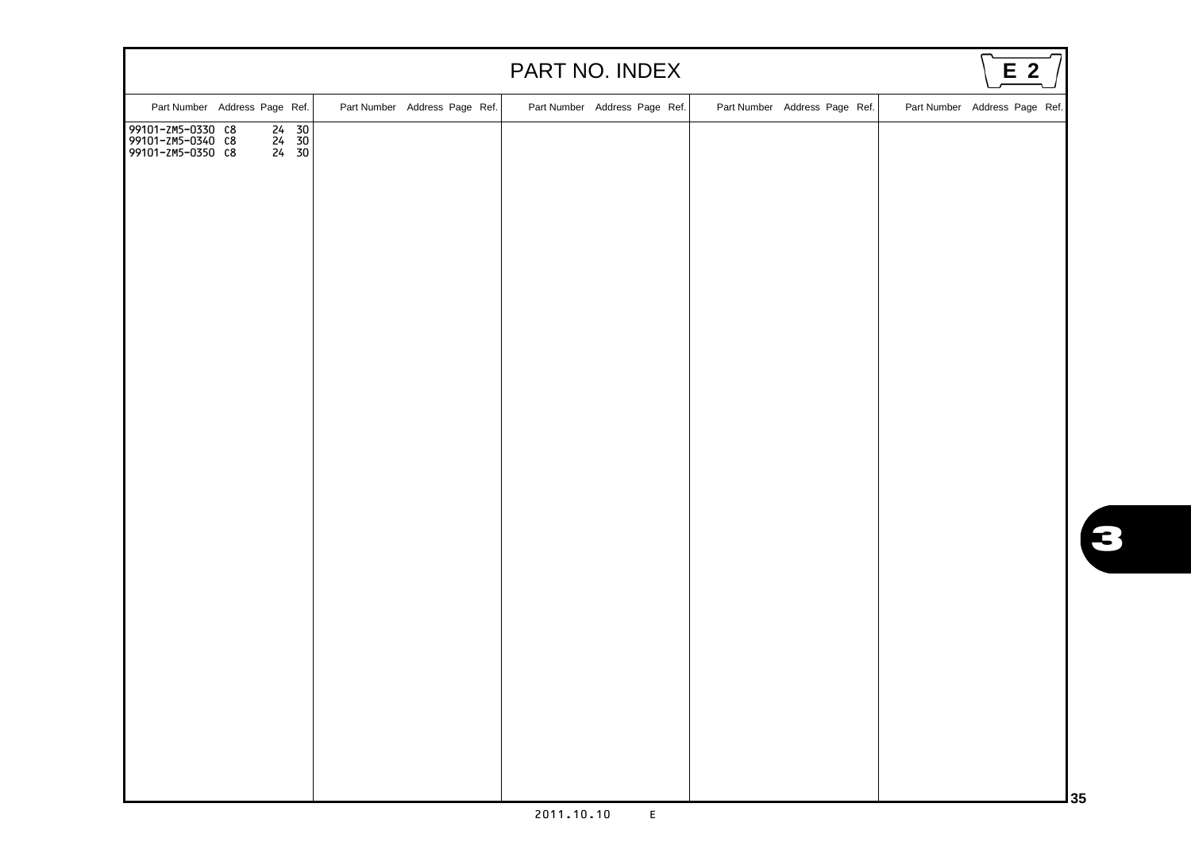# PART NO. INDEX

E 2

| Part Number | Address | Page | Ref. | Part Number | Address | Page | Ref. | Part Number | Address | Page | Ref. | Part Number | Address | Page | Ref. | Part Number | Address | Page | Ref. |
|---|---|---|---|---|---|---|---|---|---|---|---|---|---|---|---|---|---|---|---|
| 99101-ZM5-0330 | C8 | 24 | 30 | | | | | | | | | | | | | | | | |
| 99101-ZM5-0340 | C8 | 24 | 30 | | | | | | | | | | | | | | | | |
| 99101-ZM5-0350 | C8 | 24 | 30 | | | | | | | | | | | | | | | | |

2011.10.10 E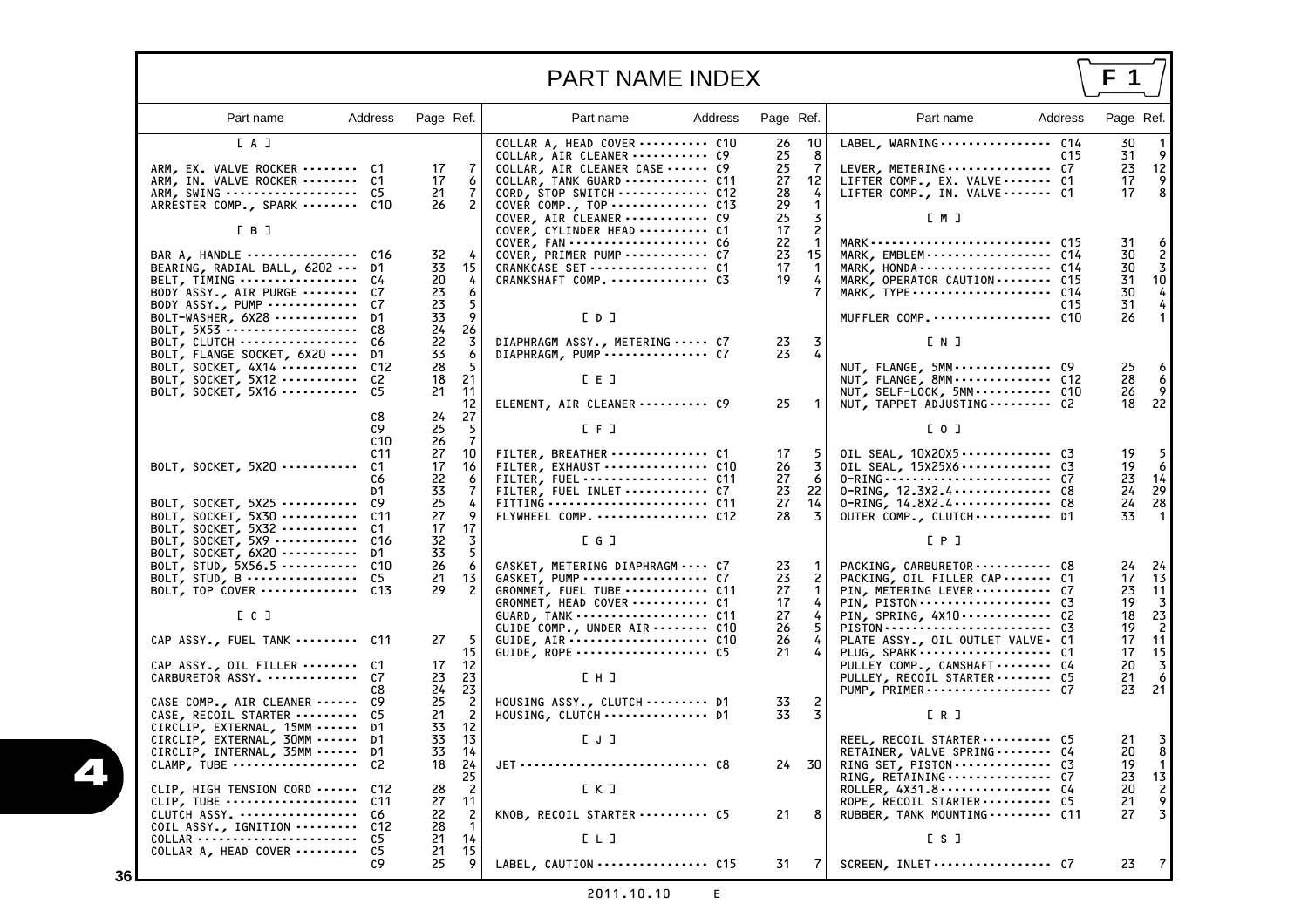# PART NAME INDEX

F 1

| Part name | Address | Page | Ref. |
|---|---|---|---|
| **[ A ]** | | | |
| ARM, EX. VALVE ROCKER | C1 | 17 | 7 |
| ARM, IN. VALVE ROCKER | C1 | 17 | 6 |
| ARM, SWING | C5 | 21 | 7 |
| ARRESTER COMP., SPARK | C10 | 26 | 2 |
| **[ B ]** | | | |
| BAR A, HANDLE | C16 | 32 | 4 |
| BEARING, RADIAL BALL, 6202 | D1 | 33 | 15 |
| BELT, TIMING | C4 | 20 | 4 |
| BODY ASSY., AIR PURGE | C7 | 23 | 6 |
| BODY ASSY., PUMP | C7 | 23 | 5 |
| BOLT-WASHER, 6X28 | D1 | 33 | 9 |
| BOLT, 5X53 | C8 | 24 | 26 |
| BOLT, CLUTCH | C6 | 22 | 3 |
| BOLT, FLANGE SOCKET, 6X20 | D1 | 33 | 6 |
| BOLT, SOCKET, 4X14 | C12 | 28 | 5 |
| BOLT, SOCKET, 5X12 | C2 | 18 | 21 |
| BOLT, SOCKET, 5X16 | C5 | 21 | 11 |
| | | | 12 |
| | C8 | 24 | 27 |
| | C9 | 25 | 5 |
| | C10 | 26 | 7 |
| | C11 | 27 | 10 |
| BOLT, SOCKET, 5X20 | C1 | 17 | 16 |
| | C6 | 22 | 6 |
| | D1 | 33 | 7 |
| BOLT, SOCKET, 5X25 | C9 | 25 | 4 |
| BOLT, SOCKET, 5X30 | C11 | 27 | 9 |
| BOLT, SOCKET, 5X32 | C1 | 17 | 17 |
| BOLT, SOCKET, 5X9 | C16 | 32 | 3 |
| BOLT, SOCKET, 6X20 | D1 | 33 | 5 |
| BOLT, STUD, 5X56.5 | C10 | 26 | 6 |
| BOLT, STUD, B | C5 | 21 | 13 |
| BOLT, TOP COVER | C13 | 29 | 2 |
| **[ C ]** | | | |
| CAP ASSY., FUEL TANK | C11 | 27 | 5 |
| | | | 15 |
| CAP ASSY., OIL FILLER | C1 | 17 | 12 |
| CARBURETOR ASSY. | C7 | 23 | 23 |
| | C8 | 24 | 23 |
| CASE COMP., AIR CLEANER | C9 | 25 | 2 |
| CASE, RECOIL STARTER | C5 | 21 | 2 |
| CIRCLIP, EXTERNAL, 15MM | D1 | 33 | 12 |
| CIRCLIP, EXTERNAL, 30MM | D1 | 33 | 13 |
| CIRCLIP, INTERNAL, 35MM | D1 | 33 | 14 |
| CLAMP, TUBE | C2 | 18 | 24 |
| | | | 25 |
| CLIP, HIGH TENSION CORD | C12 | 28 | 2 |
| CLIP, TUBE | C11 | 27 | 11 |
| CLUTCH ASSY. | C6 | 22 | 2 |
| COIL ASSY., IGNITION | C12 | 28 | 1 |
| COLLAR | C5 | 21 | 14 |
| COLLAR A, HEAD COVER | C5 | 21 | 15 |
| | C9 | 25 | 9 |
| COLLAR A, HEAD COVER | C10 | 26 | 10 |
| COLLAR, AIR CLEANER | C9 | 25 | 8 |
| COLLAR, AIR CLEANER CASE | C9 | 25 | 7 |
| COLLAR, TANK GUARD | C11 | 27 | 12 |
| CORD, STOP SWITCH | C12 | 28 | 4 |
| COVER COMP., TOP | C13 | 29 | 1 |
| COVER, AIR CLEANER | C9 | 25 | 3 |
| COVER, CYLINDER HEAD | C1 | 17 | 2 |
| COVER, FAN | C6 | 22 | 1 |
| COVER, PRIMER PUMP | C7 | 23 | 15 |
| CRANKCASE SET | C1 | 17 | 1 |
| CRANKSHAFT COMP. | C3 | 19 | 4 |
| | | | 7 |
| **[ D ]** | | | |
| DIAPHRAGM ASSY., METERING | C7 | 23 | 3 |
| DIAPHRAGM, PUMP | C7 | 23 | 4 |
| **[ E ]** | | | |
| ELEMENT, AIR CLEANER | C9 | 25 | 1 |
| **[ F ]** | | | |
| FILTER, BREATHER | C1 | 17 | 5 |
| FILTER, EXHAUST | C10 | 26 | 3 |
| FILTER, FUEL | C11 | 27 | 6 |
| FILTER, FUEL INLET | C7 | 23 | 22 |
| FITTING | C11 | 27 | 14 |
| FLYWHEEL COMP. | C12 | 28 | 3 |
| **[ G ]** | | | |
| GASKET, METERING DIAPHRAGM | C7 | 23 | 1 |
| GASKET, PUMP | C7 | 23 | 2 |
| GROMMET, FUEL TUBE | C11 | 27 | 1 |
| GROMMET, HEAD COVER | C1 | 17 | 4 |
| GUARD, TANK | C11 | 27 | 4 |
| GUIDE COMP., UNDER AIR | C10 | 26 | 5 |
| GUIDE, AIR | C10 | 26 | 4 |
| GUIDE, ROPE | C5 | 21 | 4 |
| **[ H ]** | | | |
| HOUSING ASSY., CLUTCH | D1 | 33 | 2 |
| HOUSING, CLUTCH | D1 | 33 | 3 |
| **[ J ]** | | | |
| JET | C8 | 24 | 30 |
| **[ K ]** | | | |
| KNOB, RECOIL STARTER | C5 | 21 | 8 |
| **[ L ]** | | | |
| LABEL, CAUTION | C15 | 31 | 7 |
| LABEL, WARNING | C14 | 30 | 1 |
| | C15 | 31 | 9 |
| LEVER, METERING | C7 | 23 | 12 |
| LIFTER COMP., EX. VALVE | C1 | 17 | 9 |
| LIFTER COMP., IN. VALVE | C1 | 17 | 8 |
| **[ M ]** | | | |
| MARK | C15 | 31 | 6 |
| MARK, EMBLEM | C14 | 30 | 2 |
| MARK, HONDA | C14 | 30 | 3 |
| MARK, OPERATOR CAUTION | C15 | 31 | 10 |
| MARK, TYPE | C14 | 30 | 4 |
| | C15 | 31 | 4 |
| MUFFLER COMP. | C10 | 26 | 1 |
| **[ N ]** | | | |
| NUT, FLANGE, 5MM | C9 | 25 | 6 |
| NUT, FLANGE, 8MM | C12 | 28 | 6 |
| NUT, SELF-LOCK, 5MM | C10 | 26 | 9 |
| NUT, TAPPET ADJUSTING | C2 | 18 | 22 |
| **[ O ]** | | | |
| OIL SEAL, 10X20X5 | C3 | 19 | 5 |
| OIL SEAL, 15X25X6 | C3 | 19 | 6 |
| O-RING | C7 | 23 | 14 |
| O-RING, 12.3X2.4 | C8 | 24 | 29 |
| O-RING, 14.8X2.4 | C8 | 24 | 28 |
| OUTER COMP., CLUTCH | D1 | 33 | 1 |
| **[ P ]** | | | |
| PACKING, CARBURETOR | C8 | 24 | 24 |
| PACKING, OIL FILLER CAP | C1 | 17 | 13 |
| PIN, METERING LEVER | C7 | 23 | 11 |
| PIN, PISTON | C3 | 19 | 3 |
| PIN, SPRING, 4X10 | C2 | 18 | 23 |
| PISTON | C3 | 19 | 2 |
| PLATE ASSY., OIL OUTLET VALVE | C1 | 17 | 11 |
| PLUG, SPARK | C1 | 17 | 15 |
| PULLEY COMP., CAMSHAFT | C4 | 20 | 3 |
| PULLEY, RECOIL STARTER | C5 | 21 | 6 |
| PUMP, PRIMER | C7 | 23 | 21 |
| **[ R ]** | | | |
| REEL, RECOIL STARTER | C5 | 21 | 3 |
| RETAINER, VALVE SPRING | C4 | 20 | 8 |
| RING SET, PISTON | C3 | 19 | 1 |
| RING, RETAINING | C7 | 23 | 13 |
| ROLLER, 4X31.8 | C4 | 20 | 2 |
| ROPE, RECOIL STARTER | C5 | 21 | 9 |
| RUBBER, TANK MOUNTING | C11 | 27 | 3 |
| **[ S ]** | | | |
| SCREEN, INLET | C7 | 23 | 7 |

2011.10.10 E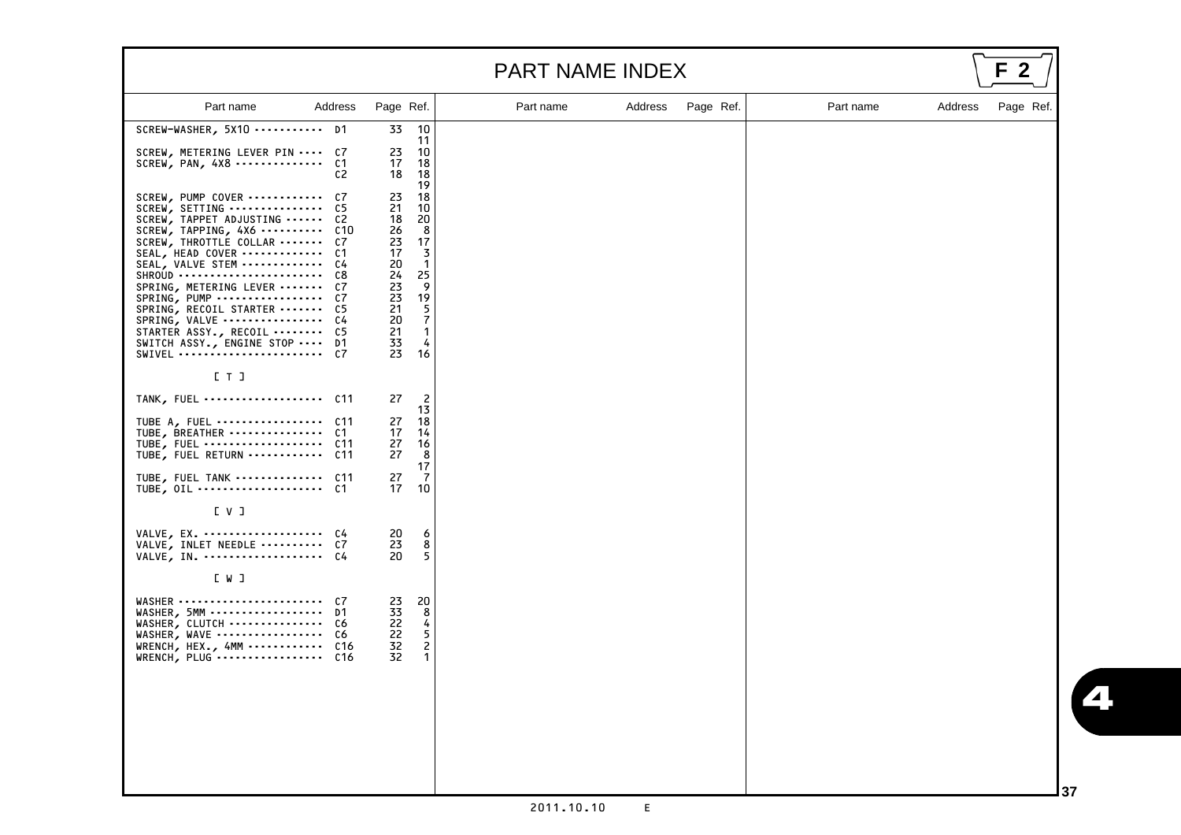# PART NAME INDEX

F 2

| Part name | Address | Page | Ref. |
|---|---|---|---|
| SCREW-WASHER, 5X10 | D1 | 33 | 10 |
| | | | 11 |
| SCREW, METERING LEVER PIN | C7 | 23 | 10 |
| SCREW, PAN, 4X8 | C1 | 17 | 18 |
| | C2 | 18 | 18 |
| | | | 19 |
| SCREW, PUMP COVER | C7 | 23 | 18 |
| SCREW, SETTING | C5 | 21 | 10 |
| SCREW, TAPPET ADJUSTING | C2 | 18 | 20 |
| SCREW, TAPPING, 4X6 | C10 | 26 | 8 |
| SCREW, THROTTLE COLLAR | C7 | 23 | 17 |
| SEAL, HEAD COVER | C1 | 17 | 3 |
| SEAL, VALVE STEM | C4 | 20 | 1 |
| SHROUD | C8 | 24 | 25 |
| SPRING, METERING LEVER | C7 | 23 | 9 |
| SPRING, PUMP | C7 | 23 | 19 |
| SPRING, RECOIL STARTER | C5 | 21 | 5 |
| SPRING, VALVE | C4 | 20 | 7 |
| STARTER ASSY., RECOIL | C5 | 21 | 1 |
| SWITCH ASSY., ENGINE STOP | D1 | 33 | 4 |
| SWIVEL | C7 | 23 | 16 |
| **[ T ]** | | | |
| TANK, FUEL | C11 | 27 | 2 |
| | | | 13 |
| TUBE A, FUEL | C11 | 27 | 18 |
| TUBE, BREATHER | C1 | 17 | 14 |
| TUBE, FUEL | C11 | 27 | 16 |
| TUBE, FUEL RETURN | C11 | 27 | 8 |
| | | | 17 |
| TUBE, FUEL TANK | C11 | 27 | 7 |
| TUBE, OIL | C1 | 17 | 10 |
| **[ V ]** | | | |
| VALVE, EX. | C4 | 20 | 6 |
| VALVE, INLET NEEDLE | C7 | 23 | 8 |
| VALVE, IN. | C4 | 20 | 5 |
| **[ W ]** | | | |
| WASHER | C7 | 23 | 20 |
| WASHER, 5MM | D1 | 33 | 8 |
| WASHER, CLUTCH | C6 | 22 | 4 |
| WASHER, WAVE | C6 | 22 | 5 |
| WRENCH, HEX., 4MM | C16 | 32 | 2 |
| WRENCH, PLUG | C16 | 32 | 1 |

2011.10.10 E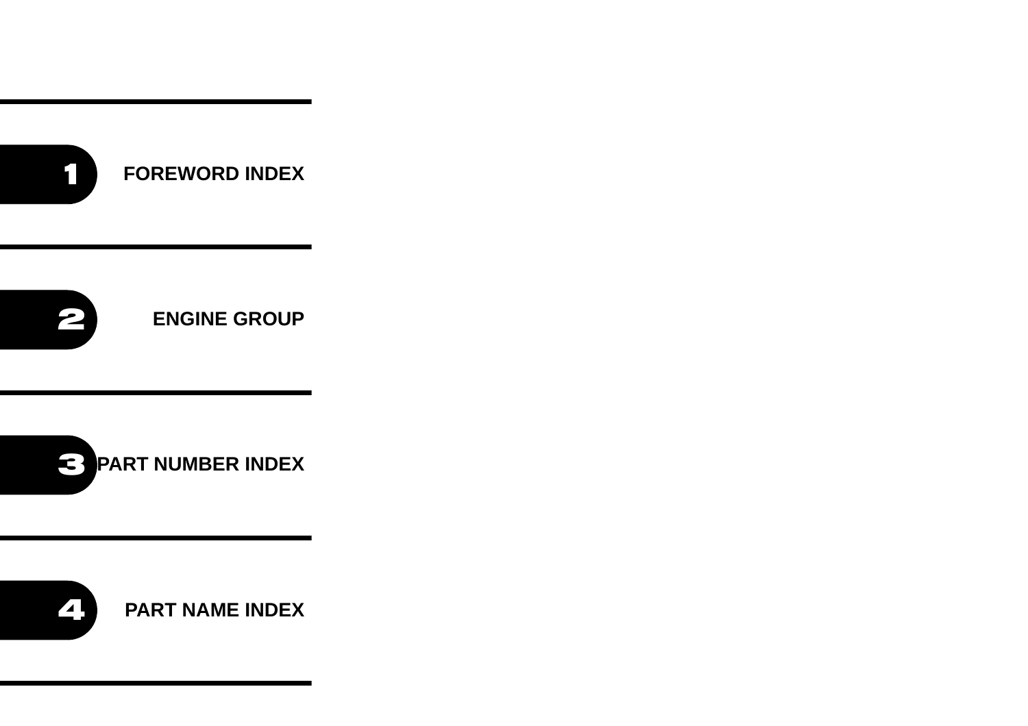1 FOREWORD INDEX

2 ENGINE GROUP

3 PART NUMBER INDEX

4 PART NAME INDEX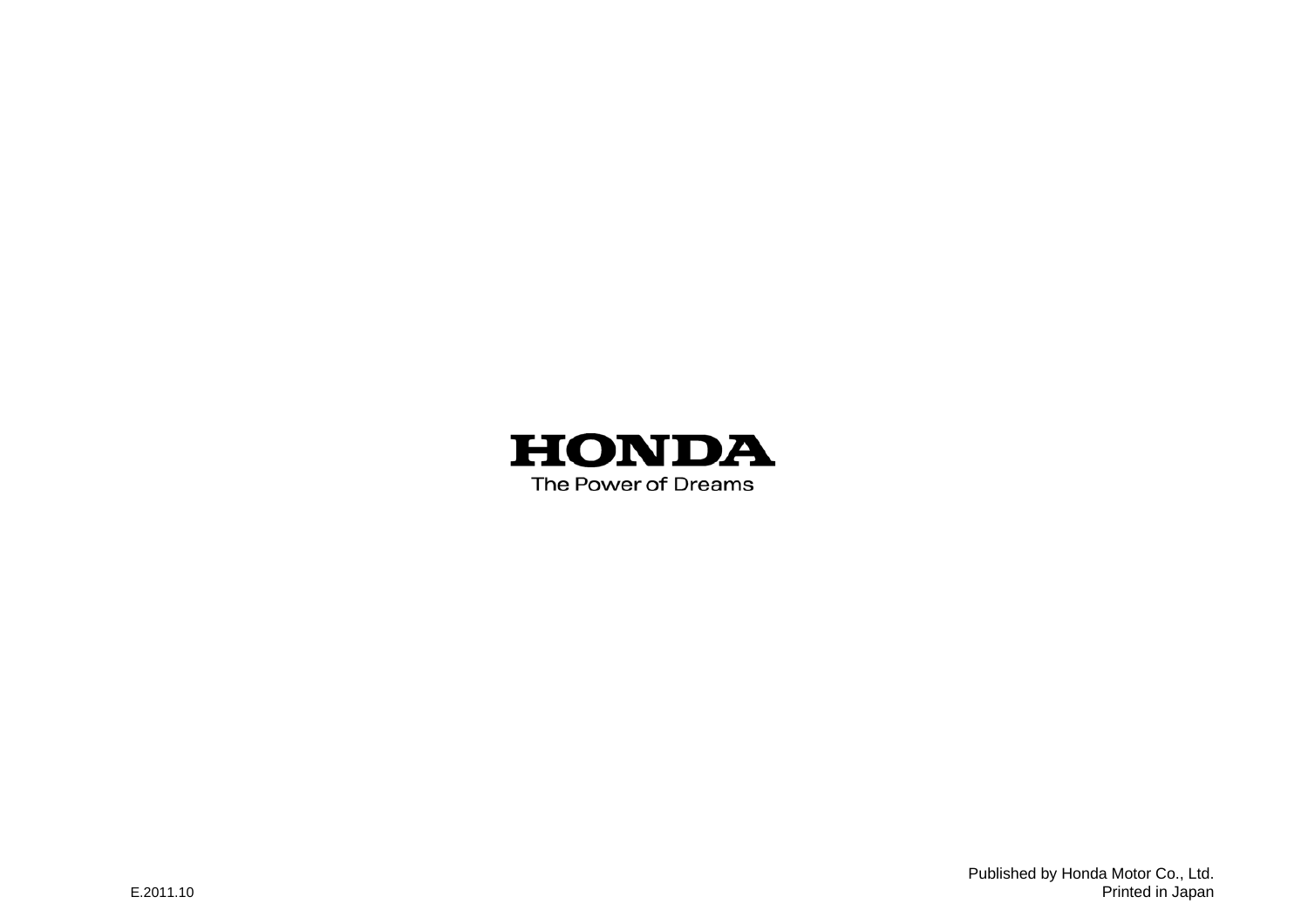HONDA

The Power of Dreams

E.2011.10

Published by Honda Motor Co., Ltd.
Printed in Japan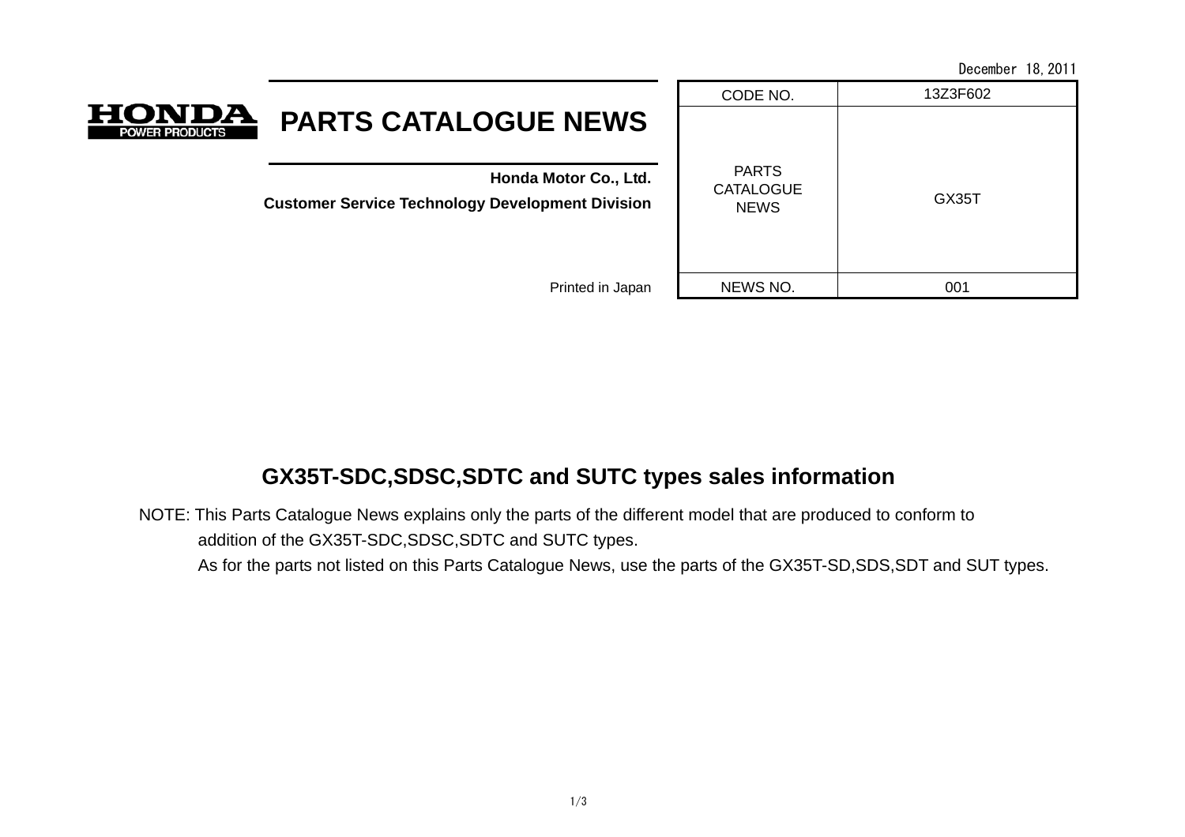December 18, 2011

HONDA POWER PRODUCTS

# PARTS CATALOGUE NEWS

**Honda Motor Co., Ltd.**

**Customer Service Technology Development Division**

Printed in Japan

| CODE NO. | 13Z3F602 |
|---|---|
| PARTS CATALOGUE NEWS | GX35T |
| NEWS NO. | 001 |

## GX35T-SDC,SDSC,SDTC and SUTC types sales information

NOTE: This Parts Catalogue News explains only the parts of the different model that are produced to conform to addition of the GX35T-SDC,SDSC,SDTC and SUTC types.

As for the parts not listed on this Parts Catalogue News, use the parts of the GX35T-SD,SDS,SDT and SUT types.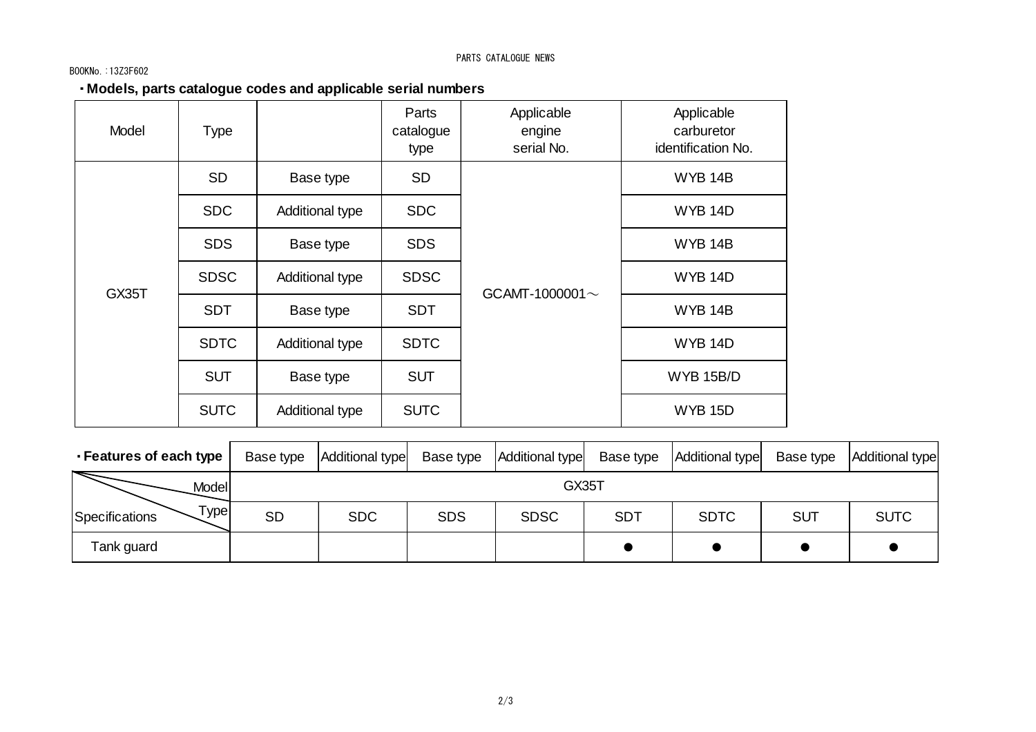BOOKNo.:13Z3F602

### ・Models, parts catalogue codes and applicable serial numbers

| Model | Type | | Parts catalogue type | Applicable engine serial No. | Applicable carburetor identification No. |
|---|---|---|---|---|---|
| GX35T | SD | Base type | SD | GCAMT-1000001～ | WYB 14B |
| | SDC | Additional type | SDC | | WYB 14D |
| | SDS | Base type | SDS | | WYB 14B |
| | SDSC | Additional type | SDSC | | WYB 14D |
| | SDT | Base type | SDT | | WYB 14B |
| | SDTC | Additional type | SDTC | | WYB 14D |
| | SUT | Base type | SUT | | WYB 15B/D |
| | SUTC | Additional type | SUTC | | WYB 15D |

| ・Features of each type | Base type | Additional type | Base type | Additional type | Base type | Additional type | Base type | Additional type |
|---|---|---|---|---|---|---|---|---|
| Model | GX35T | | | | | | | |
| Specifications / Type | SD | SDC | SDS | SDSC | SDT | SDTC | SUT | SUTC |
| Tank guard | | | | | ● | ● | ● | ● |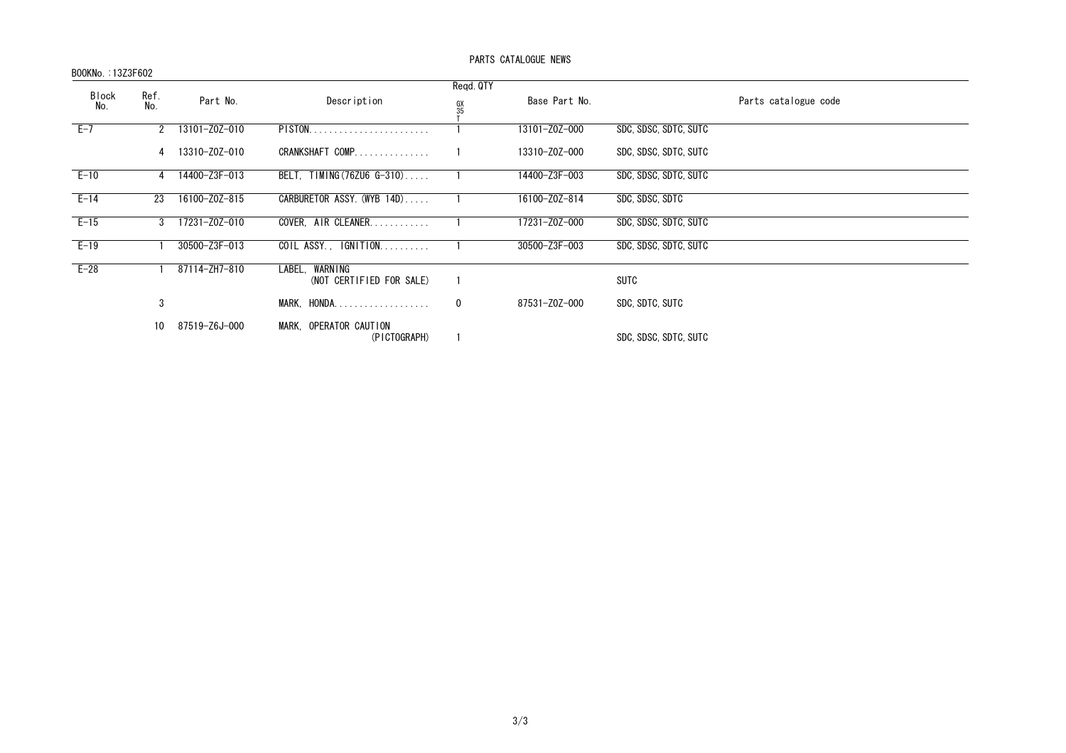PARTS CATALOGUE NEWS

BOOKNo.:13Z3F602

| Block No. | Ref. No. | Part No. | Description | Reqd.QTY GX35T | Base Part No. | Parts catalogue code |
|---|---|---|---|---|---|---|
| E-7 | 2 | 13101-Z0Z-010 | PISTON........................ | 1 | 13101-Z0Z-000 | SDC,SDSC,SDTC,SUTC |
| | 4 | 13310-Z0Z-010 | CRANKSHAFT COMP............... | 1 | 13310-Z0Z-000 | SDC,SDSC,SDTC,SUTC |
| E-10 | 4 | 14400-Z3F-013 | BELT, TIMING(76ZU6 G-310)..... | 1 | 14400-Z3F-003 | SDC,SDSC,SDTC,SUTC |
| E-14 | 23 | 16100-Z0Z-815 | CARBURETOR ASSY.(WYB 14D)..... | 1 | 16100-Z0Z-814 | SDC,SDSC,SDTC |
| E-15 | 3 | 17231-Z0Z-010 | COVER, AIR CLEANER............ | 1 | 17231-Z0Z-000 | SDC,SDSC,SDTC,SUTC |
| E-19 | 1 | 30500-Z3F-013 | COIL ASSY., IGNITION.......... | 1 | 30500-Z3F-003 | SDC,SDSC,SDTC,SUTC |
| E-28 | 1 | 87114-ZH7-810 | LABEL, WARNING (NOT CERTIFIED FOR SALE) | 1 | | SUTC |
| | 3 | | MARK, HONDA................... | 0 | 87531-Z0Z-000 | SDC,SDTC,SUTC |
| | 10 | 87519-Z6J-000 | MARK, OPERATOR CAUTION (PICTOGRAPH) | 1 | | SDC,SDSC,SDTC,SUTC |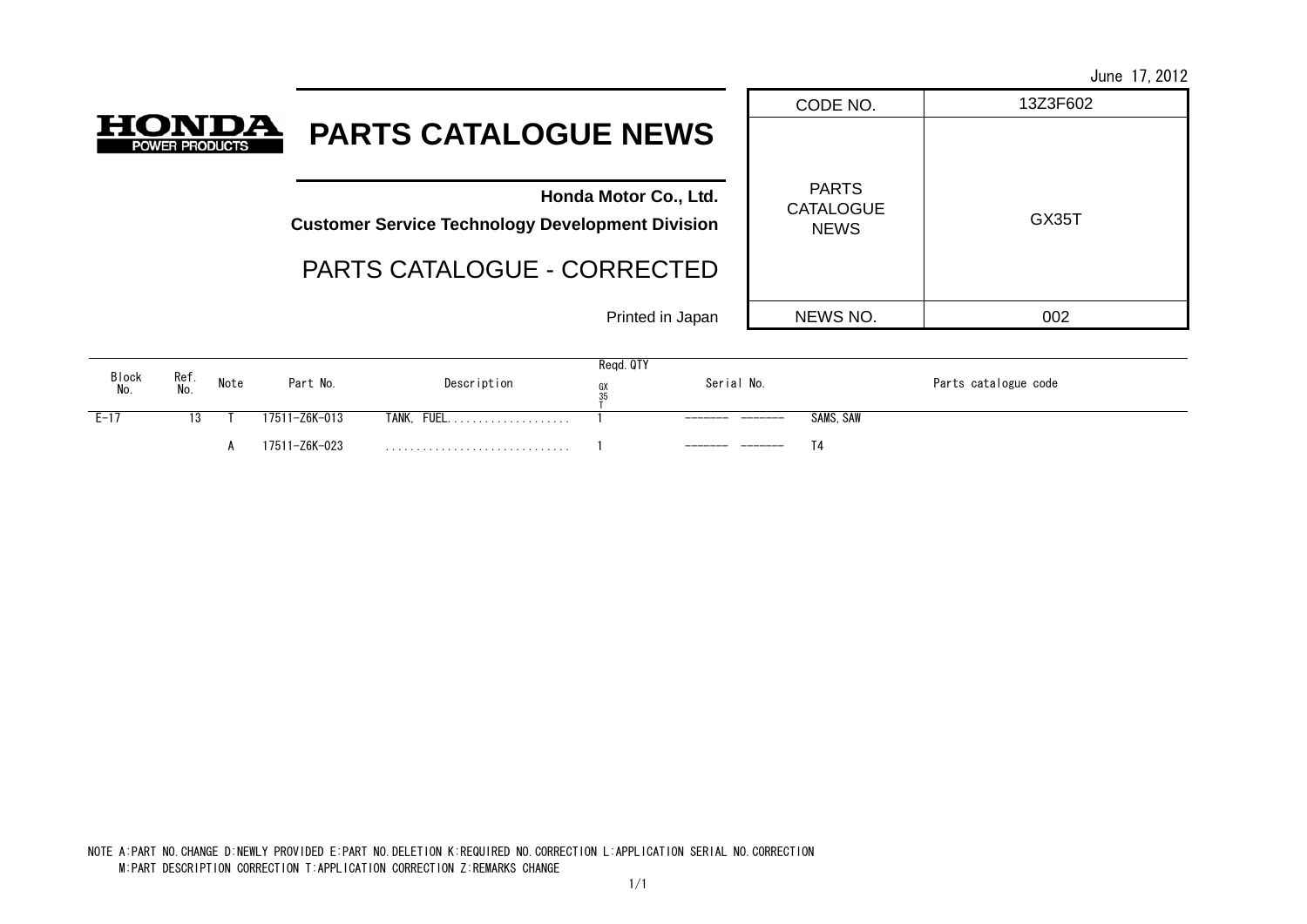June 17, 2012

**HONDA** POWER PRODUCTS

# PARTS CATALOGUE NEWS

**Honda Motor Co., Ltd.**

**Customer Service Technology Development Division**

PARTS CATALOGUE - CORRECTED

Printed in Japan

| CODE NO. | 13Z3F602 |
|---|---|
| PARTS CATALOGUE NEWS | GX35T |
| NEWS NO. | 002 |

| Block No. | Ref. No. | Note | Part No. | Description | Reqd. QTY GX35T | Serial No. | Parts catalogue code |
|---|---|---|---|---|---|---|---|
| E-17 | 13 | T | 17511-Z6K-013 | TANK, FUEL.................... | 1 | ------- ------- | SAMS, SAW |
| | | A | 17511-Z6K-023 | .............................. | 1 | ------- ------- | T4 |

NOTE A:PART NO.CHANGE D:NEWLY PROVIDED E:PART NO.DELETION K:REQUIRED NO.CORRECTION L:APPLICATION SERIAL NO.CORRECTION
M:PART DESCRIPTION CORRECTION T:APPLICATION CORRECTION Z:REMARKS CHANGE